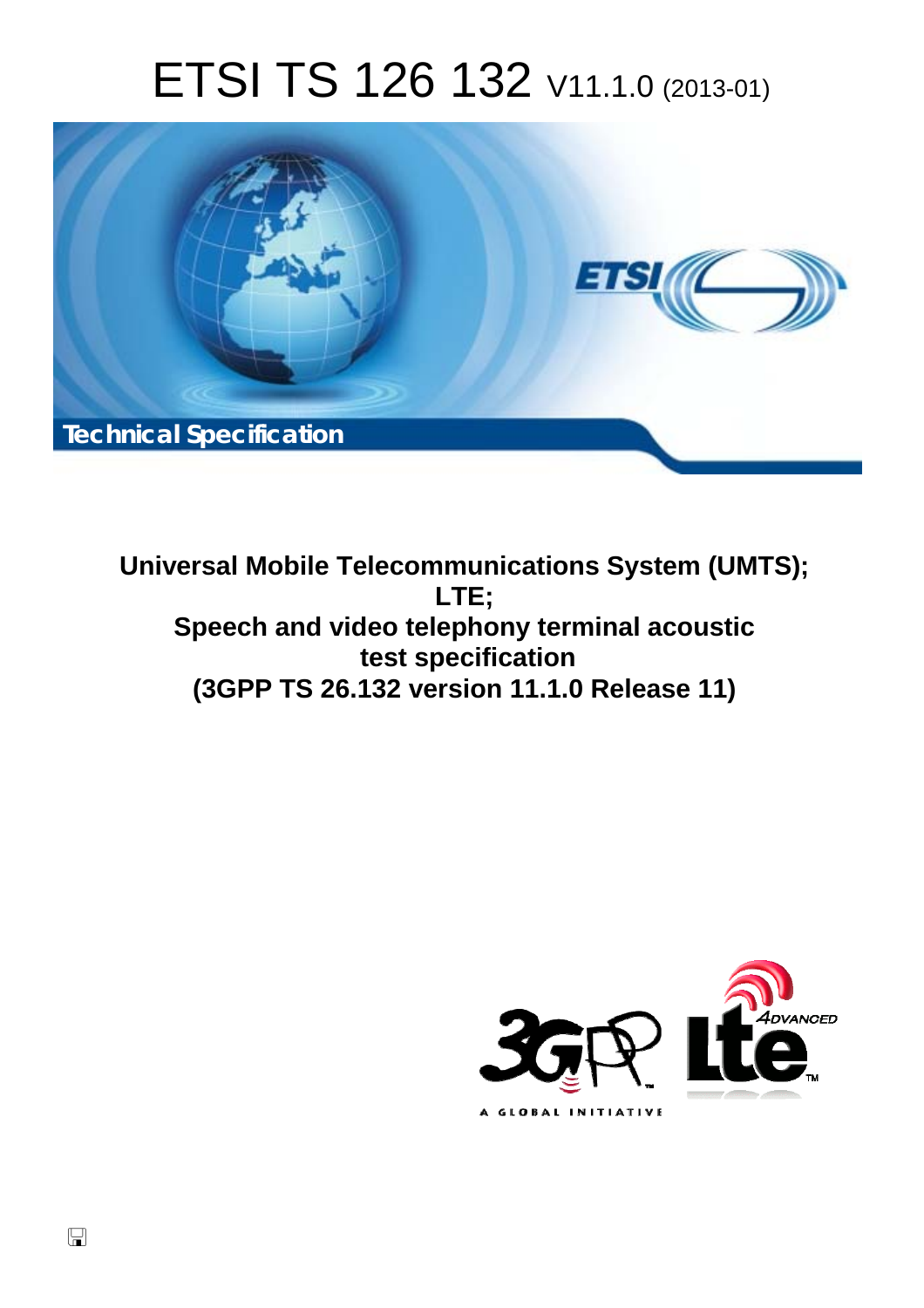# ETSI TS 126 132 V11.1.0 (2013-01)

Technical Specification

**Universal Mobile Telecommunications System (UMTS);**
**LTE;**
**Speech and video telephony terminal acoustic test specification**
**(3GPP TS 26.132 version 11.1.0 Release 11)**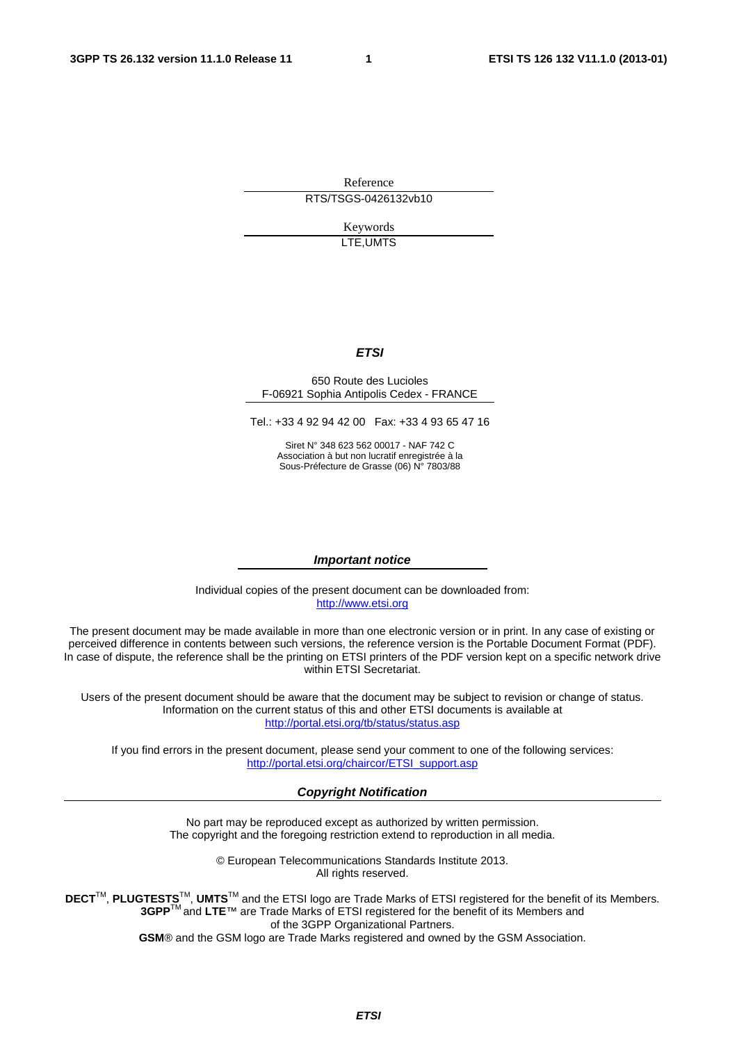Reference

RTS/TSGS-0426132vb10

Keywords

LTE,UMTS

***ETSI***

650 Route des Lucioles
F-06921 Sophia Antipolis Cedex - FRANCE

Tel.: +33 4 92 94 42 00   Fax: +33 4 93 65 47 16

Siret N° 348 623 562 00017 - NAF 742 C
Association à but non lucratif enregistrée à la
Sous-Préfecture de Grasse (06) N° 7803/88

***Important notice***

Individual copies of the present document can be downloaded from:
http://www.etsi.org

The present document may be made available in more than one electronic version or in print. In any case of existing or perceived difference in contents between such versions, the reference version is the Portable Document Format (PDF). In case of dispute, the reference shall be the printing on ETSI printers of the PDF version kept on a specific network drive within ETSI Secretariat.

Users of the present document should be aware that the document may be subject to revision or change of status. Information on the current status of this and other ETSI documents is available at
http://portal.etsi.org/tb/status/status.asp

If you find errors in the present document, please send your comment to one of the following services:
http://portal.etsi.org/chaircor/ETSI_support.asp

***Copyright Notification***

No part may be reproduced except as authorized by written permission.
The copyright and the foregoing restriction extend to reproduction in all media.

© European Telecommunications Standards Institute 2013.
All rights reserved.

**DECT**™, **PLUGTESTS**™, **UMTS**™ and the ETSI logo are Trade Marks of ETSI registered for the benefit of its Members.
**3GPP**™ and **LTE**™ are Trade Marks of ETSI registered for the benefit of its Members and
of the 3GPP Organizational Partners.
**GSM**® and the GSM logo are Trade Marks registered and owned by the GSM Association.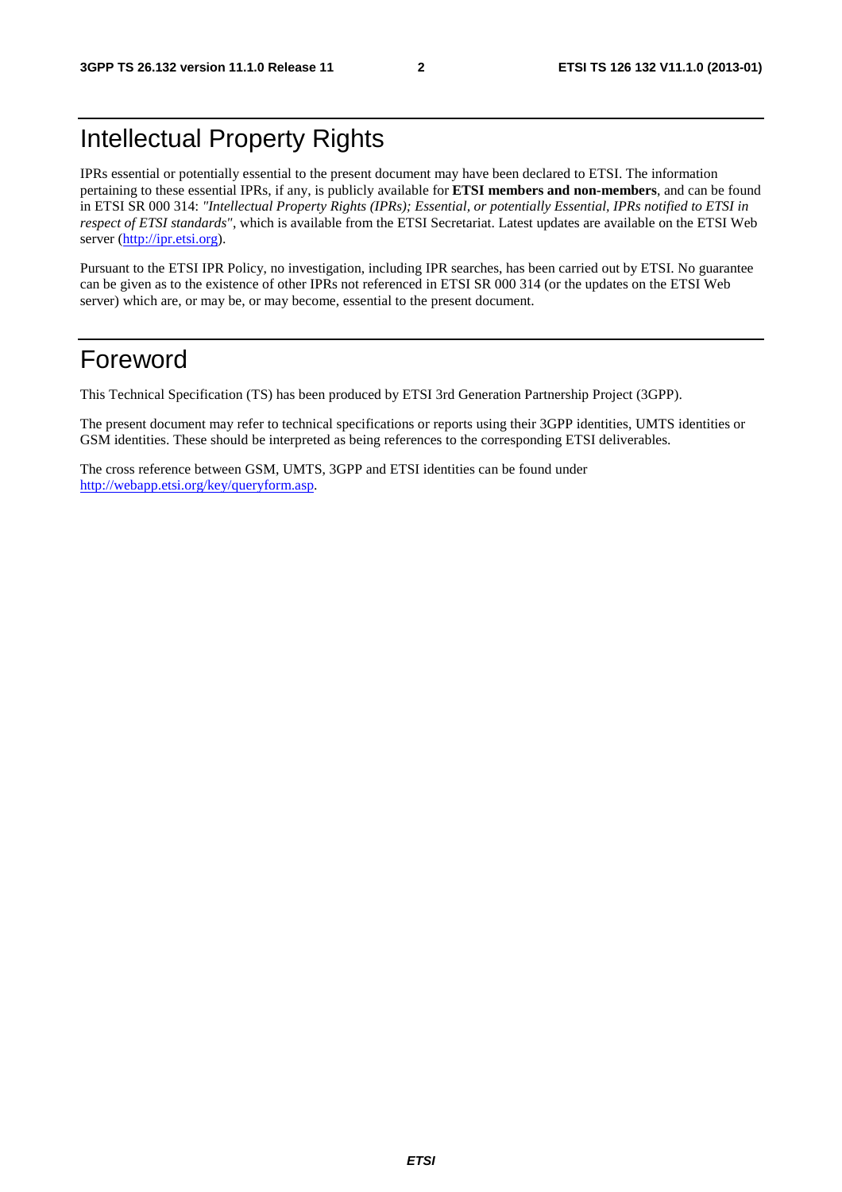# Intellectual Property Rights

IPRs essential or potentially essential to the present document may have been declared to ETSI. The information pertaining to these essential IPRs, if any, is publicly available for **ETSI members and non-members**, and can be found in ETSI SR 000 314: *"Intellectual Property Rights (IPRs); Essential, or potentially Essential, IPRs notified to ETSI in respect of ETSI standards"*, which is available from the ETSI Secretariat. Latest updates are available on the ETSI Web server (http://ipr.etsi.org).

Pursuant to the ETSI IPR Policy, no investigation, including IPR searches, has been carried out by ETSI. No guarantee can be given as to the existence of other IPRs not referenced in ETSI SR 000 314 (or the updates on the ETSI Web server) which are, or may be, or may become, essential to the present document.

# Foreword

This Technical Specification (TS) has been produced by ETSI 3rd Generation Partnership Project (3GPP).

The present document may refer to technical specifications or reports using their 3GPP identities, UMTS identities or GSM identities. These should be interpreted as being references to the corresponding ETSI deliverables.

The cross reference between GSM, UMTS, 3GPP and ETSI identities can be found under http://webapp.etsi.org/key/queryform.asp.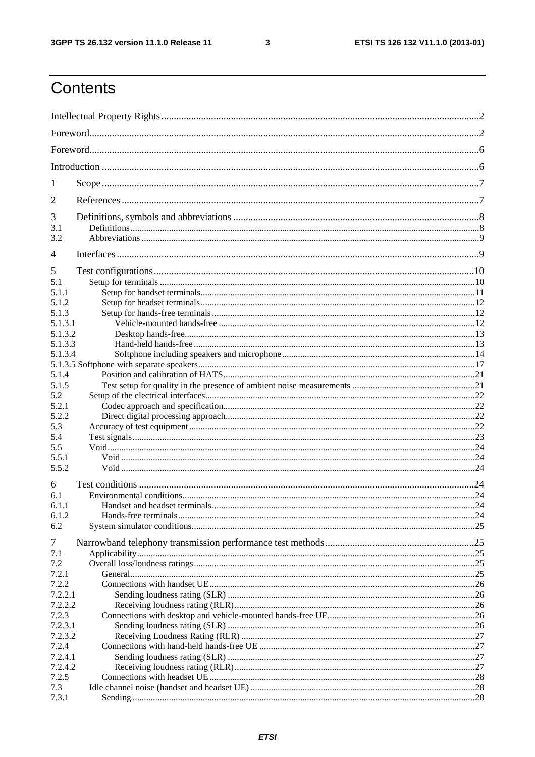# Contents

Intellectual Property Rights ... 2
Foreword ... 2
Foreword ... 6
Introduction ... 6

1 Scope ... 7

2 References ... 7

3 Definitions, symbols and abbreviations ... 8
- 3.1 Definitions ... 8
- 3.2 Abbreviations ... 9

4 Interfaces ... 9

5 Test configurations ... 10
- 5.1 Setup for terminals ... 10
- 5.1.1 Setup for handset terminals ... 11
- 5.1.2 Setup for headset terminals ... 12
- 5.1.3 Setup for hands-free terminals ... 12
- 5.1.3.1 Vehicle-mounted hands-free ... 12
- 5.1.3.2 Desktop hands-free ... 13
- 5.1.3.3 Hand-held hands-free ... 13
- 5.1.3.4 Softphone including speakers and microphone ... 14
- 5.1.3.5 Softphone with separate speakers ... 17
- 5.1.4 Position and calibration of HATS ... 21
- 5.1.5 Test setup for quality in the presence of ambient noise measurements ... 21
- 5.2 Setup of the electrical interfaces ... 22
- 5.2.1 Codec approach and specification ... 22
- 5.2.2 Direct digital processing approach ... 22
- 5.3 Accuracy of test equipment ... 22
- 5.4 Test signals ... 23
- 5.5 Void ... 24
- 5.5.1 Void ... 24
- 5.5.2 Void ... 24

6 Test conditions ... 24
- 6.1 Environmental conditions ... 24
- 6.1.1 Handset and headset terminals ... 24
- 6.1.2 Hands-free terminals ... 24
- 6.2 System simulator conditions ... 25

7 Narrowband telephony transmission performance test methods ... 25
- 7.1 Applicability ... 25
- 7.2 Overall loss/loudness ratings ... 25
- 7.2.1 General ... 25
- 7.2.2 Connections with handset UE ... 26
- 7.2.2.1 Sending loudness rating (SLR) ... 26
- 7.2.2.2 Receiving loudness rating (RLR) ... 26
- 7.2.3 Connections with desktop and vehicle-mounted hands-free UE ... 26
- 7.2.3.1 Sending loudness rating (SLR) ... 26
- 7.2.3.2 Receiving Loudness Rating (RLR) ... 27
- 7.2.4 Connections with hand-held hands-free UE ... 27
- 7.2.4.1 Sending loudness rating (SLR) ... 27
- 7.2.4.2 Receiving loudness rating (RLR) ... 27
- 7.2.5 Connections with headset UE ... 28
- 7.3 Idle channel noise (handset and headset UE) ... 28
- 7.3.1 Sending ... 28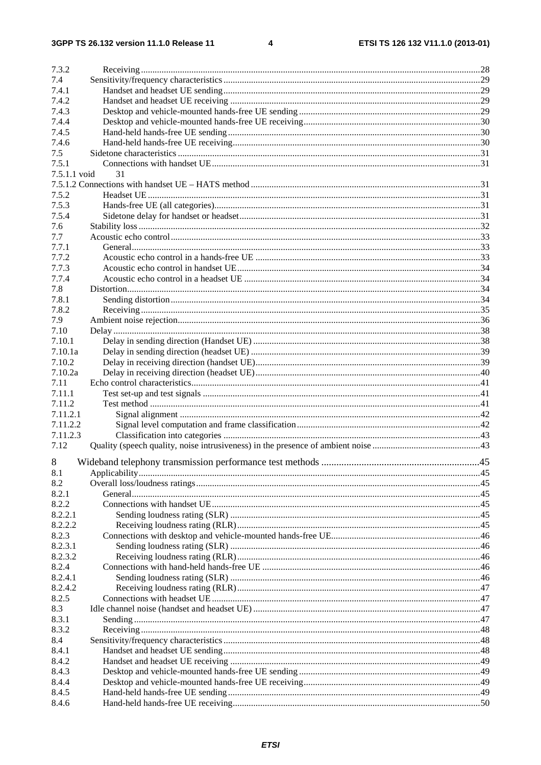7.3.2 Receiving ..... 28
7.4 Sensitivity/frequency characteristics ..... 29
7.4.1 Handset and headset UE sending ..... 29
7.4.2 Handset and headset UE receiving ..... 29
7.4.3 Desktop and vehicle-mounted hands-free UE sending ..... 29
7.4.4 Desktop and vehicle-mounted hands-free UE receiving ..... 30
7.4.5 Hand-held hands-free UE sending ..... 30
7.4.6 Hand-held hands-free UE receiving ..... 30
7.5 Sidetone characteristics ..... 31
7.5.1 Connections with handset UE ..... 31
7.5.1.1 void 31
7.5.1.2 Connections with handset UE – HATS method ..... 31
7.5.2 Headset UE ..... 31
7.5.3 Hands-free UE (all categories) ..... 31
7.5.4 Sidetone delay for handset or headset ..... 31
7.6 Stability loss ..... 32
7.7 Acoustic echo control ..... 33
7.7.1 General ..... 33
7.7.2 Acoustic echo control in a hands-free UE ..... 33
7.7.3 Acoustic echo control in handset UE ..... 34
7.7.4 Acoustic echo control in a headset UE ..... 34
7.8 Distortion ..... 34
7.8.1 Sending distortion ..... 34
7.8.2 Receiving ..... 35
7.9 Ambient noise rejection ..... 36
7.10 Delay ..... 38
7.10.1 Delay in sending direction (Handset UE) ..... 38
7.10.1a Delay in sending direction (headset UE) ..... 39
7.10.2 Delay in receiving direction (handset UE) ..... 39
7.10.2a Delay in receiving direction (headset UE) ..... 40
7.11 Echo control characteristics ..... 41
7.11.1 Test set-up and test signals ..... 41
7.11.2 Test method ..... 41
7.11.2.1 Signal alignment ..... 42
7.11.2.2 Signal level computation and frame classification ..... 42
7.11.2.3 Classification into categories ..... 43
7.12 Quality (speech quality, noise intrusiveness) in the presence of ambient noise ..... 43

8 Wideband telephony transmission performance test methods ..... 45
8.1 Applicability ..... 45
8.2 Overall loss/loudness ratings ..... 45
8.2.1 General ..... 45
8.2.2 Connections with handset UE ..... 45
8.2.2.1 Sending loudness rating (SLR) ..... 45
8.2.2.2 Receiving loudness rating (RLR) ..... 45
8.2.3 Connections with desktop and vehicle-mounted hands-free UE ..... 46
8.2.3.1 Sending loudness rating (SLR) ..... 46
8.2.3.2 Receiving loudness rating (RLR) ..... 46
8.2.4 Connections with hand-held hands-free UE ..... 46
8.2.4.1 Sending loudness rating (SLR) ..... 46
8.2.4.2 Receiving loudness rating (RLR) ..... 47
8.2.5 Connections with headset UE ..... 47
8.3 Idle channel noise (handset and headset UE) ..... 47
8.3.1 Sending ..... 47
8.3.2 Receiving ..... 48
8.4 Sensitivity/frequency characteristics ..... 48
8.4.1 Handset and headset UE sending ..... 48
8.4.2 Handset and headset UE receiving ..... 49
8.4.3 Desktop and vehicle-mounted hands-free UE sending ..... 49
8.4.4 Desktop and vehicle-mounted hands-free UE receiving ..... 49
8.4.5 Hand-held hands-free UE sending ..... 49
8.4.6 Hand-held hands-free UE receiving ..... 50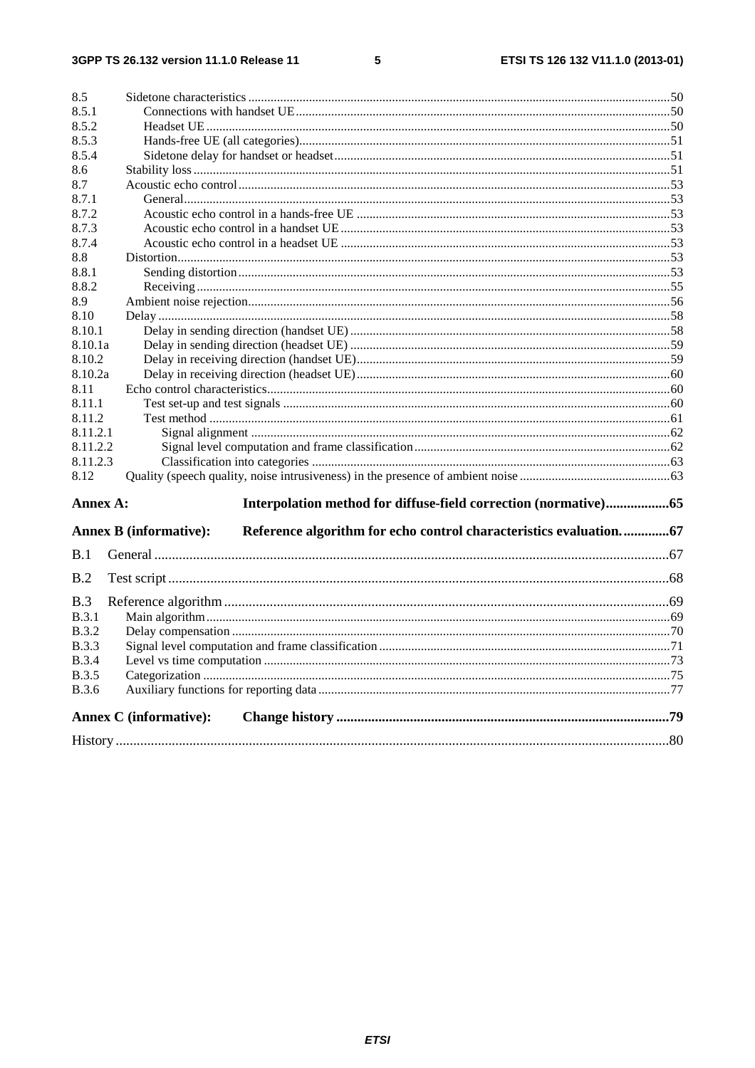8.5 Sidetone characteristics .......... 50
8.5.1 Connections with handset UE .......... 50
8.5.2 Headset UE .......... 50
8.5.3 Hands-free UE (all categories) .......... 51
8.5.4 Sidetone delay for handset or headset .......... 51
8.6 Stability loss .......... 51
8.7 Acoustic echo control .......... 53
8.7.1 General .......... 53
8.7.2 Acoustic echo control in a hands-free UE .......... 53
8.7.3 Acoustic echo control in a handset UE .......... 53
8.7.4 Acoustic echo control in a headset UE .......... 53
8.8 Distortion .......... 53
8.8.1 Sending distortion .......... 53
8.8.2 Receiving .......... 55
8.9 Ambient noise rejection .......... 56
8.10 Delay .......... 58
8.10.1 Delay in sending direction (handset UE) .......... 58
8.10.1a Delay in sending direction (headset UE) .......... 59
8.10.2 Delay in receiving direction (handset UE) .......... 59
8.10.2a Delay in receiving direction (headset UE) .......... 60
8.11 Echo control characteristics .......... 60
8.11.1 Test set-up and test signals .......... 60
8.11.2 Test method .......... 61
8.11.2.1 Signal alignment .......... 62
8.11.2.2 Signal level computation and frame classification .......... 62
8.11.2.3 Classification into categories .......... 63
8.12 Quality (speech quality, noise intrusiveness) in the presence of ambient noise .......... 63

**Annex A: Interpolation method for diffuse-field correction (normative) .......... 65**

**Annex B (informative): Reference algorithm for echo control characteristics evaluation. .......... 67**

B.1 General .......... 67

B.2 Test script .......... 68

B.3 Reference algorithm .......... 69
B.3.1 Main algorithm .......... 69
B.3.2 Delay compensation .......... 70
B.3.3 Signal level computation and frame classification .......... 71
B.3.4 Level vs time computation .......... 73
B.3.5 Categorization .......... 75
B.3.6 Auxiliary functions for reporting data .......... 77

**Annex C (informative): Change history .......... 79**

History .......... 80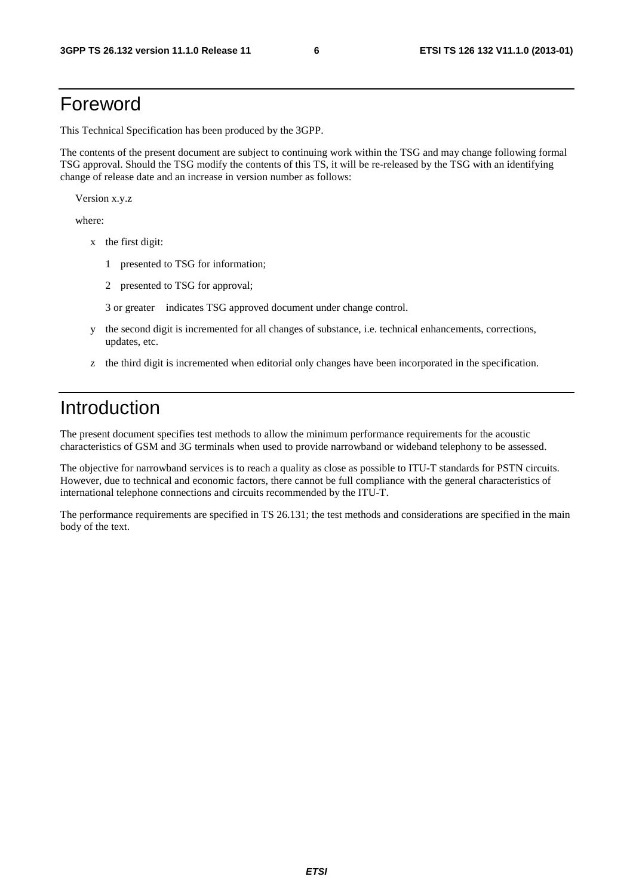# Foreword

This Technical Specification has been produced by the 3GPP.

The contents of the present document are subject to continuing work within the TSG and may change following formal TSG approval. Should the TSG modify the contents of this TS, it will be re-released by the TSG with an identifying change of release date and an increase in version number as follows:

Version x.y.z

where:

- x the first digit:
  - 1 presented to TSG for information;
  - 2 presented to TSG for approval;
  - 3 or greater indicates TSG approved document under change control.
- y the second digit is incremented for all changes of substance, i.e. technical enhancements, corrections, updates, etc.
- z the third digit is incremented when editorial only changes have been incorporated in the specification.

# Introduction

The present document specifies test methods to allow the minimum performance requirements for the acoustic characteristics of GSM and 3G terminals when used to provide narrowband or wideband telephony to be assessed.

The objective for narrowband services is to reach a quality as close as possible to ITU-T standards for PSTN circuits. However, due to technical and economic factors, there cannot be full compliance with the general characteristics of international telephone connections and circuits recommended by the ITU-T.

The performance requirements are specified in TS 26.131; the test methods and considerations are specified in the main body of the text.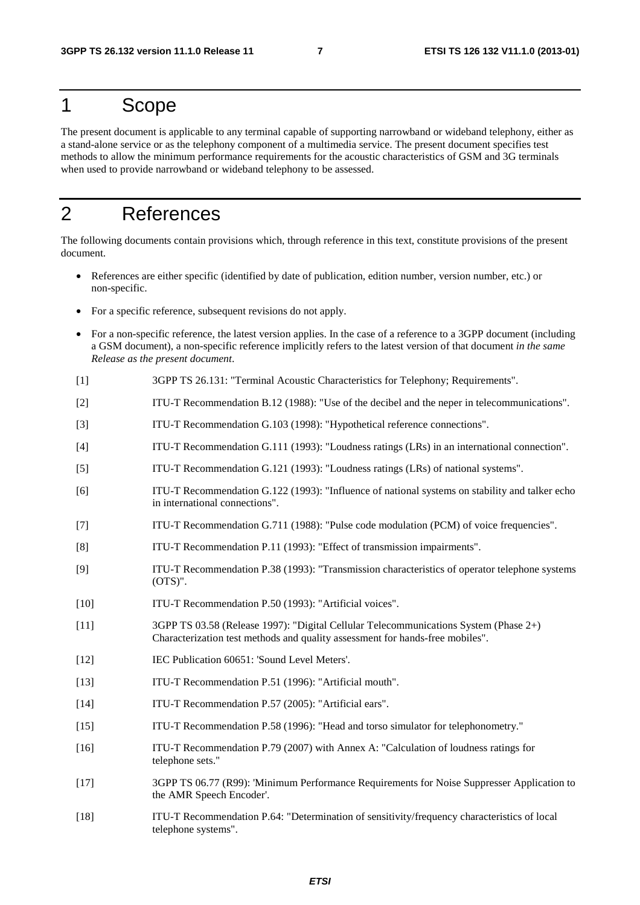# 1 Scope

The present document is applicable to any terminal capable of supporting narrowband or wideband telephony, either as a stand-alone service or as the telephony component of a multimedia service. The present document specifies test methods to allow the minimum performance requirements for the acoustic characteristics of GSM and 3G terminals when used to provide narrowband or wideband telephony to be assessed.

# 2 References

The following documents contain provisions which, through reference in this text, constitute provisions of the present document.

- References are either specific (identified by date of publication, edition number, version number, etc.) or non-specific.
- For a specific reference, subsequent revisions do not apply.
- For a non-specific reference, the latest version applies. In the case of a reference to a 3GPP document (including a GSM document), a non-specific reference implicitly refers to the latest version of that document *in the same Release as the present document*.

[1] 3GPP TS 26.131: "Terminal Acoustic Characteristics for Telephony; Requirements".

[2] ITU-T Recommendation B.12 (1988): "Use of the decibel and the neper in telecommunications".

[3] ITU-T Recommendation G.103 (1998): "Hypothetical reference connections".

[4] ITU-T Recommendation G.111 (1993): "Loudness ratings (LRs) in an international connection".

[5] ITU-T Recommendation G.121 (1993): "Loudness ratings (LRs) of national systems".

[6] ITU-T Recommendation G.122 (1993): "Influence of national systems on stability and talker echo in international connections".

[7] ITU-T Recommendation G.711 (1988): "Pulse code modulation (PCM) of voice frequencies".

[8] ITU-T Recommendation P.11 (1993): "Effect of transmission impairments".

[9] ITU-T Recommendation P.38 (1993): "Transmission characteristics of operator telephone systems (OTS)".

[10] ITU-T Recommendation P.50 (1993): "Artificial voices".

[11] 3GPP TS 03.58 (Release 1997): "Digital Cellular Telecommunications System (Phase 2+) Characterization test methods and quality assessment for hands-free mobiles".

[12] IEC Publication 60651: 'Sound Level Meters'.

[13] ITU-T Recommendation P.51 (1996): "Artificial mouth".

[14] ITU-T Recommendation P.57 (2005): "Artificial ears".

[15] ITU-T Recommendation P.58 (1996): "Head and torso simulator for telephonometry."

[16] ITU-T Recommendation P.79 (2007) with Annex A: "Calculation of loudness ratings for telephone sets."

[17] 3GPP TS 06.77 (R99): 'Minimum Performance Requirements for Noise Suppresser Application to the AMR Speech Encoder'.

[18] ITU-T Recommendation P.64: "Determination of sensitivity/frequency characteristics of local telephone systems".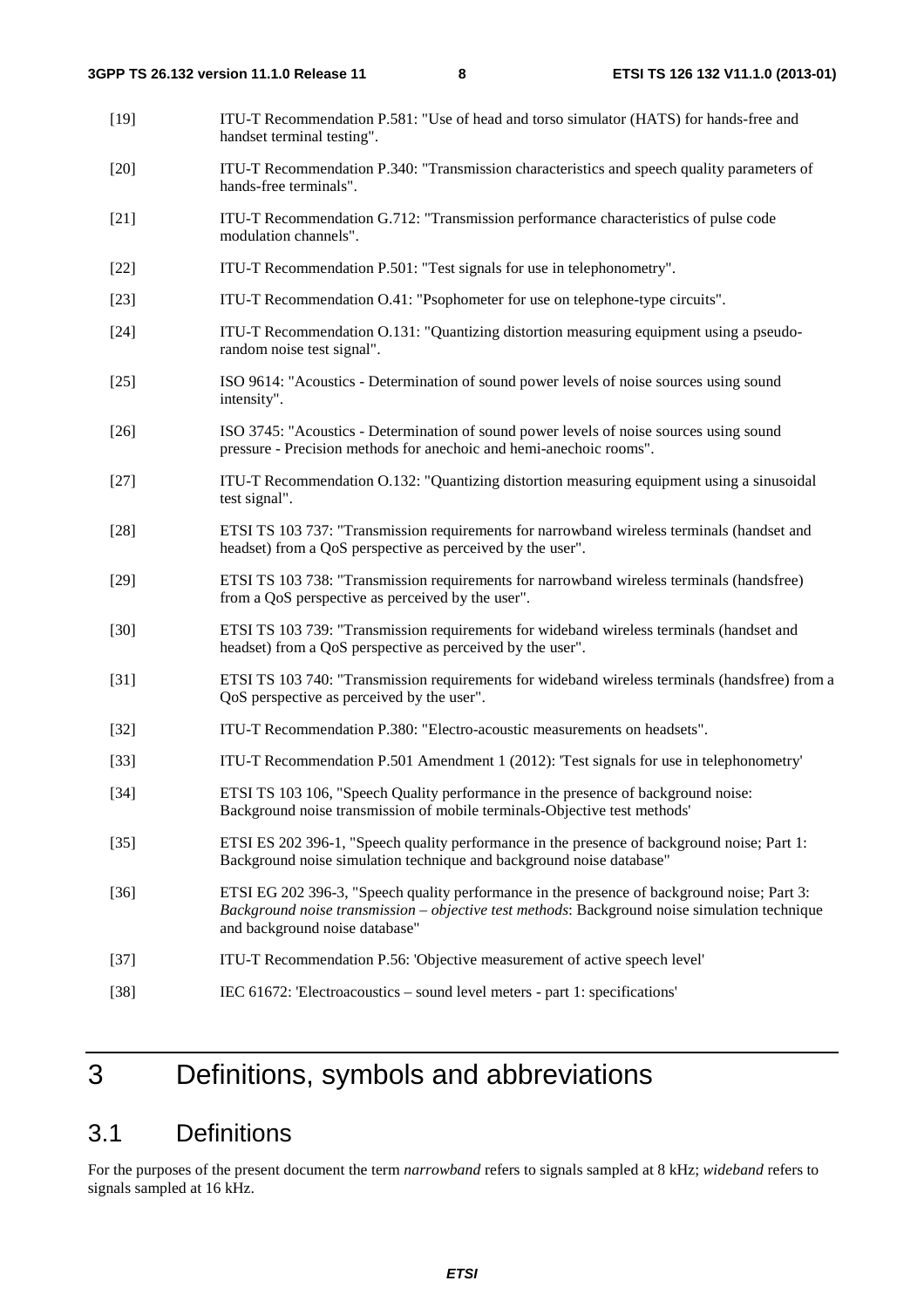[19] ITU-T Recommendation P.581: "Use of head and torso simulator (HATS) for hands-free and handset terminal testing".

[20] ITU-T Recommendation P.340: "Transmission characteristics and speech quality parameters of hands-free terminals".

[21] ITU-T Recommendation G.712: "Transmission performance characteristics of pulse code modulation channels".

[22] ITU-T Recommendation P.501: "Test signals for use in telephonometry".

[23] ITU-T Recommendation O.41: "Psophometer for use on telephone-type circuits".

[24] ITU-T Recommendation O.131: "Quantizing distortion measuring equipment using a pseudo-random noise test signal".

[25] ISO 9614: "Acoustics - Determination of sound power levels of noise sources using sound intensity".

[26] ISO 3745: "Acoustics - Determination of sound power levels of noise sources using sound pressure - Precision methods for anechoic and hemi-anechoic rooms".

[27] ITU-T Recommendation O.132: "Quantizing distortion measuring equipment using a sinusoidal test signal".

[28] ETSI TS 103 737: "Transmission requirements for narrowband wireless terminals (handset and headset) from a QoS perspective as perceived by the user".

[29] ETSI TS 103 738: "Transmission requirements for narrowband wireless terminals (handsfree) from a QoS perspective as perceived by the user".

[30] ETSI TS 103 739: "Transmission requirements for wideband wireless terminals (handset and headset) from a QoS perspective as perceived by the user".

[31] ETSI TS 103 740: "Transmission requirements for wideband wireless terminals (handsfree) from a QoS perspective as perceived by the user".

[32] ITU-T Recommendation P.380: "Electro-acoustic measurements on headsets".

[33] ITU-T Recommendation P.501 Amendment 1 (2012): 'Test signals for use in telephonometry'

[34] ETSI TS 103 106, "Speech Quality performance in the presence of background noise: Background noise transmission of mobile terminals-Objective test methods'

[35] ETSI ES 202 396-1, "Speech quality performance in the presence of background noise; Part 1: Background noise simulation technique and background noise database"

[36] ETSI EG 202 396-3, "Speech quality performance in the presence of background noise; Part 3: *Background noise transmission – objective test methods*: Background noise simulation technique and background noise database"

[37] ITU-T Recommendation P.56: 'Objective measurement of active speech level'

[38] IEC 61672: 'Electroacoustics – sound level meters - part 1: specifications'

# 3 Definitions, symbols and abbreviations

## 3.1 Definitions

For the purposes of the present document the term *narrowband* refers to signals sampled at 8 kHz; *wideband* refers to signals sampled at 16 kHz.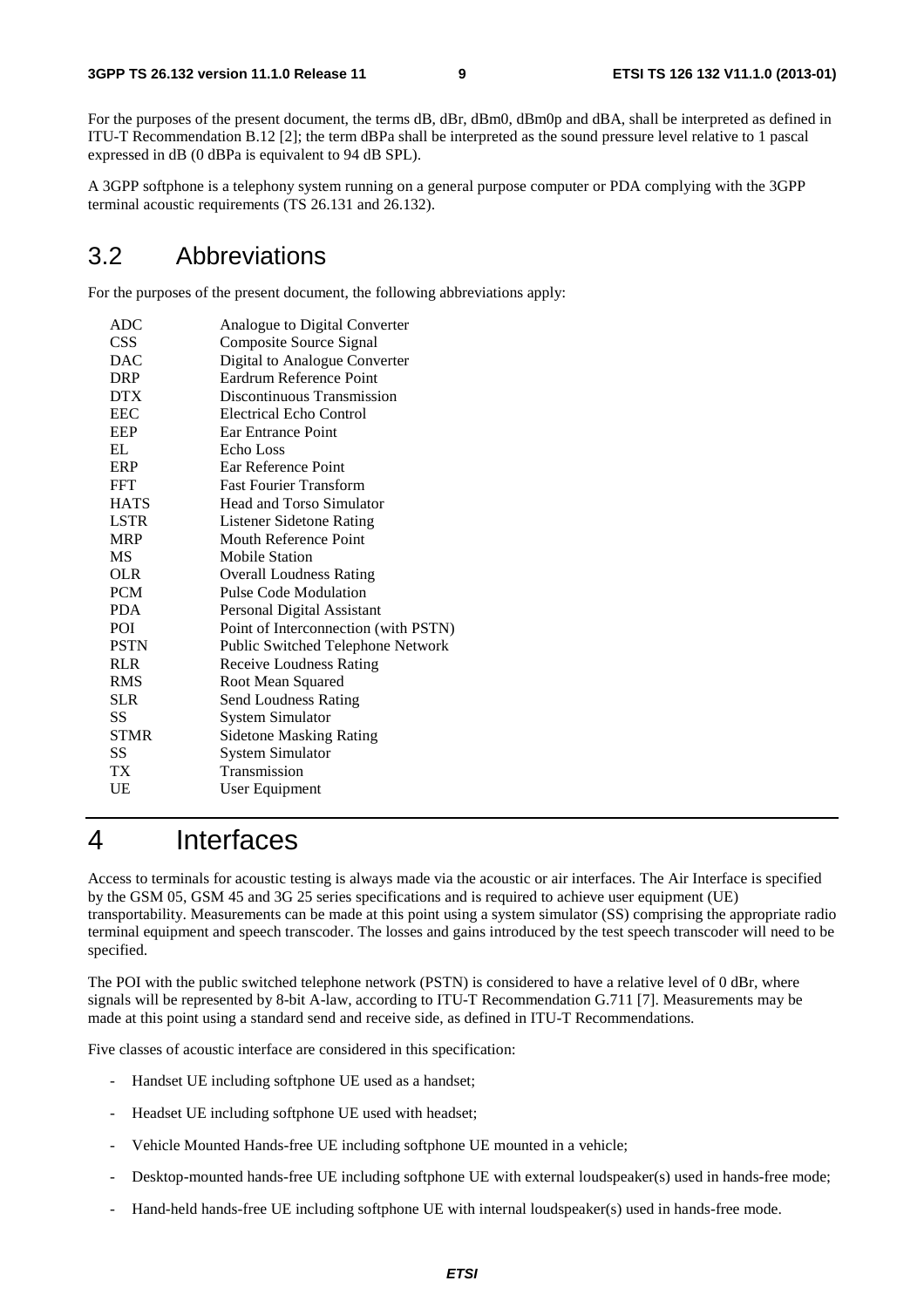For the purposes of the present document, the terms dB, dBr, dBm0, dBm0p and dBA, shall be interpreted as defined in ITU-T Recommendation B.12 [2]; the term dBPa shall be interpreted as the sound pressure level relative to 1 pascal expressed in dB (0 dBPa is equivalent to 94 dB SPL).

A 3GPP softphone is a telephony system running on a general purpose computer or PDA complying with the 3GPP terminal acoustic requirements (TS 26.131 and 26.132).

## 3.2 Abbreviations

For the purposes of the present document, the following abbreviations apply:

| | |
|---|---|
| ADC | Analogue to Digital Converter |
| CSS | Composite Source Signal |
| DAC | Digital to Analogue Converter |
| DRP | Eardrum Reference Point |
| DTX | Discontinuous Transmission |
| EEC | Electrical Echo Control |
| EEP | Ear Entrance Point |
| EL | Echo Loss |
| ERP | Ear Reference Point |
| FFT | Fast Fourier Transform |
| HATS | Head and Torso Simulator |
| LSTR | Listener Sidetone Rating |
| MRP | Mouth Reference Point |
| MS | Mobile Station |
| OLR | Overall Loudness Rating |
| PCM | Pulse Code Modulation |
| PDA | Personal Digital Assistant |
| POI | Point of Interconnection (with PSTN) |
| PSTN | Public Switched Telephone Network |
| RLR | Receive Loudness Rating |
| RMS | Root Mean Squared |
| SLR | Send Loudness Rating |
| SS | System Simulator |
| STMR | Sidetone Masking Rating |
| SS | System Simulator |
| TX | Transmission |
| UE | User Equipment |

# 4 Interfaces

Access to terminals for acoustic testing is always made via the acoustic or air interfaces. The Air Interface is specified by the GSM 05, GSM 45 and 3G 25 series specifications and is required to achieve user equipment (UE) transportability. Measurements can be made at this point using a system simulator (SS) comprising the appropriate radio terminal equipment and speech transcoder. The losses and gains introduced by the test speech transcoder will need to be specified.

The POI with the public switched telephone network (PSTN) is considered to have a relative level of 0 dBr, where signals will be represented by 8-bit A-law, according to ITU-T Recommendation G.711 [7]. Measurements may be made at this point using a standard send and receive side, as defined in ITU-T Recommendations.

Five classes of acoustic interface are considered in this specification:

- Handset UE including softphone UE used as a handset;
- Headset UE including softphone UE used with headset;
- Vehicle Mounted Hands-free UE including softphone UE mounted in a vehicle;
- Desktop-mounted hands-free UE including softphone UE with external loudspeaker(s) used in hands-free mode;
- Hand-held hands-free UE including softphone UE with internal loudspeaker(s) used in hands-free mode.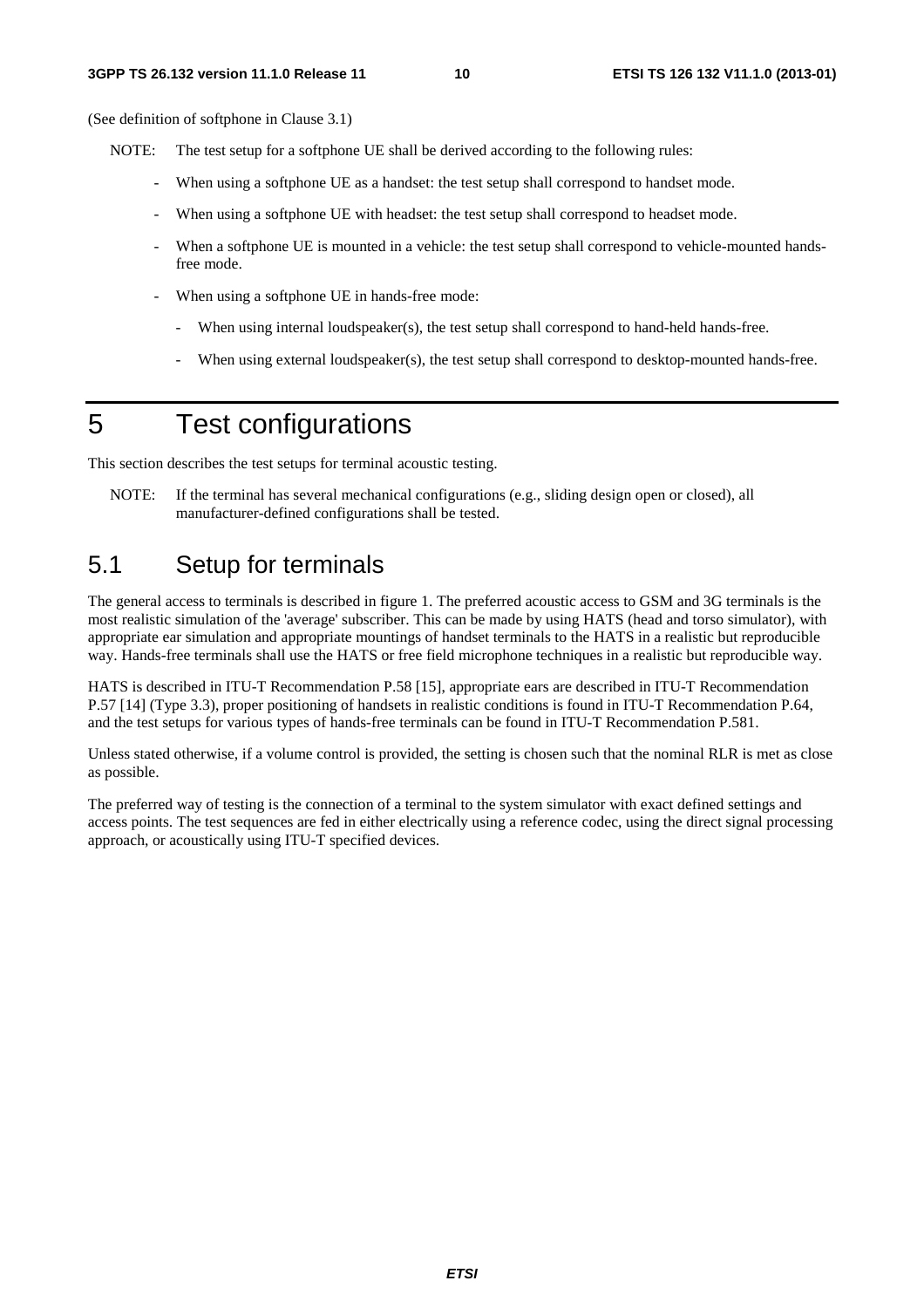(See definition of softphone in Clause 3.1)

NOTE: The test setup for a softphone UE shall be derived according to the following rules:

- When using a softphone UE as a handset: the test setup shall correspond to handset mode.
- When using a softphone UE with headset: the test setup shall correspond to headset mode.
- When a softphone UE is mounted in a vehicle: the test setup shall correspond to vehicle-mounted hands-free mode.
- When using a softphone UE in hands-free mode:
    - When using internal loudspeaker(s), the test setup shall correspond to hand-held hands-free.
    - When using external loudspeaker(s), the test setup shall correspond to desktop-mounted hands-free.

# 5 Test configurations

This section describes the test setups for terminal acoustic testing.

NOTE: If the terminal has several mechanical configurations (e.g., sliding design open or closed), all manufacturer-defined configurations shall be tested.

## 5.1 Setup for terminals

The general access to terminals is described in figure 1. The preferred acoustic access to GSM and 3G terminals is the most realistic simulation of the 'average' subscriber. This can be made by using HATS (head and torso simulator), with appropriate ear simulation and appropriate mountings of handset terminals to the HATS in a realistic but reproducible way. Hands-free terminals shall use the HATS or free field microphone techniques in a realistic but reproducible way.

HATS is described in ITU-T Recommendation P.58 [15], appropriate ears are described in ITU-T Recommendation P.57 [14] (Type 3.3), proper positioning of handsets in realistic conditions is found in ITU-T Recommendation P.64, and the test setups for various types of hands-free terminals can be found in ITU-T Recommendation P.581.

Unless stated otherwise, if a volume control is provided, the setting is chosen such that the nominal RLR is met as close as possible.

The preferred way of testing is the connection of a terminal to the system simulator with exact defined settings and access points. The test sequences are fed in either electrically using a reference codec, using the direct signal processing approach, or acoustically using ITU-T specified devices.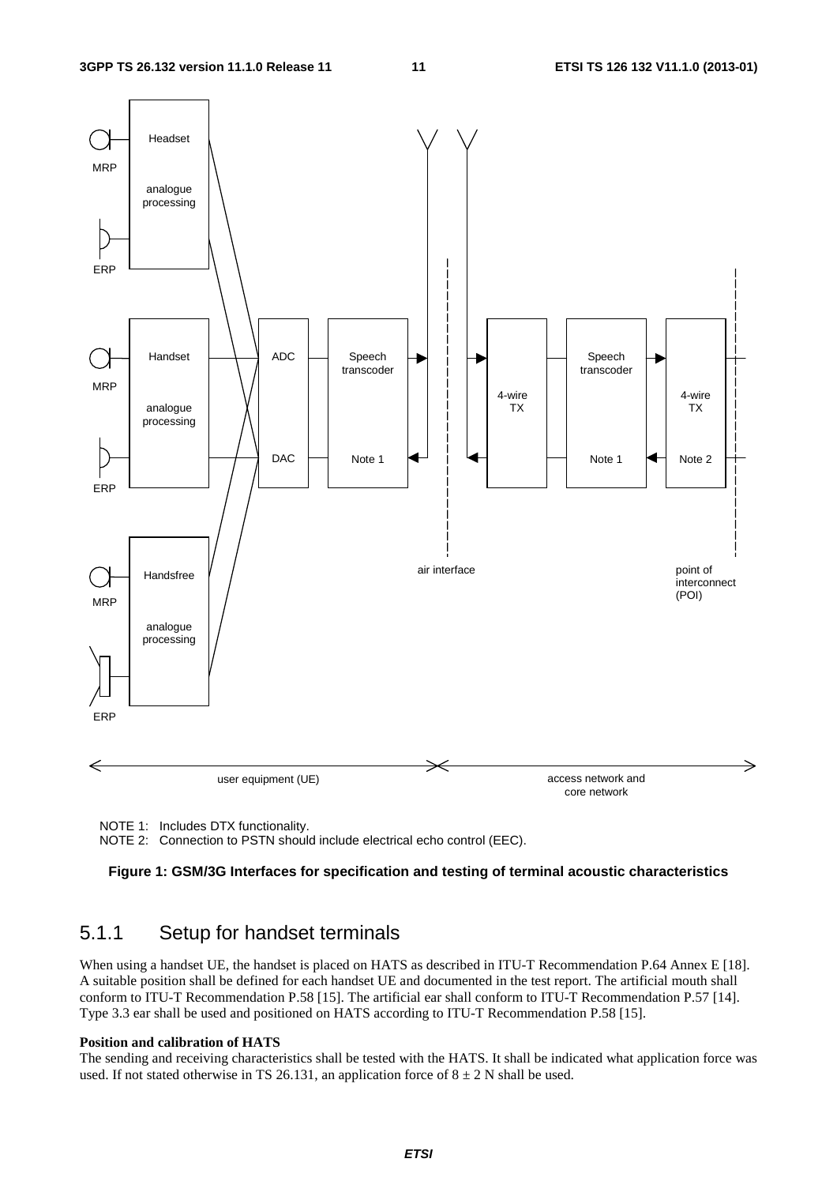NOTE 1: Includes DTX functionality.
NOTE 2: Connection to PSTN should include electrical echo control (EEC).

**Figure 1: GSM/3G Interfaces for specification and testing of terminal acoustic characteristics**

### 5.1.1 Setup for handset terminals

When using a handset UE, the handset is placed on HATS as described in ITU-T Recommendation P.64 Annex E [18]. A suitable position shall be defined for each handset UE and documented in the test report. The artificial mouth shall conform to ITU-T Recommendation P.58 [15]. The artificial ear shall conform to ITU-T Recommendation P.57 [14]. Type 3.3 ear shall be used and positioned on HATS according to ITU-T Recommendation P.58 [15].

**Position and calibration of HATS**

The sending and receiving characteristics shall be tested with the HATS. It shall be indicated what application force was used. If not stated otherwise in TS 26.131, an application force of $8 \pm 2$ N shall be used.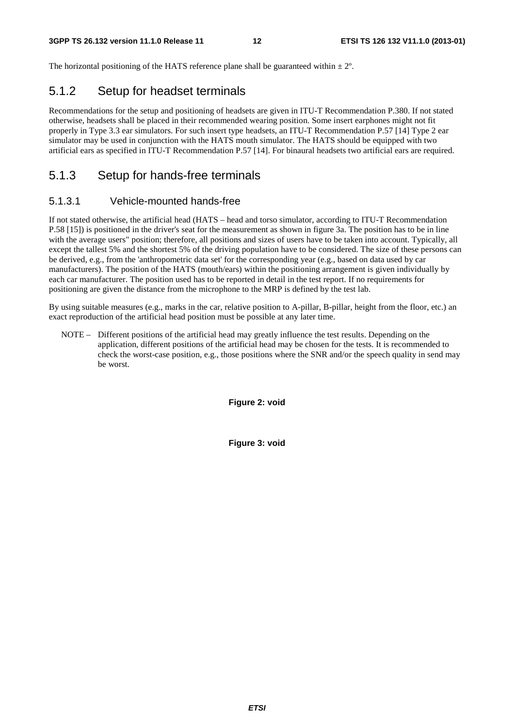The horizontal positioning of the HATS reference plane shall be guaranteed within ± 2º.

### 5.1.2 Setup for headset terminals

Recommendations for the setup and positioning of headsets are given in ITU-T Recommendation P.380. If not stated otherwise, headsets shall be placed in their recommended wearing position. Some insert earphones might not fit properly in Type 3.3 ear simulators. For such insert type headsets, an ITU-T Recommendation P.57 [14] Type 2 ear simulator may be used in conjunction with the HATS mouth simulator. The HATS should be equipped with two artificial ears as specified in ITU-T Recommendation P.57 [14]. For binaural headsets two artificial ears are required.

### 5.1.3 Setup for hands-free terminals

#### 5.1.3.1 Vehicle-mounted hands-free

If not stated otherwise, the artificial head (HATS – head and torso simulator, according to ITU-T Recommendation P.58 [15]) is positioned in the driver's seat for the measurement as shown in figure 3a. The position has to be in line with the average users" position; therefore, all positions and sizes of users have to be taken into account. Typically, all except the tallest 5% and the shortest 5% of the driving population have to be considered. The size of these persons can be derived, e.g., from the 'anthropometric data set' for the corresponding year (e.g., based on data used by car manufacturers). The position of the HATS (mouth/ears) within the positioning arrangement is given individually by each car manufacturer. The position used has to be reported in detail in the test report. If no requirements for positioning are given the distance from the microphone to the MRP is defined by the test lab.

By using suitable measures (e.g., marks in the car, relative position to A-pillar, B-pillar, height from the floor, etc.) an exact reproduction of the artificial head position must be possible at any later time.

NOTE – Different positions of the artificial head may greatly influence the test results. Depending on the application, different positions of the artificial head may be chosen for the tests. It is recommended to check the worst-case position, e.g., those positions where the SNR and/or the speech quality in send may be worst.

**Figure 2: void**

**Figure 3: void**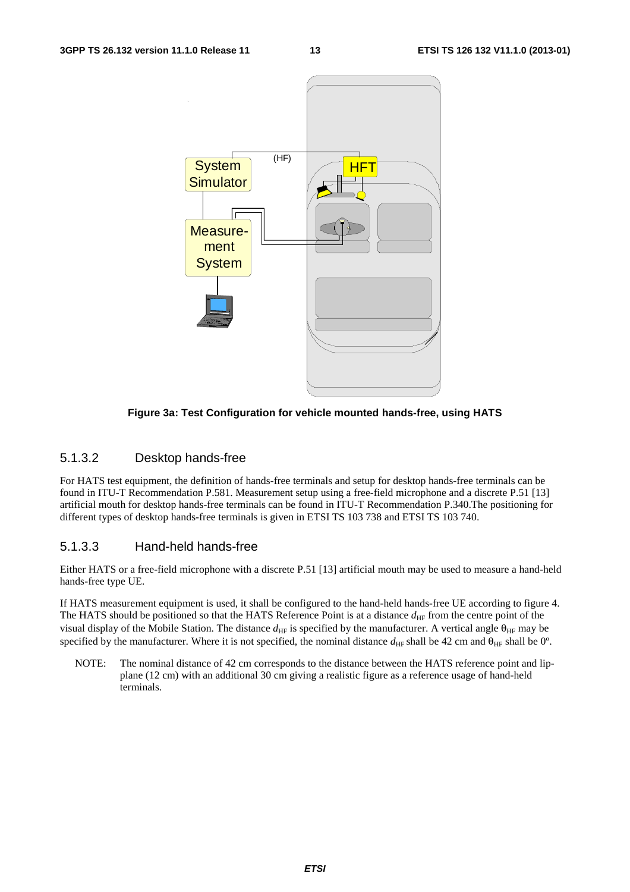Figure 3a: Test Configuration for vehicle mounted hands-free, using HATS

### 5.1.3.2 Desktop hands-free

For HATS test equipment, the definition of hands-free terminals and setup for desktop hands-free terminals can be found in ITU-T Recommendation P.581. Measurement setup using a free-field microphone and a discrete P.51 [13] artificial mouth for desktop hands-free terminals can be found in ITU-T Recommendation P.340.The positioning for different types of desktop hands-free terminals is given in ETSI TS 103 738 and ETSI TS 103 740.

### 5.1.3.3 Hand-held hands-free

Either HATS or a free-field microphone with a discrete P.51 [13] artificial mouth may be used to measure a hand-held hands-free type UE.

If HATS measurement equipment is used, it shall be configured to the hand-held hands-free UE according to figure 4. The HATS should be positioned so that the HATS Reference Point is at a distance $d_{HF}$ from the centre point of the visual display of the Mobile Station. The distance $d_{HF}$ is specified by the manufacturer. A vertical angle $\theta_{HF}$ may be specified by the manufacturer. Where it is not specified, the nominal distance $d_{HF}$ shall be 42 cm and $\theta_{HF}$ shall be 0º.

NOTE: The nominal distance of 42 cm corresponds to the distance between the HATS reference point and lip-plane (12 cm) with an additional 30 cm giving a realistic figure as a reference usage of hand-held terminals.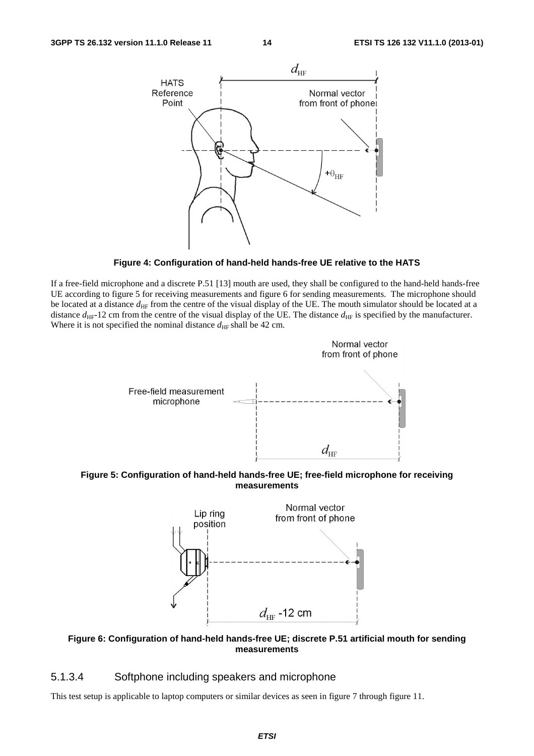**Figure 4: Configuration of hand-held hands-free UE relative to the HATS**

If a free-field microphone and a discrete P.51 [13] mouth are used, they shall be configured to the hand-held hands-free UE according to figure 5 for receiving measurements and figure 6 for sending measurements. The microphone should be located at a distance $d_{HF}$ from the centre of the visual display of the UE. The mouth simulator should be located at a distance $d_{HF}$-12 cm from the centre of the visual display of the UE. The distance $d_{HF}$ is specified by the manufacturer. Where it is not specified the nominal distance $d_{HF}$ shall be 42 cm.

**Figure 5: Configuration of hand-held hands-free UE; free-field microphone for receiving measurements**

**Figure 6: Configuration of hand-held hands-free UE; discrete P.51 artificial mouth for sending measurements**

### 5.1.3.4 Softphone including speakers and microphone

This test setup is applicable to laptop computers or similar devices as seen in figure 7 through figure 11.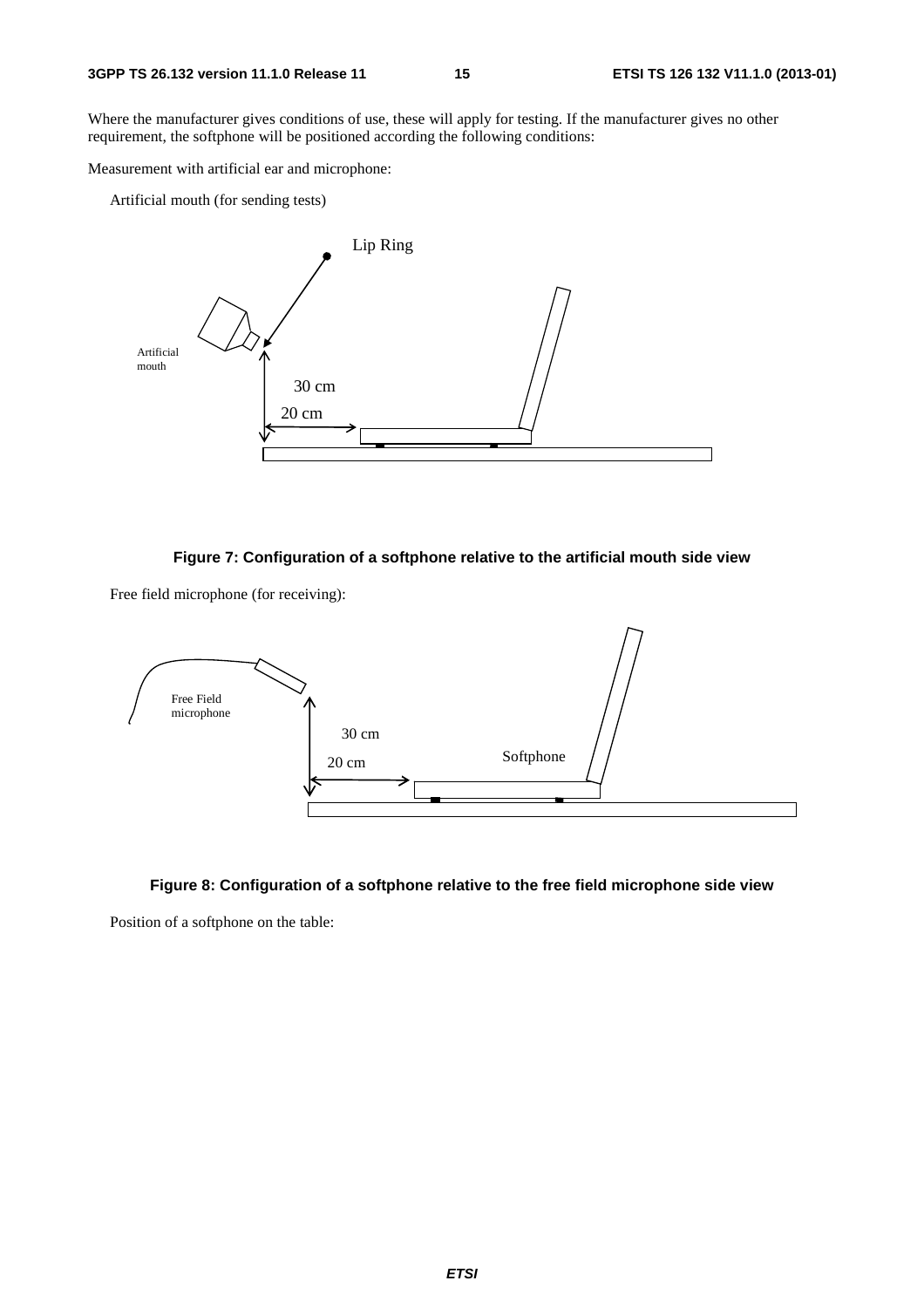Where the manufacturer gives conditions of use, these will apply for testing. If the manufacturer gives no other requirement, the softphone will be positioned according the following conditions:

Measurement with artificial ear and microphone:

Artificial mouth (for sending tests)

**Figure 7: Configuration of a softphone relative to the artificial mouth side view**

Free field microphone (for receiving):

**Figure 8: Configuration of a softphone relative to the free field microphone side view**

Position of a softphone on the table: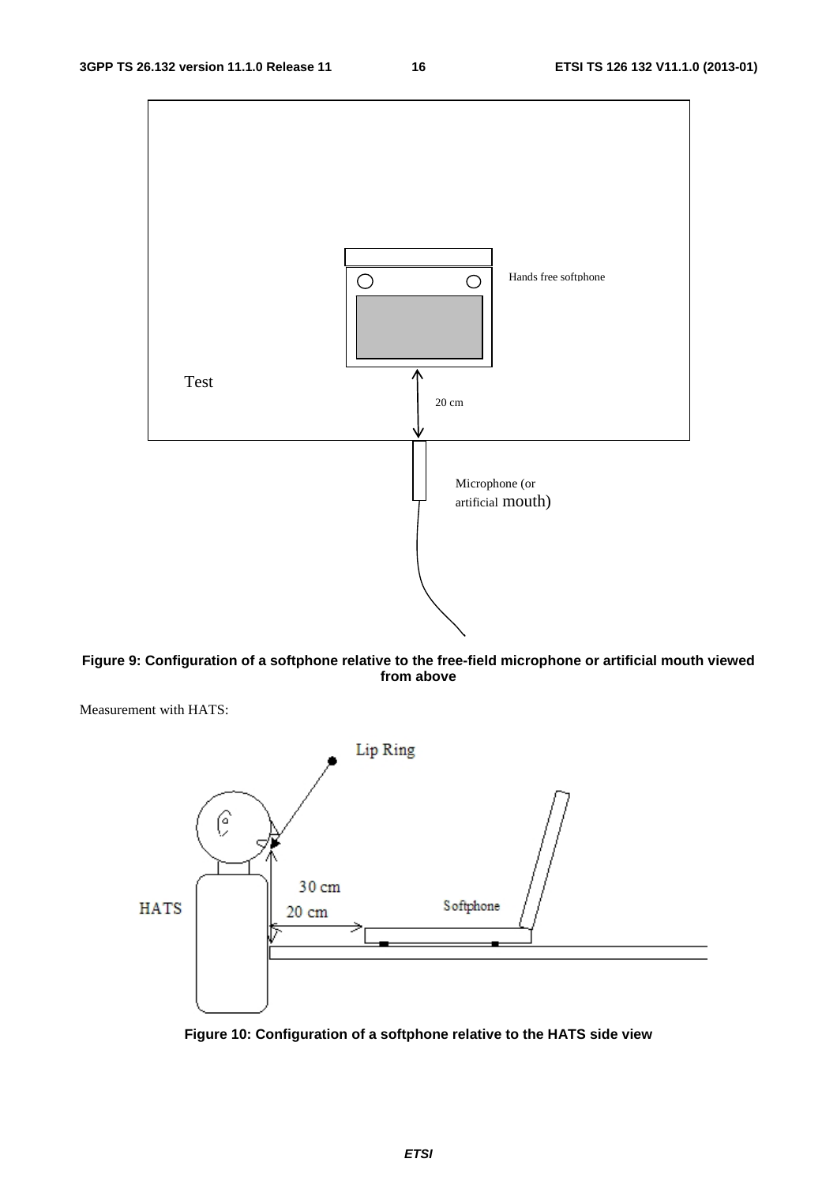**Figure 9: Configuration of a softphone relative to the free-field microphone or artificial mouth viewed from above**

Measurement with HATS:

**Figure 10: Configuration of a softphone relative to the HATS side view**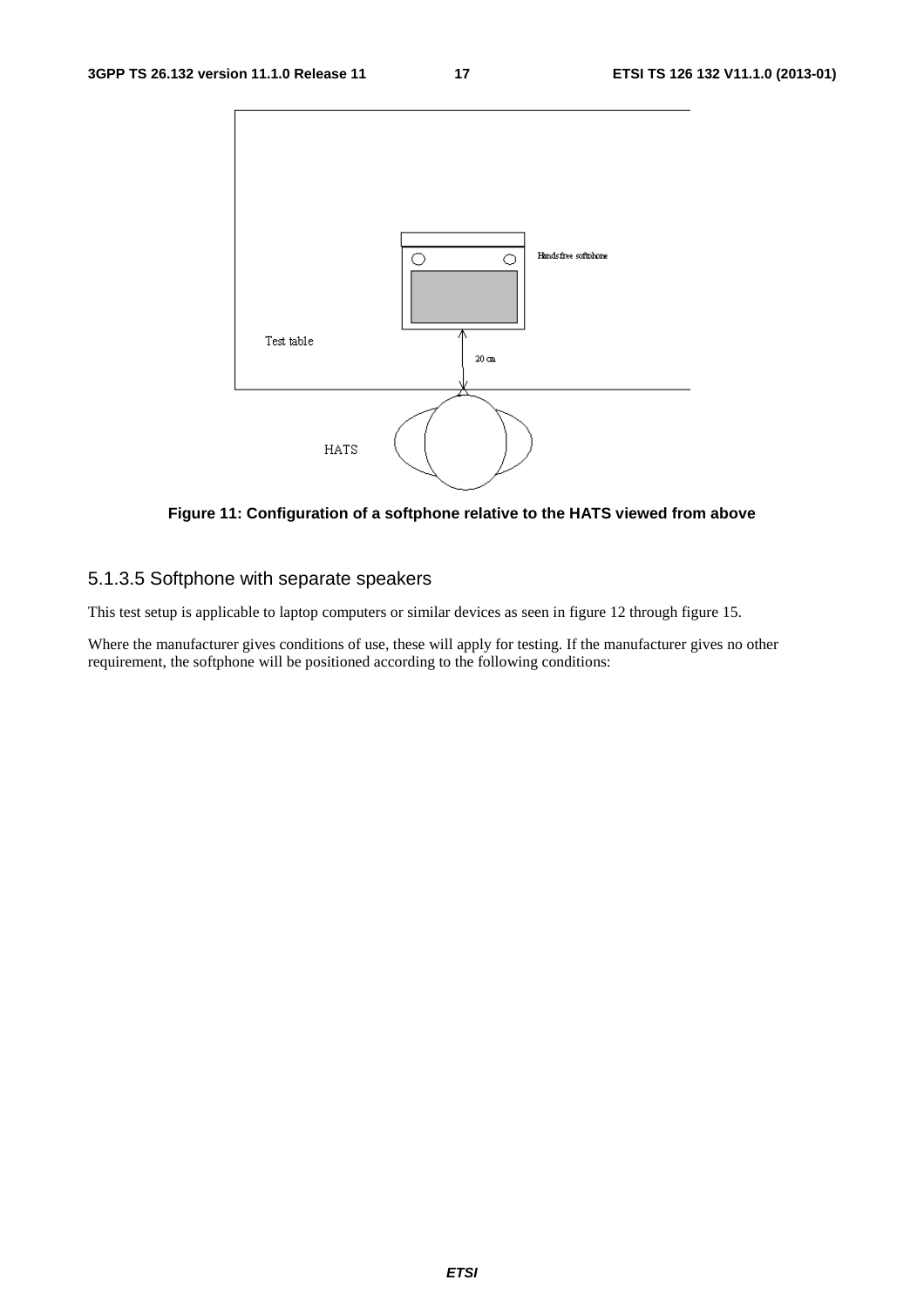Figure 11: Configuration of a softphone relative to the HATS viewed from above

### 5.1.3.5 Softphone with separate speakers

This test setup is applicable to laptop computers or similar devices as seen in figure 12 through figure 15.

Where the manufacturer gives conditions of use, these will apply for testing. If the manufacturer gives no other requirement, the softphone will be positioned according to the following conditions: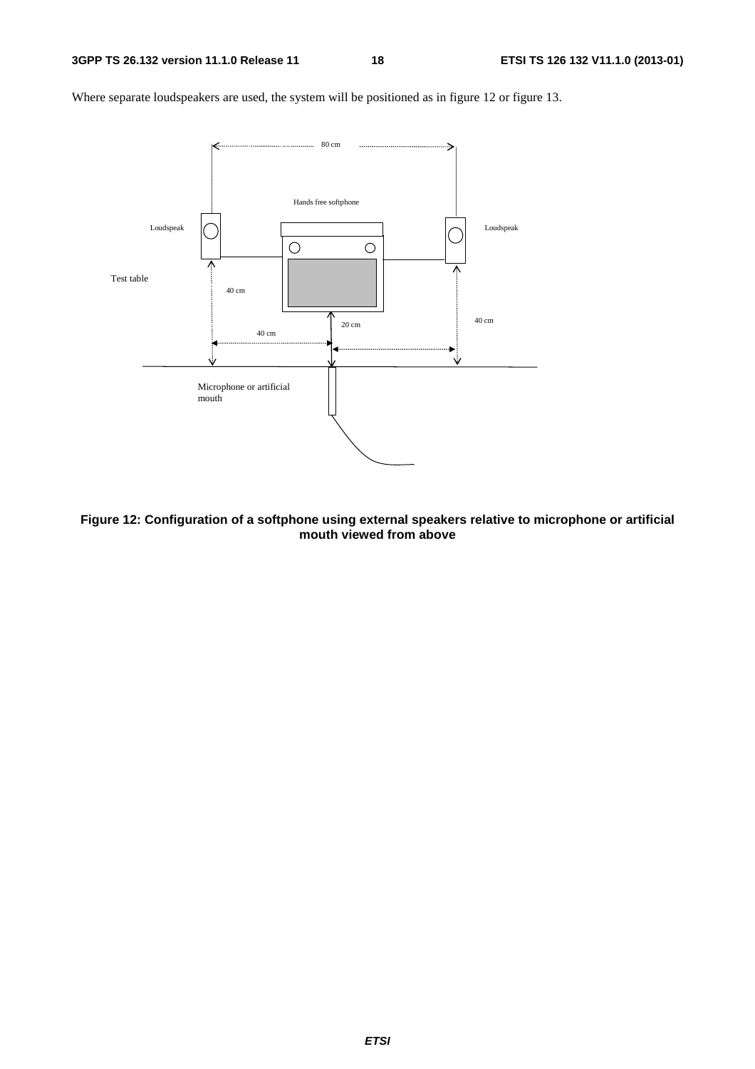Where separate loudspeakers are used, the system will be positioned as in figure 12 or figure 13.

**Figure 12: Configuration of a softphone using external speakers relative to microphone or artificial mouth viewed from above**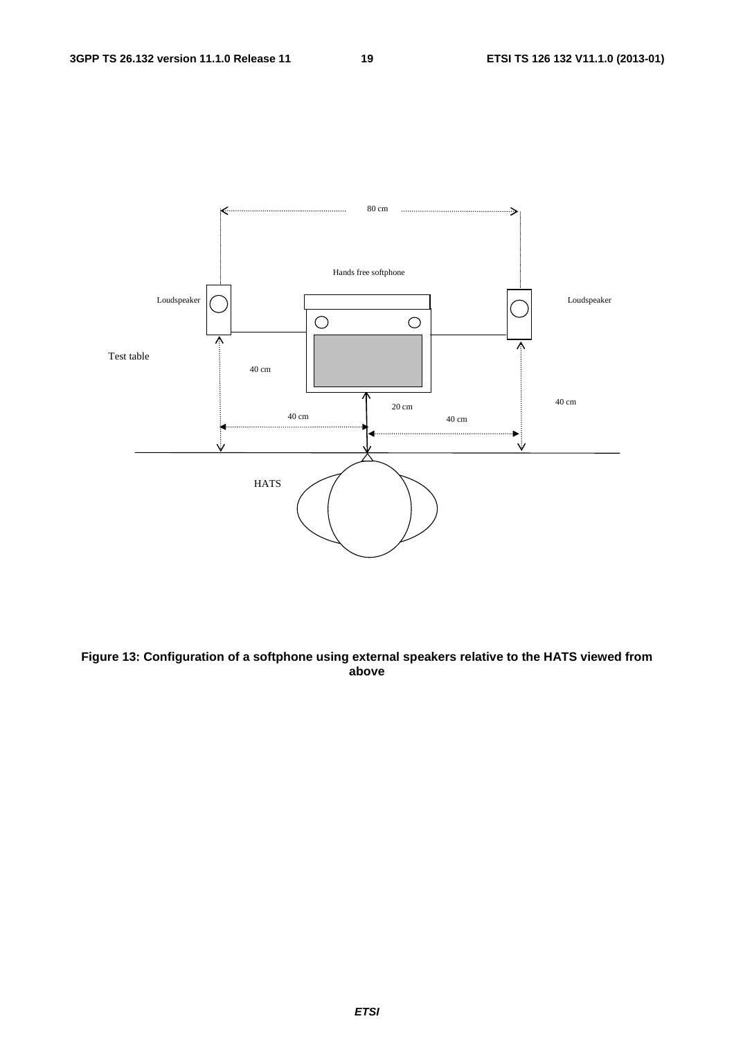**Figure 13: Configuration of a softphone using external speakers relative to the HATS viewed from above**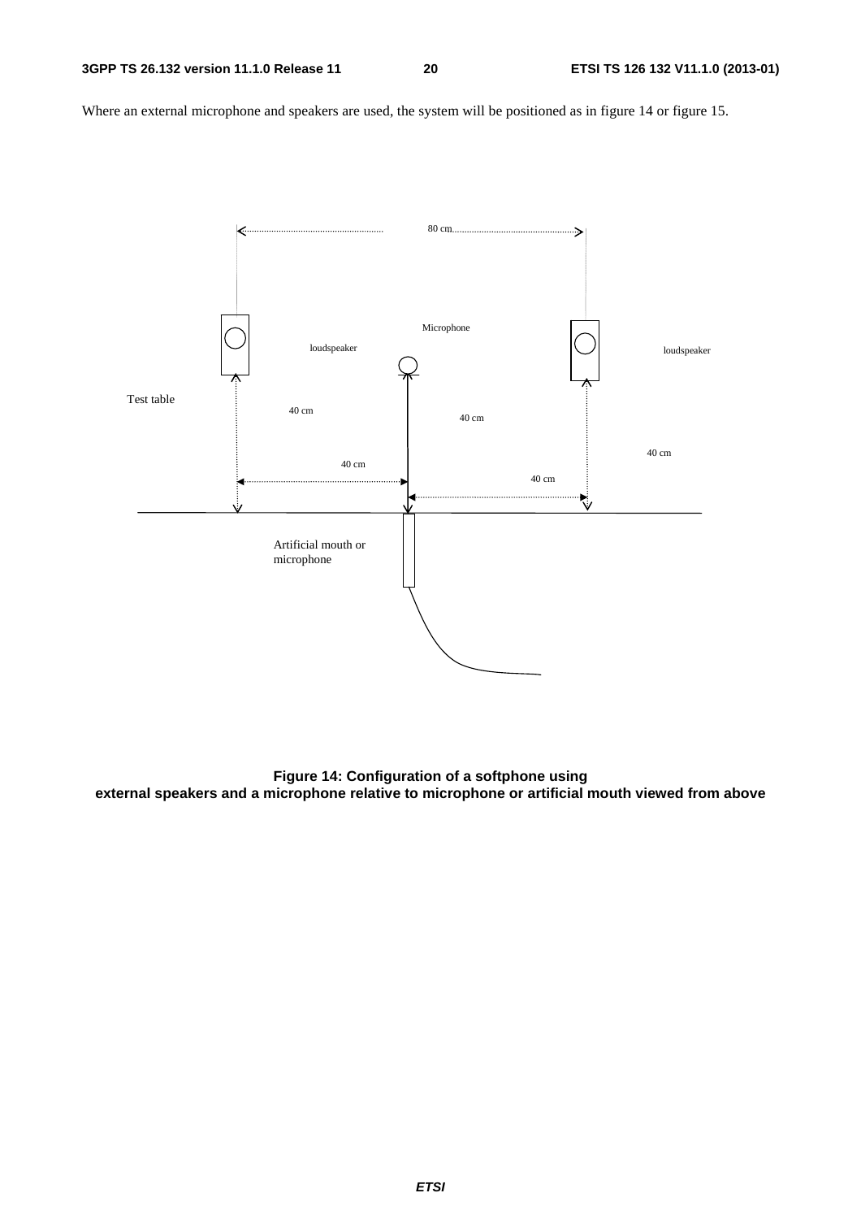Where an external microphone and speakers are used, the system will be positioned as in figure 14 or figure 15.

80 cm

Microphone

loudspeaker

loudspeaker

Test table

40 cm

40 cm

40 cm

40 cm

40 cm

Artificial mouth or microphone

**Figure 14: Configuration of a softphone using external speakers and a microphone relative to microphone or artificial mouth viewed from above**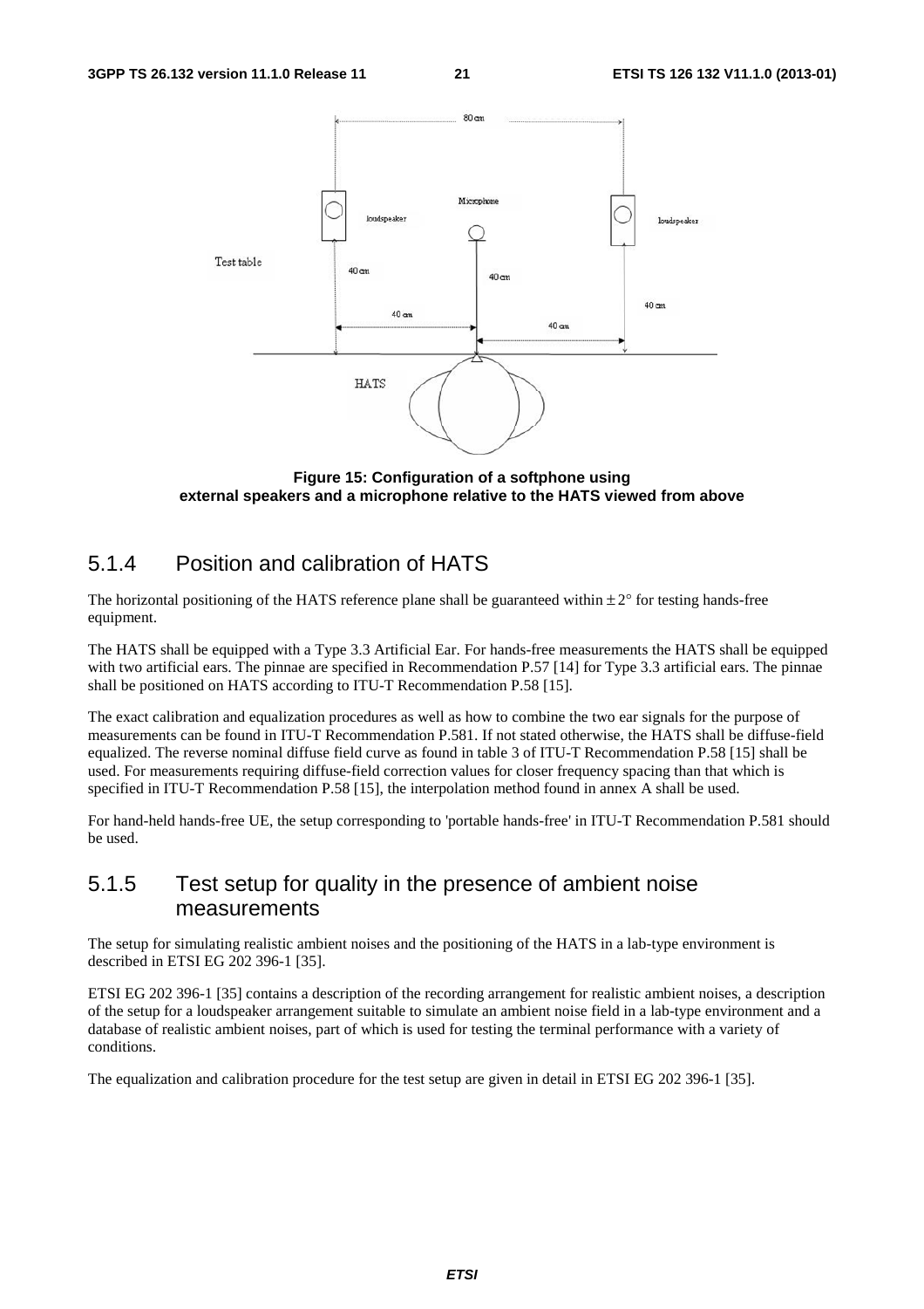**Figure 15: Configuration of a softphone using external speakers and a microphone relative to the HATS viewed from above**

### 5.1.4 Position and calibration of HATS

The horizontal positioning of the HATS reference plane shall be guaranteed within $\pm 2°$ for testing hands-free equipment.

The HATS shall be equipped with a Type 3.3 Artificial Ear. For hands-free measurements the HATS shall be equipped with two artificial ears. The pinnae are specified in Recommendation P.57 [14] for Type 3.3 artificial ears. The pinnae shall be positioned on HATS according to ITU-T Recommendation P.58 [15].

The exact calibration and equalization procedures as well as how to combine the two ear signals for the purpose of measurements can be found in ITU-T Recommendation P.581. If not stated otherwise, the HATS shall be diffuse-field equalized. The reverse nominal diffuse field curve as found in table 3 of ITU-T Recommendation P.58 [15] shall be used. For measurements requiring diffuse-field correction values for closer frequency spacing than that which is specified in ITU-T Recommendation P.58 [15], the interpolation method found in annex A shall be used.

For hand-held hands-free UE, the setup corresponding to 'portable hands-free' in ITU-T Recommendation P.581 should be used.

### 5.1.5 Test setup for quality in the presence of ambient noise measurements

The setup for simulating realistic ambient noises and the positioning of the HATS in a lab-type environment is described in ETSI EG 202 396-1 [35].

ETSI EG 202 396-1 [35] contains a description of the recording arrangement for realistic ambient noises, a description of the setup for a loudspeaker arrangement suitable to simulate an ambient noise field in a lab-type environment and a database of realistic ambient noises, part of which is used for testing the terminal performance with a variety of conditions.

The equalization and calibration procedure for the test setup are given in detail in ETSI EG 202 396-1 [35].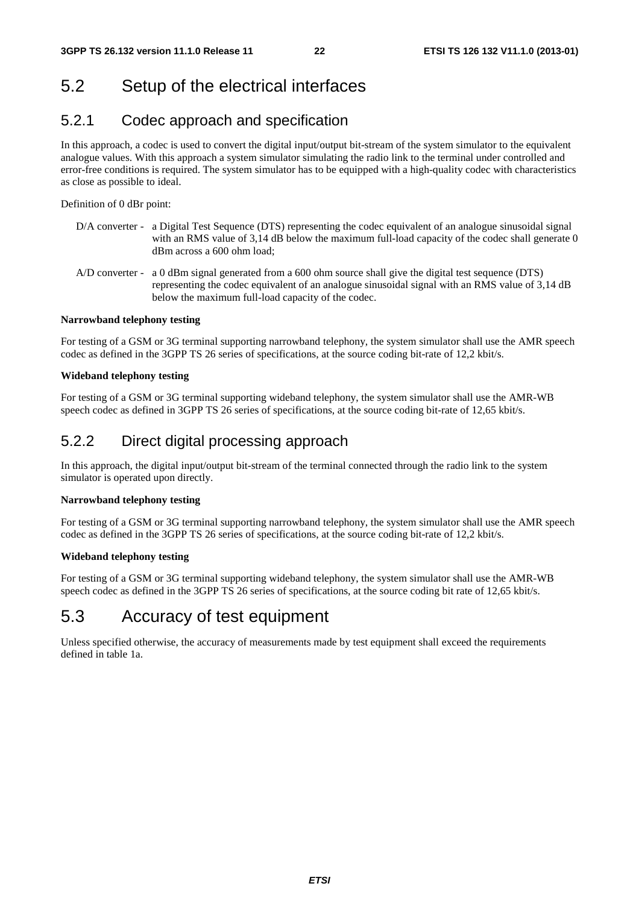## 5.2 Setup of the electrical interfaces

### 5.2.1 Codec approach and specification

In this approach, a codec is used to convert the digital input/output bit-stream of the system simulator to the equivalent analogue values. With this approach a system simulator simulating the radio link to the terminal under controlled and error-free conditions is required. The system simulator has to be equipped with a high-quality codec with characteristics as close as possible to ideal.

Definition of 0 dBr point:

- D/A converter - a Digital Test Sequence (DTS) representing the codec equivalent of an analogue sinusoidal signal with an RMS value of 3,14 dB below the maximum full-load capacity of the codec shall generate 0 dBm across a 600 ohm load;

- A/D converter - a 0 dBm signal generated from a 600 ohm source shall give the digital test sequence (DTS) representing the codec equivalent of an analogue sinusoidal signal with an RMS value of 3,14 dB below the maximum full-load capacity of the codec.

**Narrowband telephony testing**

For testing of a GSM or 3G terminal supporting narrowband telephony, the system simulator shall use the AMR speech codec as defined in the 3GPP TS 26 series of specifications, at the source coding bit-rate of 12,2 kbit/s.

**Wideband telephony testing**

For testing of a GSM or 3G terminal supporting wideband telephony, the system simulator shall use the AMR-WB speech codec as defined in 3GPP TS 26 series of specifications, at the source coding bit-rate of 12,65 kbit/s.

### 5.2.2 Direct digital processing approach

In this approach, the digital input/output bit-stream of the terminal connected through the radio link to the system simulator is operated upon directly.

**Narrowband telephony testing**

For testing of a GSM or 3G terminal supporting narrowband telephony, the system simulator shall use the AMR speech codec as defined in the 3GPP TS 26 series of specifications, at the source coding bit-rate of 12,2 kbit/s.

**Wideband telephony testing**

For testing of a GSM or 3G terminal supporting wideband telephony, the system simulator shall use the AMR-WB speech codec as defined in the 3GPP TS 26 series of specifications, at the source coding bit rate of 12,65 kbit/s.

## 5.3 Accuracy of test equipment

Unless specified otherwise, the accuracy of measurements made by test equipment shall exceed the requirements defined in table 1a.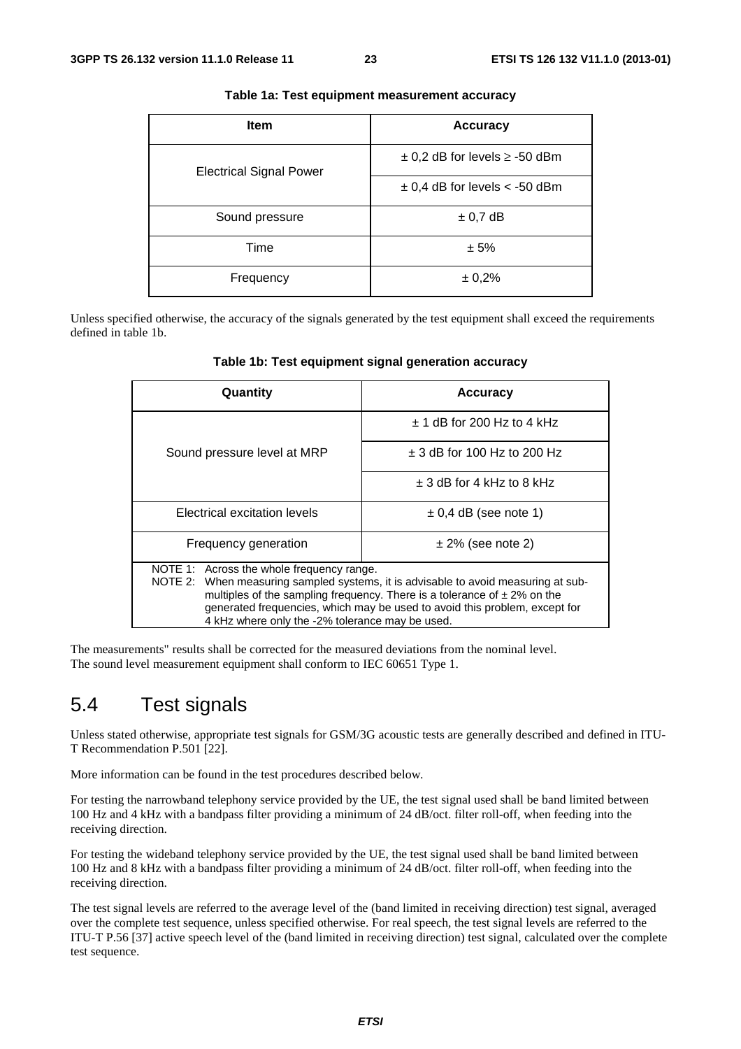**Table 1a: Test equipment measurement accuracy**

| Item | Accuracy |
|---|---|
| Electrical Signal Power | ± 0,2 dB for levels ≥ -50 dBm |
| | ± 0,4 dB for levels < -50 dBm |
| Sound pressure | ± 0,7 dB |
| Time | ± 5% |
| Frequency | ± 0,2% |

Unless specified otherwise, the accuracy of the signals generated by the test equipment shall exceed the requirements defined in table 1b.

**Table 1b: Test equipment signal generation accuracy**

| Quantity | Accuracy |
|---|---|
| Sound pressure level at MRP | ± 1 dB for 200 Hz to 4 kHz |
| | ± 3 dB for 100 Hz to 200 Hz |
| | ± 3 dB for 4 kHz to 8 kHz |
| Electrical excitation levels | ± 0,4 dB (see note 1) |
| Frequency generation | ± 2% (see note 2) |
| NOTE 1: Across the whole frequency range.<br>NOTE 2: When measuring sampled systems, it is advisable to avoid measuring at sub-multiples of the sampling frequency. There is a tolerance of ± 2% on the generated frequencies, which may be used to avoid this problem, except for 4 kHz where only the -2% tolerance may be used. | |

The measurements" results shall be corrected for the measured deviations from the nominal level.
The sound level measurement equipment shall conform to IEC 60651 Type 1.

## 5.4 Test signals

Unless stated otherwise, appropriate test signals for GSM/3G acoustic tests are generally described and defined in ITU-T Recommendation P.501 [22].

More information can be found in the test procedures described below.

For testing the narrowband telephony service provided by the UE, the test signal used shall be band limited between 100 Hz and 4 kHz with a bandpass filter providing a minimum of 24 dB/oct. filter roll-off, when feeding into the receiving direction.

For testing the wideband telephony service provided by the UE, the test signal used shall be band limited between 100 Hz and 8 kHz with a bandpass filter providing a minimum of 24 dB/oct. filter roll-off, when feeding into the receiving direction.

The test signal levels are referred to the average level of the (band limited in receiving direction) test signal, averaged over the complete test sequence, unless specified otherwise. For real speech, the test signal levels are referred to the ITU-T P.56 [37] active speech level of the (band limited in receiving direction) test signal, calculated over the complete test sequence.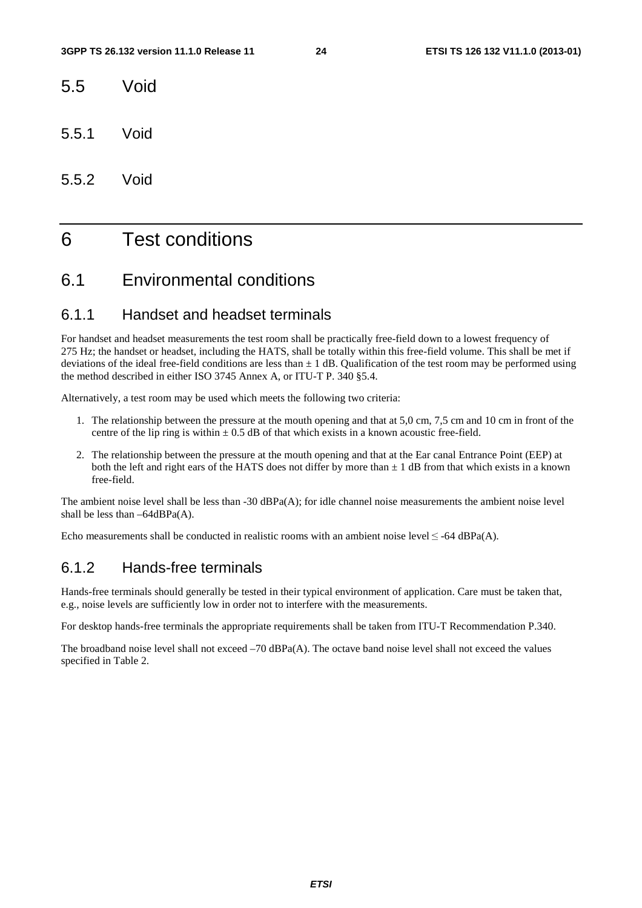## 5.5 Void

### 5.5.1 Void

### 5.5.2 Void

# 6 Test conditions

## 6.1 Environmental conditions

### 6.1.1 Handset and headset terminals

For handset and headset measurements the test room shall be practically free-field down to a lowest frequency of 275 Hz; the handset or headset, including the HATS, shall be totally within this free-field volume. This shall be met if deviations of the ideal free-field conditions are less than ± 1 dB. Qualification of the test room may be performed using the method described in either ISO 3745 Annex A, or ITU-T P. 340 §5.4.

Alternatively, a test room may be used which meets the following two criteria:

1. The relationship between the pressure at the mouth opening and that at 5,0 cm, 7,5 cm and 10 cm in front of the centre of the lip ring is within ± 0.5 dB of that which exists in a known acoustic free-field.
2. The relationship between the pressure at the mouth opening and that at the Ear canal Entrance Point (EEP) at both the left and right ears of the HATS does not differ by more than ± 1 dB from that which exists in a known free-field.

The ambient noise level shall be less than -30 dBPa(A); for idle channel noise measurements the ambient noise level shall be less than –64dBPa(A).

Echo measurements shall be conducted in realistic rooms with an ambient noise level ≤ -64 dBPa(A).

### 6.1.2 Hands-free terminals

Hands-free terminals should generally be tested in their typical environment of application. Care must be taken that, e.g., noise levels are sufficiently low in order not to interfere with the measurements.

For desktop hands-free terminals the appropriate requirements shall be taken from ITU-T Recommendation P.340.

The broadband noise level shall not exceed –70 dBPa(A). The octave band noise level shall not exceed the values specified in Table 2.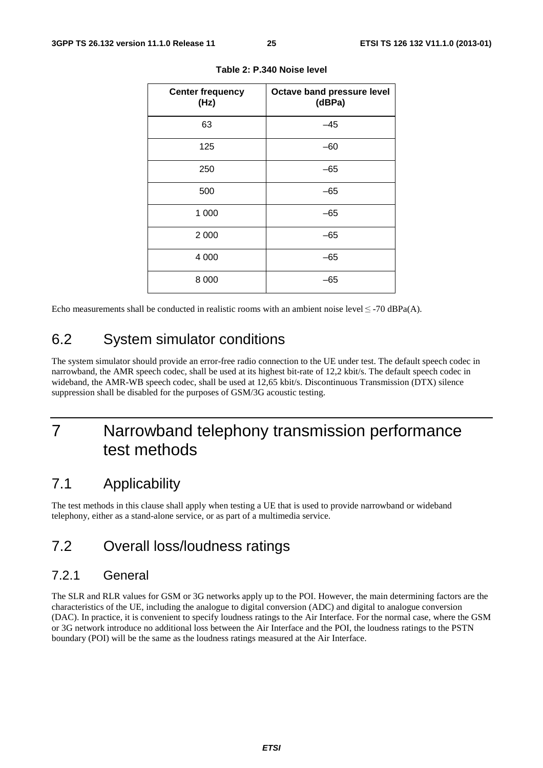**Table 2: P.340 Noise level**

| Center frequency (Hz) | Octave band pressure level (dBPa) |
|---|---|
| 63 | –45 |
| 125 | –60 |
| 250 | –65 |
| 500 | –65 |
| 1 000 | –65 |
| 2 000 | –65 |
| 4 000 | –65 |
| 8 000 | –65 |

Echo measurements shall be conducted in realistic rooms with an ambient noise level ≤ -70 dBPa(A).

## 6.2 System simulator conditions

The system simulator should provide an error-free radio connection to the UE under test. The default speech codec in narrowband, the AMR speech codec, shall be used at its highest bit-rate of 12,2 kbit/s. The default speech codec in wideband, the AMR-WB speech codec, shall be used at 12,65 kbit/s. Discontinuous Transmission (DTX) silence suppression shall be disabled for the purposes of GSM/3G acoustic testing.

# 7 Narrowband telephony transmission performance test methods

## 7.1 Applicability

The test methods in this clause shall apply when testing a UE that is used to provide narrowband or wideband telephony, either as a stand-alone service, or as part of a multimedia service.

## 7.2 Overall loss/loudness ratings

### 7.2.1 General

The SLR and RLR values for GSM or 3G networks apply up to the POI. However, the main determining factors are the characteristics of the UE, including the analogue to digital conversion (ADC) and digital to analogue conversion (DAC). In practice, it is convenient to specify loudness ratings to the Air Interface. For the normal case, where the GSM or 3G network introduce no additional loss between the Air Interface and the POI, the loudness ratings to the PSTN boundary (POI) will be the same as the loudness ratings measured at the Air Interface.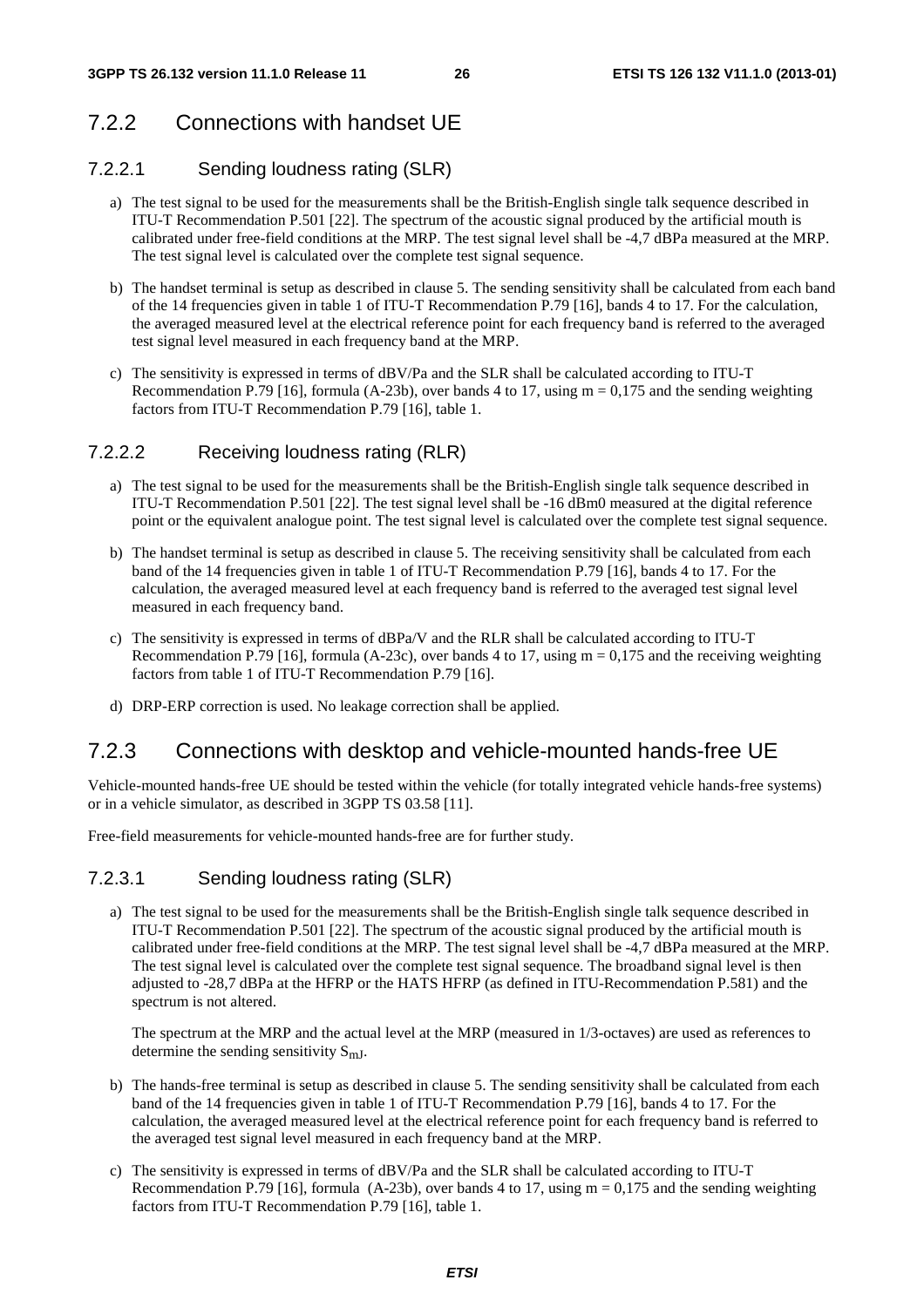## 7.2.2 Connections with handset UE

### 7.2.2.1 Sending loudness rating (SLR)

a) The test signal to be used for the measurements shall be the British-English single talk sequence described in ITU-T Recommendation P.501 [22]. The spectrum of the acoustic signal produced by the artificial mouth is calibrated under free-field conditions at the MRP. The test signal level shall be -4,7 dBPa measured at the MRP. The test signal level is calculated over the complete test signal sequence.

b) The handset terminal is setup as described in clause 5. The sending sensitivity shall be calculated from each band of the 14 frequencies given in table 1 of ITU-T Recommendation P.79 [16], bands 4 to 17. For the calculation, the averaged measured level at the electrical reference point for each frequency band is referred to the averaged test signal level measured in each frequency band at the MRP.

c) The sensitivity is expressed in terms of dBV/Pa and the SLR shall be calculated according to ITU-T Recommendation P.79 [16], formula (A-23b), over bands 4 to 17, using m = 0,175 and the sending weighting factors from ITU-T Recommendation P.79 [16], table 1.

### 7.2.2.2 Receiving loudness rating (RLR)

a) The test signal to be used for the measurements shall be the British-English single talk sequence described in ITU-T Recommendation P.501 [22]. The test signal level shall be -16 dBm0 measured at the digital reference point or the equivalent analogue point. The test signal level is calculated over the complete test signal sequence.

b) The handset terminal is setup as described in clause 5. The receiving sensitivity shall be calculated from each band of the 14 frequencies given in table 1 of ITU-T Recommendation P.79 [16], bands 4 to 17. For the calculation, the averaged measured level at each frequency band is referred to the averaged test signal level measured in each frequency band.

c) The sensitivity is expressed in terms of dBPa/V and the RLR shall be calculated according to ITU-T Recommendation P.79 [16], formula (A-23c), over bands 4 to 17, using m = 0,175 and the receiving weighting factors from table 1 of ITU-T Recommendation P.79 [16].

d) DRP-ERP correction is used. No leakage correction shall be applied.

## 7.2.3 Connections with desktop and vehicle-mounted hands-free UE

Vehicle-mounted hands-free UE should be tested within the vehicle (for totally integrated vehicle hands-free systems) or in a vehicle simulator, as described in 3GPP TS 03.58 [11].

Free-field measurements for vehicle-mounted hands-free are for further study.

### 7.2.3.1 Sending loudness rating (SLR)

a) The test signal to be used for the measurements shall be the British-English single talk sequence described in ITU-T Recommendation P.501 [22]. The spectrum of the acoustic signal produced by the artificial mouth is calibrated under free-field conditions at the MRP. The test signal level shall be -4,7 dBPa measured at the MRP. The test signal level is calculated over the complete test signal sequence. The broadband signal level is then adjusted to -28,7 dBPa at the HFRP or the HATS HFRP (as defined in ITU-Recommendation P.581) and the spectrum is not altered.

   The spectrum at the MRP and the actual level at the MRP (measured in 1/3-octaves) are used as references to determine the sending sensitivity $S_{mJ}$.

b) The hands-free terminal is setup as described in clause 5. The sending sensitivity shall be calculated from each band of the 14 frequencies given in table 1 of ITU-T Recommendation P.79 [16], bands 4 to 17. For the calculation, the averaged measured level at the electrical reference point for each frequency band is referred to the averaged test signal level measured in each frequency band at the MRP.

c) The sensitivity is expressed in terms of dBV/Pa and the SLR shall be calculated according to ITU-T Recommendation P.79 [16], formula (A-23b), over bands 4 to 17, using m = 0,175 and the sending weighting factors from ITU-T Recommendation P.79 [16], table 1.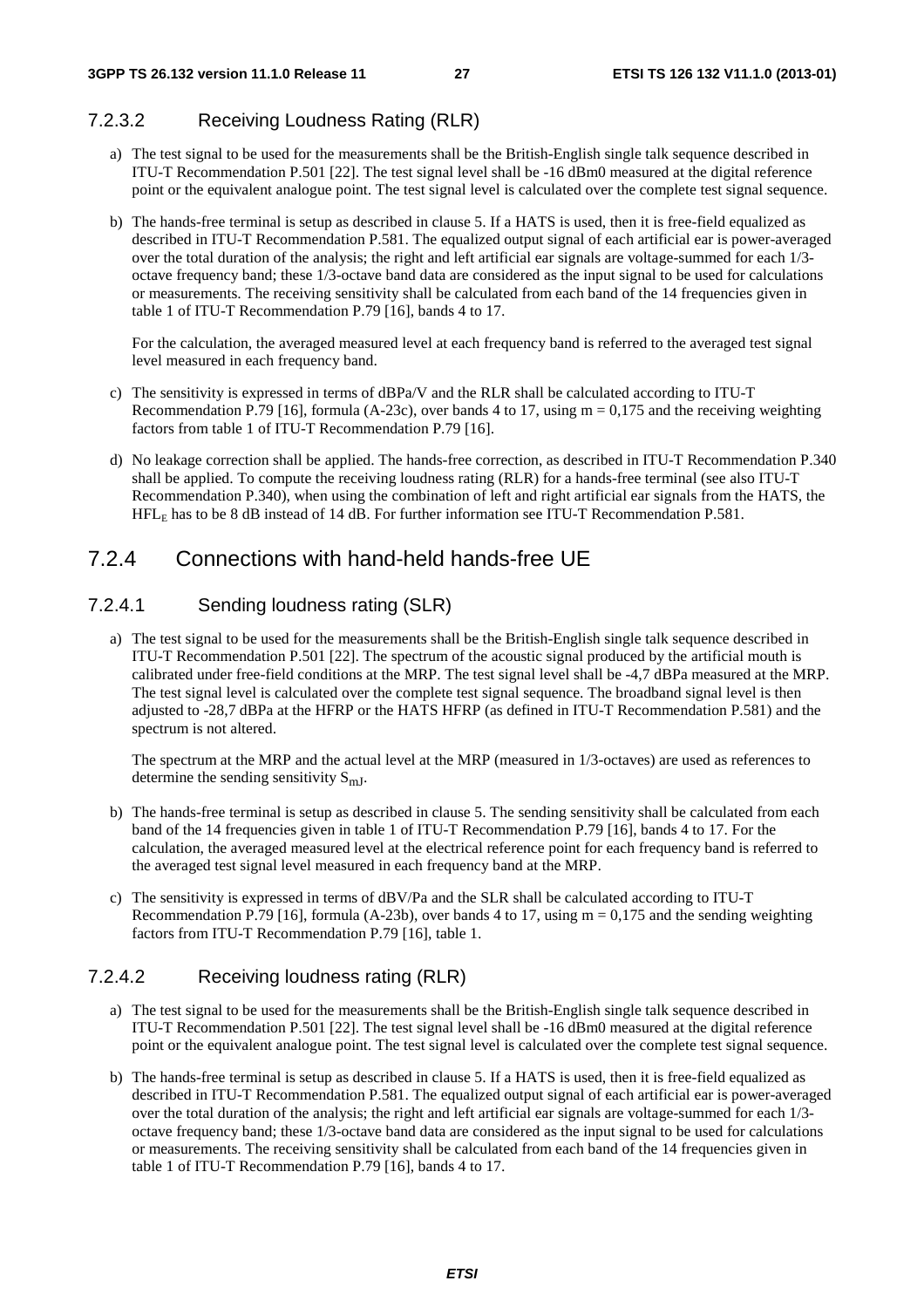#### 7.2.3.2 Receiving Loudness Rating (RLR)

a) The test signal to be used for the measurements shall be the British-English single talk sequence described in ITU-T Recommendation P.501 [22]. The test signal level shall be -16 dBm0 measured at the digital reference point or the equivalent analogue point. The test signal level is calculated over the complete test signal sequence.

b) The hands-free terminal is setup as described in clause 5. If a HATS is used, then it is free-field equalized as described in ITU-T Recommendation P.581. The equalized output signal of each artificial ear is power-averaged over the total duration of the analysis; the right and left artificial ear signals are voltage-summed for each 1/3-octave frequency band; these 1/3-octave band data are considered as the input signal to be used for calculations or measurements. The receiving sensitivity shall be calculated from each band of the 14 frequencies given in table 1 of ITU-T Recommendation P.79 [16], bands 4 to 17.

   For the calculation, the averaged measured level at each frequency band is referred to the averaged test signal level measured in each frequency band.

c) The sensitivity is expressed in terms of dBPa/V and the RLR shall be calculated according to ITU-T Recommendation P.79 [16], formula (A-23c), over bands 4 to 17, using m = 0,175 and the receiving weighting factors from table 1 of ITU-T Recommendation P.79 [16].

d) No leakage correction shall be applied. The hands-free correction, as described in ITU-T Recommendation P.340 shall be applied. To compute the receiving loudness rating (RLR) for a hands-free terminal (see also ITU-T Recommendation P.340), when using the combination of left and right artificial ear signals from the HATS, the $HFL_E$ has to be 8 dB instead of 14 dB. For further information see ITU-T Recommendation P.581.

### 7.2.4 Connections with hand-held hands-free UE

#### 7.2.4.1 Sending loudness rating (SLR)

a) The test signal to be used for the measurements shall be the British-English single talk sequence described in ITU-T Recommendation P.501 [22]. The spectrum of the acoustic signal produced by the artificial mouth is calibrated under free-field conditions at the MRP. The test signal level shall be -4,7 dBPa measured at the MRP. The test signal level is calculated over the complete test signal sequence. The broadband signal level is then adjusted to -28,7 dBPa at the HFRP or the HATS HFRP (as defined in ITU-T Recommendation P.581) and the spectrum is not altered.

   The spectrum at the MRP and the actual level at the MRP (measured in 1/3-octaves) are used as references to determine the sending sensitivity $S_{mJ}$.

b) The hands-free terminal is setup as described in clause 5. The sending sensitivity shall be calculated from each band of the 14 frequencies given in table 1 of ITU-T Recommendation P.79 [16], bands 4 to 17. For the calculation, the averaged measured level at the electrical reference point for each frequency band is referred to the averaged test signal level measured in each frequency band at the MRP.

c) The sensitivity is expressed in terms of dBV/Pa and the SLR shall be calculated according to ITU-T Recommendation P.79 [16], formula (A-23b), over bands 4 to 17, using m = 0,175 and the sending weighting factors from ITU-T Recommendation P.79 [16], table 1.

#### 7.2.4.2 Receiving loudness rating (RLR)

a) The test signal to be used for the measurements shall be the British-English single talk sequence described in ITU-T Recommendation P.501 [22]. The test signal level shall be -16 dBm0 measured at the digital reference point or the equivalent analogue point. The test signal level is calculated over the complete test signal sequence.

b) The hands-free terminal is setup as described in clause 5. If a HATS is used, then it is free-field equalized as described in ITU-T Recommendation P.581. The equalized output signal of each artificial ear is power-averaged over the total duration of the analysis; the right and left artificial ear signals are voltage-summed for each 1/3-octave frequency band; these 1/3-octave band data are considered as the input signal to be used for calculations or measurements. The receiving sensitivity shall be calculated from each band of the 14 frequencies given in table 1 of ITU-T Recommendation P.79 [16], bands 4 to 17.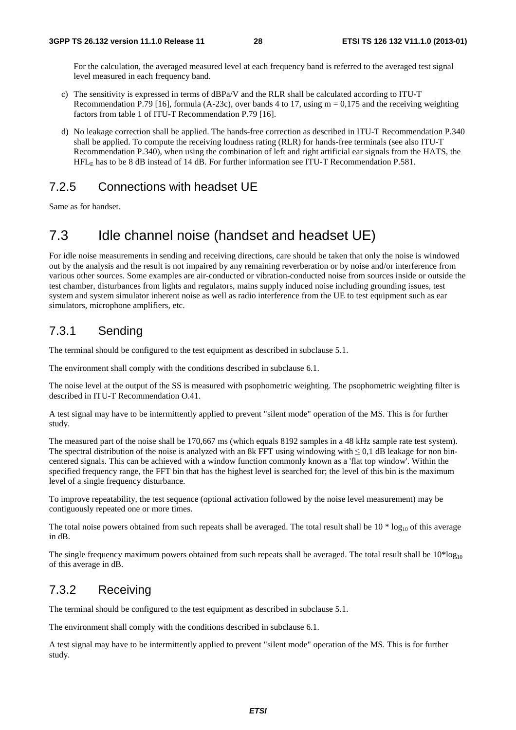For the calculation, the averaged measured level at each frequency band is referred to the averaged test signal level measured in each frequency band.

c) The sensitivity is expressed in terms of dBPa/V and the RLR shall be calculated according to ITU-T Recommendation P.79 [16], formula (A-23c), over bands 4 to 17, using m = 0,175 and the receiving weighting factors from table 1 of ITU-T Recommendation P.79 [16].

d) No leakage correction shall be applied. The hands-free correction as described in ITU-T Recommendation P.340 shall be applied. To compute the receiving loudness rating (RLR) for hands-free terminals (see also ITU-T Recommendation P.340), when using the combination of left and right artificial ear signals from the HATS, the $HFL_E$ has to be 8 dB instead of 14 dB. For further information see ITU-T Recommendation P.581.

### 7.2.5 Connections with headset UE

Same as for handset.

## 7.3 Idle channel noise (handset and headset UE)

For idle noise measurements in sending and receiving directions, care should be taken that only the noise is windowed out by the analysis and the result is not impaired by any remaining reverberation or by noise and/or interference from various other sources. Some examples are air-conducted or vibration-conducted noise from sources inside or outside the test chamber, disturbances from lights and regulators, mains supply induced noise including grounding issues, test system and system simulator inherent noise as well as radio interference from the UE to test equipment such as ear simulators, microphone amplifiers, etc.

### 7.3.1 Sending

The terminal should be configured to the test equipment as described in subclause 5.1.

The environment shall comply with the conditions described in subclause 6.1.

The noise level at the output of the SS is measured with psophometric weighting. The psophometric weighting filter is described in ITU-T Recommendation O.41.

A test signal may have to be intermittently applied to prevent "silent mode" operation of the MS. This is for further study.

The measured part of the noise shall be 170,667 ms (which equals 8192 samples in a 48 kHz sample rate test system). The spectral distribution of the noise is analyzed with an 8k FFT using windowing with $\leq$ 0,1 dB leakage for non bin-centered signals. This can be achieved with a window function commonly known as a 'flat top window'. Within the specified frequency range, the FFT bin that has the highest level is searched for; the level of this bin is the maximum level of a single frequency disturbance.

To improve repeatability, the test sequence (optional activation followed by the noise level measurement) may be contiguously repeated one or more times.

The total noise powers obtained from such repeats shall be averaged. The total result shall be $10 * \log_{10}$ of this average in dB.

The single frequency maximum powers obtained from such repeats shall be averaged. The total result shall be $10*\log_{10}$ of this average in dB.

### 7.3.2 Receiving

The terminal should be configured to the test equipment as described in subclause 5.1.

The environment shall comply with the conditions described in subclause 6.1.

A test signal may have to be intermittently applied to prevent "silent mode" operation of the MS. This is for further study.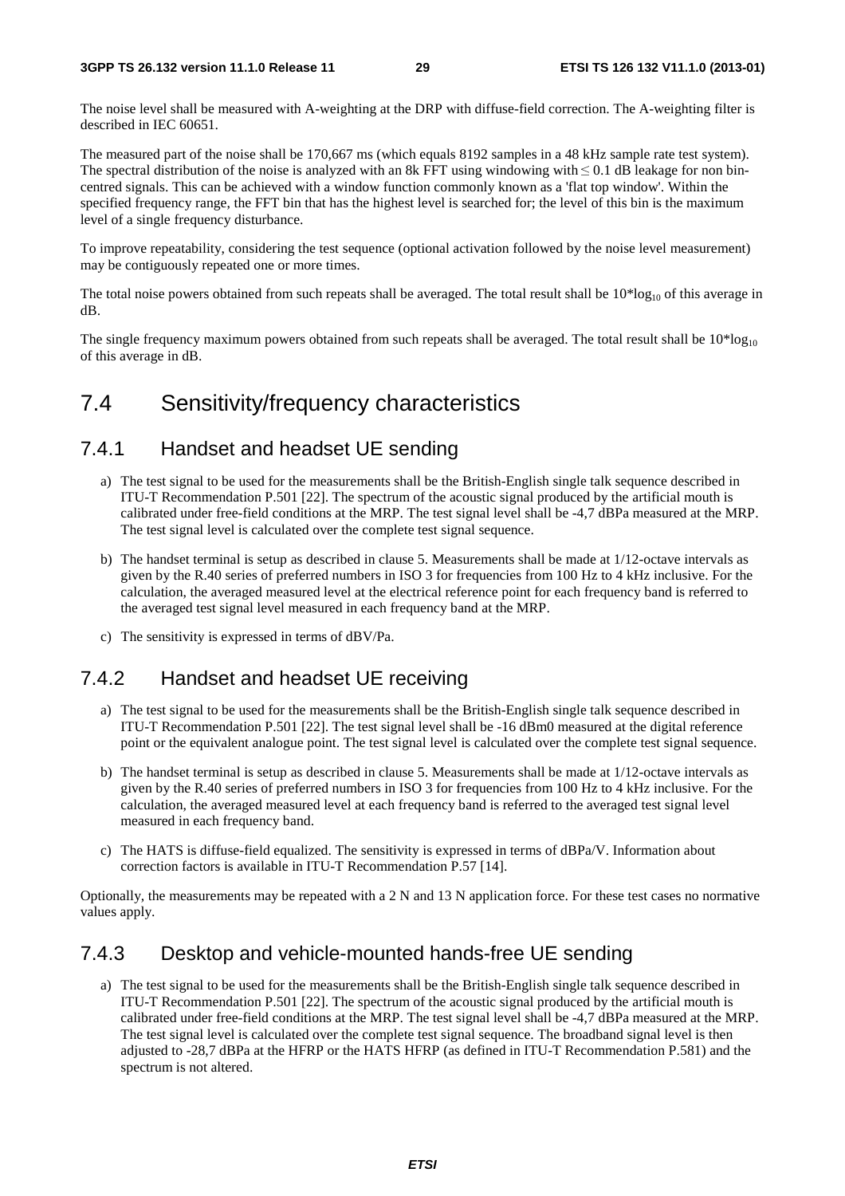The noise level shall be measured with A-weighting at the DRP with diffuse-field correction. The A-weighting filter is described in IEC 60651.

The measured part of the noise shall be 170,667 ms (which equals 8192 samples in a 48 kHz sample rate test system). The spectral distribution of the noise is analyzed with an 8k FFT using windowing with $\leq 0.1$ dB leakage for non bin-centred signals. This can be achieved with a window function commonly known as a 'flat top window'. Within the specified frequency range, the FFT bin that has the highest level is searched for; the level of this bin is the maximum level of a single frequency disturbance.

To improve repeatability, considering the test sequence (optional activation followed by the noise level measurement) may be contiguously repeated one or more times.

The total noise powers obtained from such repeats shall be averaged. The total result shall be $10*\log_{10}$ of this average in dB.

The single frequency maximum powers obtained from such repeats shall be averaged. The total result shall be $10*\log_{10}$ of this average in dB.

## 7.4 Sensitivity/frequency characteristics

### 7.4.1 Handset and headset UE sending

a) The test signal to be used for the measurements shall be the British-English single talk sequence described in ITU-T Recommendation P.501 [22]. The spectrum of the acoustic signal produced by the artificial mouth is calibrated under free-field conditions at the MRP. The test signal level shall be -4,7 dBPa measured at the MRP. The test signal level is calculated over the complete test signal sequence.

b) The handset terminal is setup as described in clause 5. Measurements shall be made at 1/12-octave intervals as given by the R.40 series of preferred numbers in ISO 3 for frequencies from 100 Hz to 4 kHz inclusive. For the calculation, the averaged measured level at the electrical reference point for each frequency band is referred to the averaged test signal level measured in each frequency band at the MRP.

c) The sensitivity is expressed in terms of dBV/Pa.

### 7.4.2 Handset and headset UE receiving

a) The test signal to be used for the measurements shall be the British-English single talk sequence described in ITU-T Recommendation P.501 [22]. The test signal level shall be -16 dBm0 measured at the digital reference point or the equivalent analogue point. The test signal level is calculated over the complete test signal sequence.

b) The handset terminal is setup as described in clause 5. Measurements shall be made at 1/12-octave intervals as given by the R.40 series of preferred numbers in ISO 3 for frequencies from 100 Hz to 4 kHz inclusive. For the calculation, the averaged measured level at each frequency band is referred to the averaged test signal level measured in each frequency band.

c) The HATS is diffuse-field equalized. The sensitivity is expressed in terms of dBPa/V. Information about correction factors is available in ITU-T Recommendation P.57 [14].

Optionally, the measurements may be repeated with a 2 N and 13 N application force. For these test cases no normative values apply.

### 7.4.3 Desktop and vehicle-mounted hands-free UE sending

a) The test signal to be used for the measurements shall be the British-English single talk sequence described in ITU-T Recommendation P.501 [22]. The spectrum of the acoustic signal produced by the artificial mouth is calibrated under free-field conditions at the MRP. The test signal level shall be -4,7 dBPa measured at the MRP. The test signal level is calculated over the complete test signal sequence. The broadband signal level is then adjusted to -28,7 dBPa at the HFRP or the HATS HFRP (as defined in ITU-T Recommendation P.581) and the spectrum is not altered.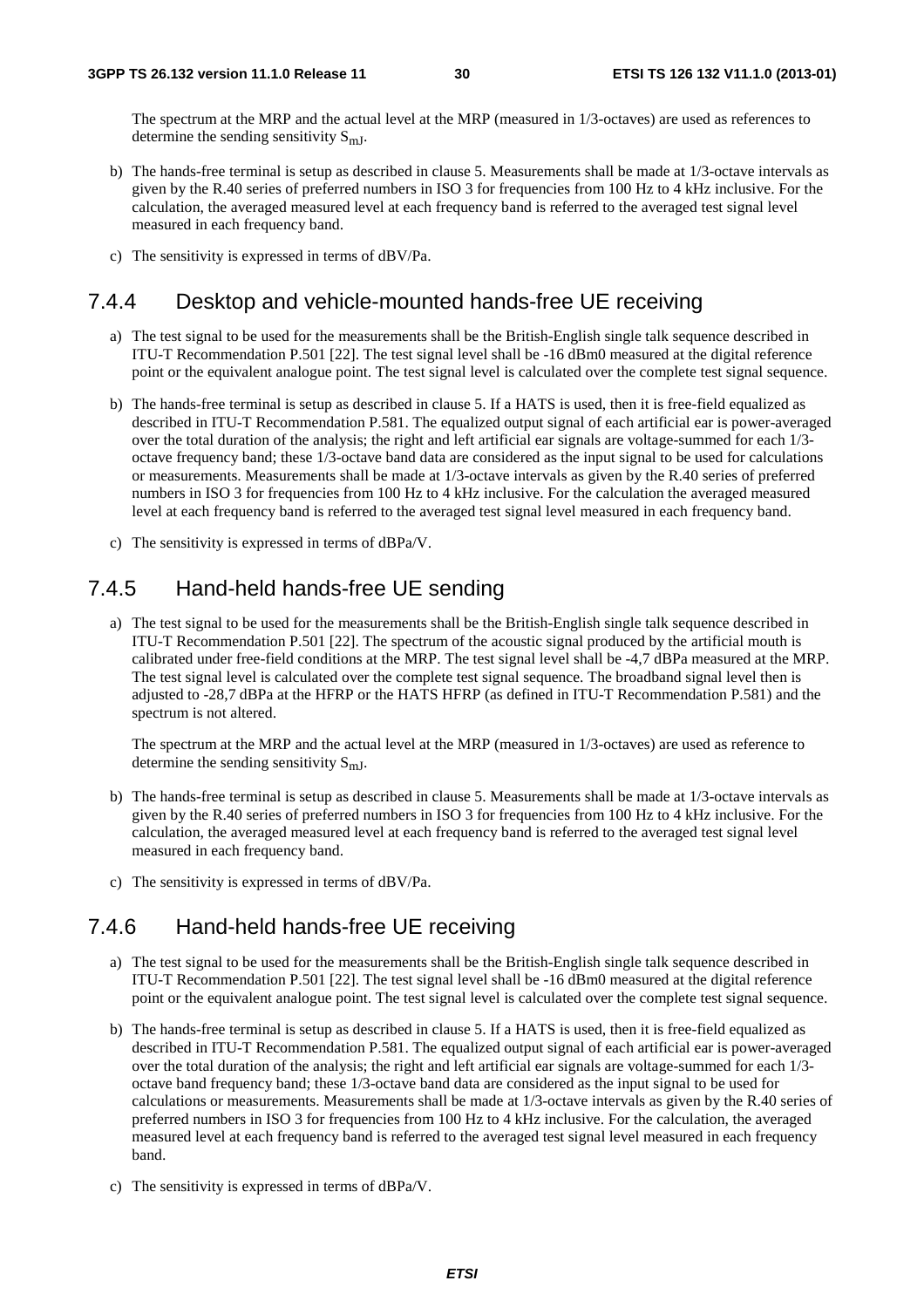The spectrum at the MRP and the actual level at the MRP (measured in 1/3-octaves) are used as references to determine the sending sensitivity $S_{mJ}$.

b) The hands-free terminal is setup as described in clause 5. Measurements shall be made at 1/3-octave intervals as given by the R.40 series of preferred numbers in ISO 3 for frequencies from 100 Hz to 4 kHz inclusive. For the calculation, the averaged measured level at each frequency band is referred to the averaged test signal level measured in each frequency band.

c) The sensitivity is expressed in terms of dBV/Pa.

## 7.4.4 Desktop and vehicle-mounted hands-free UE receiving

a) The test signal to be used for the measurements shall be the British-English single talk sequence described in ITU-T Recommendation P.501 [22]. The test signal level shall be -16 dBm0 measured at the digital reference point or the equivalent analogue point. The test signal level is calculated over the complete test signal sequence.

b) The hands-free terminal is setup as described in clause 5. If a HATS is used, then it is free-field equalized as described in ITU-T Recommendation P.581. The equalized output signal of each artificial ear is power-averaged over the total duration of the analysis; the right and left artificial ear signals are voltage-summed for each 1/3-octave frequency band; these 1/3-octave band data are considered as the input signal to be used for calculations or measurements. Measurements shall be made at 1/3-octave intervals as given by the R.40 series of preferred numbers in ISO 3 for frequencies from 100 Hz to 4 kHz inclusive. For the calculation the averaged measured level at each frequency band is referred to the averaged test signal level measured in each frequency band.

c) The sensitivity is expressed in terms of dBPa/V.

## 7.4.5 Hand-held hands-free UE sending

a) The test signal to be used for the measurements shall be the British-English single talk sequence described in ITU-T Recommendation P.501 [22]. The spectrum of the acoustic signal produced by the artificial mouth is calibrated under free-field conditions at the MRP. The test signal level shall be -4,7 dBPa measured at the MRP. The test signal level is calculated over the complete test signal sequence. The broadband signal level then is adjusted to -28,7 dBPa at the HFRP or the HATS HFRP (as defined in ITU-T Recommendation P.581) and the spectrum is not altered.

   The spectrum at the MRP and the actual level at the MRP (measured in 1/3-octaves) are used as reference to determine the sending sensitivity $S_{mJ}$.

b) The hands-free terminal is setup as described in clause 5. Measurements shall be made at 1/3-octave intervals as given by the R.40 series of preferred numbers in ISO 3 for frequencies from 100 Hz to 4 kHz inclusive. For the calculation, the averaged measured level at each frequency band is referred to the averaged test signal level measured in each frequency band.

c) The sensitivity is expressed in terms of dBV/Pa.

## 7.4.6 Hand-held hands-free UE receiving

a) The test signal to be used for the measurements shall be the British-English single talk sequence described in ITU-T Recommendation P.501 [22]. The test signal level shall be -16 dBm0 measured at the digital reference point or the equivalent analogue point. The test signal level is calculated over the complete test signal sequence.

b) The hands-free terminal is setup as described in clause 5. If a HATS is used, then it is free-field equalized as described in ITU-T Recommendation P.581. The equalized output signal of each artificial ear is power-averaged over the total duration of the analysis; the right and left artificial ear signals are voltage-summed for each 1/3-octave band frequency band; these 1/3-octave band data are considered as the input signal to be used for calculations or measurements. Measurements shall be made at 1/3-octave intervals as given by the R.40 series of preferred numbers in ISO 3 for frequencies from 100 Hz to 4 kHz inclusive. For the calculation, the averaged measured level at each frequency band is referred to the averaged test signal level measured in each frequency band.

c) The sensitivity is expressed in terms of dBPa/V.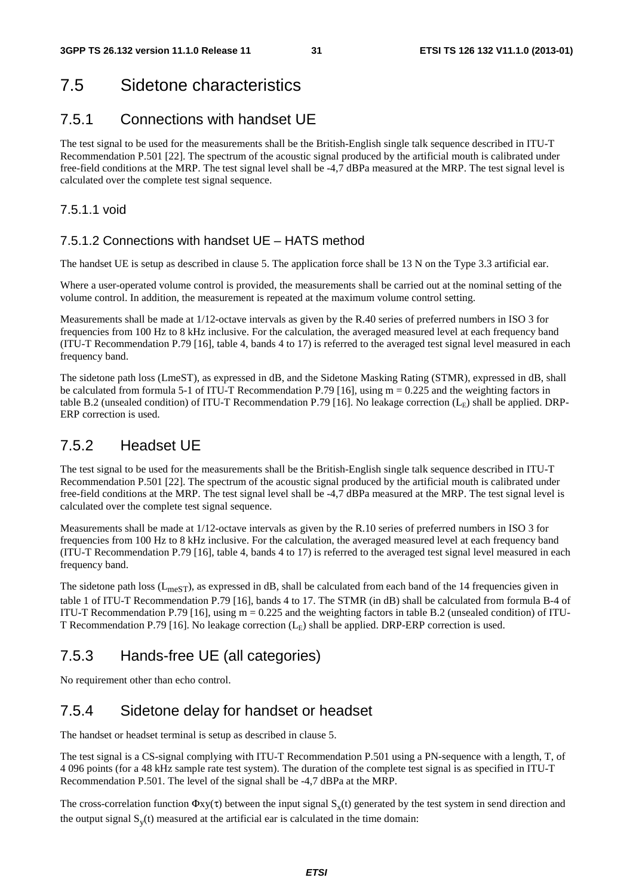## 7.5 Sidetone characteristics

### 7.5.1 Connections with handset UE

The test signal to be used for the measurements shall be the British-English single talk sequence described in ITU-T Recommendation P.501 [22]. The spectrum of the acoustic signal produced by the artificial mouth is calibrated under free-field conditions at the MRP. The test signal level shall be -4,7 dBPa measured at the MRP. The test signal level is calculated over the complete test signal sequence.

#### 7.5.1.1 void

#### 7.5.1.2 Connections with handset UE – HATS method

The handset UE is setup as described in clause 5. The application force shall be 13 N on the Type 3.3 artificial ear.

Where a user-operated volume control is provided, the measurements shall be carried out at the nominal setting of the volume control. In addition, the measurement is repeated at the maximum volume control setting.

Measurements shall be made at 1/12-octave intervals as given by the R.40 series of preferred numbers in ISO 3 for frequencies from 100 Hz to 8 kHz inclusive. For the calculation, the averaged measured level at each frequency band (ITU-T Recommendation P.79 [16], table 4, bands 4 to 17) is referred to the averaged test signal level measured in each frequency band.

The sidetone path loss (LmeST), as expressed in dB, and the Sidetone Masking Rating (STMR), expressed in dB, shall be calculated from formula 5-1 of ITU-T Recommendation P.79 [16], using m = 0.225 and the weighting factors in table B.2 (unsealed condition) of ITU-T Recommendation P.79 [16]. No leakage correction ($L_E$) shall be applied. DRP-ERP correction is used.

### 7.5.2 Headset UE

The test signal to be used for the measurements shall be the British-English single talk sequence described in ITU-T Recommendation P.501 [22]. The spectrum of the acoustic signal produced by the artificial mouth is calibrated under free-field conditions at the MRP. The test signal level shall be -4,7 dBPa measured at the MRP. The test signal level is calculated over the complete test signal sequence.

Measurements shall be made at 1/12-octave intervals as given by the R.10 series of preferred numbers in ISO 3 for frequencies from 100 Hz to 8 kHz inclusive. For the calculation, the averaged measured level at each frequency band (ITU-T Recommendation P.79 [16], table 4, bands 4 to 17) is referred to the averaged test signal level measured in each frequency band.

The sidetone path loss ($L_{meST}$), as expressed in dB, shall be calculated from each band of the 14 frequencies given in table 1 of ITU-T Recommendation P.79 [16], bands 4 to 17. The STMR (in dB) shall be calculated from formula B-4 of ITU-T Recommendation P.79 [16], using m = 0.225 and the weighting factors in table B.2 (unsealed condition) of ITU-T Recommendation P.79 [16]. No leakage correction ($L_E$) shall be applied. DRP-ERP correction is used.

### 7.5.3 Hands-free UE (all categories)

No requirement other than echo control.

### 7.5.4 Sidetone delay for handset or headset

The handset or headset terminal is setup as described in clause 5.

The test signal is a CS-signal complying with ITU-T Recommendation P.501 using a PN-sequence with a length, T, of 4 096 points (for a 48 kHz sample rate test system). The duration of the complete test signal is as specified in ITU-T Recommendation P.501. The level of the signal shall be -4,7 dBPa at the MRP.

The cross-correlation function $\Phi xy(\tau)$ between the input signal $S_x(t)$ generated by the test system in send direction and the output signal $S_y(t)$ measured at the artificial ear is calculated in the time domain: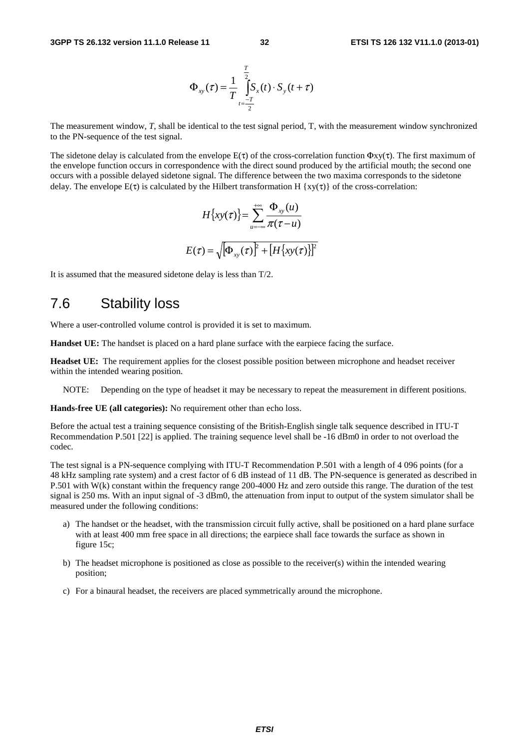$$\Phi_{xy}(\tau) = \frac{1}{T} \int_{t=\frac{-T}{2}}^{\frac{T}{2}} S_x(t) \cdot S_y(t+\tau)$$

The measurement window, *T*, shall be identical to the test signal period, T, with the measurement window synchronized to the PN-sequence of the test signal.

The sidetone delay is calculated from the envelope $E(\tau)$ of the cross-correlation function $\Phi xy(\tau)$. The first maximum of the envelope function occurs in correspondence with the direct sound produced by the artificial mouth; the second one occurs with a possible delayed sidetone signal. The difference between the two maxima corresponds to the sidetone delay. The envelope $E(\tau)$ is calculated by the Hilbert transformation $H\{xy(\tau)\}$ of the cross-correlation:

$$H\{xy(\tau)\} = \sum_{u=-\infty}^{+\infty} \frac{\Phi_{xy}(u)}{\pi(\tau - u)}$$

$$E(\tau) = \sqrt{\left[\Phi_{xy}(\tau)\right]^2 + \left[H\{xy(\tau)\}\right]^2}$$

It is assumed that the measured sidetone delay is less than T/2.

## 7.6 Stability loss

Where a user-controlled volume control is provided it is set to maximum.

**Handset UE:** The handset is placed on a hard plane surface with the earpiece facing the surface.

**Headset UE:** The requirement applies for the closest possible position between microphone and headset receiver within the intended wearing position.

NOTE: Depending on the type of headset it may be necessary to repeat the measurement in different positions.

**Hands-free UE (all categories):** No requirement other than echo loss.

Before the actual test a training sequence consisting of the British-English single talk sequence described in ITU-T Recommendation P.501 [22] is applied. The training sequence level shall be -16 dBm0 in order to not overload the codec.

The test signal is a PN-sequence complying with ITU-T Recommendation P.501 with a length of 4 096 points (for a 48 kHz sampling rate system) and a crest factor of 6 dB instead of 11 dB. The PN-sequence is generated as described in P.501 with W(k) constant within the frequency range 200-4000 Hz and zero outside this range. The duration of the test signal is 250 ms. With an input signal of -3 dBm0, the attenuation from input to output of the system simulator shall be measured under the following conditions:

a) The handset or the headset, with the transmission circuit fully active, shall be positioned on a hard plane surface with at least 400 mm free space in all directions; the earpiece shall face towards the surface as shown in figure 15c;

b) The headset microphone is positioned as close as possible to the receiver(s) within the intended wearing position;

c) For a binaural headset, the receivers are placed symmetrically around the microphone.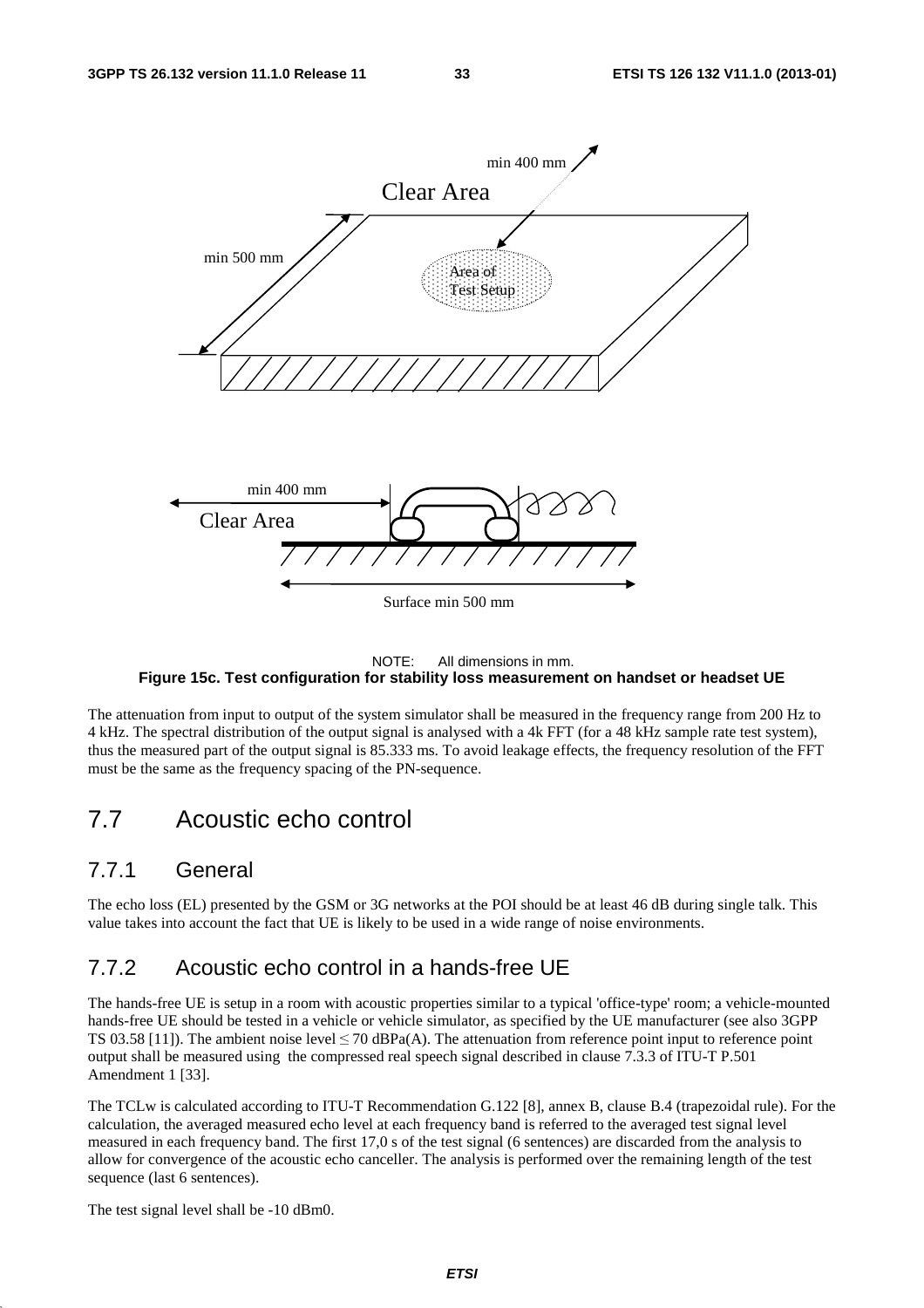NOTE: All dimensions in mm.

**Figure 15c. Test configuration for stability loss measurement on handset or headset UE**

The attenuation from input to output of the system simulator shall be measured in the frequency range from 200 Hz to 4 kHz. The spectral distribution of the output signal is analysed with a 4k FFT (for a 48 kHz sample rate test system), thus the measured part of the output signal is 85.333 ms. To avoid leakage effects, the frequency resolution of the FFT must be the same as the frequency spacing of the PN-sequence.

# 7.7 Acoustic echo control

## 7.7.1 General

The echo loss (EL) presented by the GSM or 3G networks at the POI should be at least 46 dB during single talk. This value takes into account the fact that UE is likely to be used in a wide range of noise environments.

## 7.7.2 Acoustic echo control in a hands-free UE

The hands-free UE is setup in a room with acoustic properties similar to a typical 'office-type' room; a vehicle-mounted hands-free UE should be tested in a vehicle or vehicle simulator, as specified by the UE manufacturer (see also 3GPP TS 03.58 [11]). The ambient noise level ≤ 70 dBPa(A). The attenuation from reference point input to reference point output shall be measured using the compressed real speech signal described in clause 7.3.3 of ITU-T P.501 Amendment 1 [33].

The TCLw is calculated according to ITU-T Recommendation G.122 [8], annex B, clause B.4 (trapezoidal rule). For the calculation, the averaged measured echo level at each frequency band is referred to the averaged test signal level measured in each frequency band. The first 17,0 s of the test signal (6 sentences) are discarded from the analysis to allow for convergence of the acoustic echo canceller. The analysis is performed over the remaining length of the test sequence (last 6 sentences).

The test signal level shall be -10 dBm0.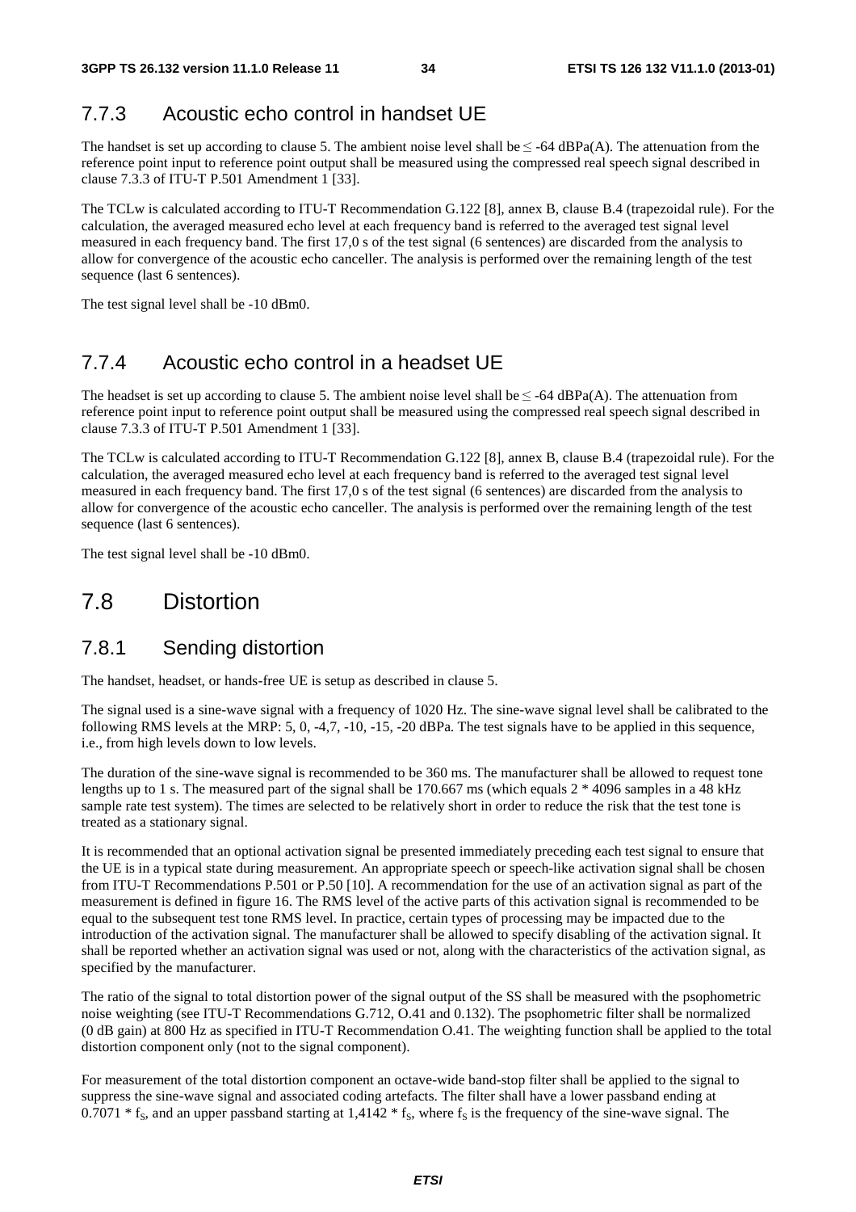### 7.7.3 Acoustic echo control in handset UE

The handset is set up according to clause 5. The ambient noise level shall be ≤ -64 dBPa(A). The attenuation from the reference point input to reference point output shall be measured using the compressed real speech signal described in clause 7.3.3 of ITU-T P.501 Amendment 1 [33].

The TCLw is calculated according to ITU-T Recommendation G.122 [8], annex B, clause B.4 (trapezoidal rule). For the calculation, the averaged measured echo level at each frequency band is referred to the averaged test signal level measured in each frequency band. The first 17,0 s of the test signal (6 sentences) are discarded from the analysis to allow for convergence of the acoustic echo canceller. The analysis is performed over the remaining length of the test sequence (last 6 sentences).

The test signal level shall be -10 dBm0.

### 7.7.4 Acoustic echo control in a headset UE

The headset is set up according to clause 5. The ambient noise level shall be ≤ -64 dBPa(A). The attenuation from reference point input to reference point output shall be measured using the compressed real speech signal described in clause 7.3.3 of ITU-T P.501 Amendment 1 [33].

The TCLw is calculated according to ITU-T Recommendation G.122 [8], annex B, clause B.4 (trapezoidal rule). For the calculation, the averaged measured echo level at each frequency band is referred to the averaged test signal level measured in each frequency band. The first 17,0 s of the test signal (6 sentences) are discarded from the analysis to allow for convergence of the acoustic echo canceller. The analysis is performed over the remaining length of the test sequence (last 6 sentences).

The test signal level shall be -10 dBm0.

## 7.8 Distortion

### 7.8.1 Sending distortion

The handset, headset, or hands-free UE is setup as described in clause 5.

The signal used is a sine-wave signal with a frequency of 1020 Hz. The sine-wave signal level shall be calibrated to the following RMS levels at the MRP: 5, 0, -4,7, -10, -15, -20 dBPa. The test signals have to be applied in this sequence, i.e., from high levels down to low levels.

The duration of the sine-wave signal is recommended to be 360 ms. The manufacturer shall be allowed to request tone lengths up to 1 s. The measured part of the signal shall be 170.667 ms (which equals 2 * 4096 samples in a 48 kHz sample rate test system). The times are selected to be relatively short in order to reduce the risk that the test tone is treated as a stationary signal.

It is recommended that an optional activation signal be presented immediately preceding each test signal to ensure that the UE is in a typical state during measurement. An appropriate speech or speech-like activation signal shall be chosen from ITU-T Recommendations P.501 or P.50 [10]. A recommendation for the use of an activation signal as part of the measurement is defined in figure 16. The RMS level of the active parts of this activation signal is recommended to be equal to the subsequent test tone RMS level. In practice, certain types of processing may be impacted due to the introduction of the activation signal. The manufacturer shall be allowed to specify disabling of the activation signal. It shall be reported whether an activation signal was used or not, along with the characteristics of the activation signal, as specified by the manufacturer.

The ratio of the signal to total distortion power of the signal output of the SS shall be measured with the psophometric noise weighting (see ITU-T Recommendations G.712, O.41 and 0.132). The psophometric filter shall be normalized (0 dB gain) at 800 Hz as specified in ITU-T Recommendation O.41. The weighting function shall be applied to the total distortion component only (not to the signal component).

For measurement of the total distortion component an octave-wide band-stop filter shall be applied to the signal to suppress the sine-wave signal and associated coding artefacts. The filter shall have a lower passband ending at $0.7071 * f_S$, and an upper passband starting at $1,4142 * f_S$, where $f_S$ is the frequency of the sine-wave signal. The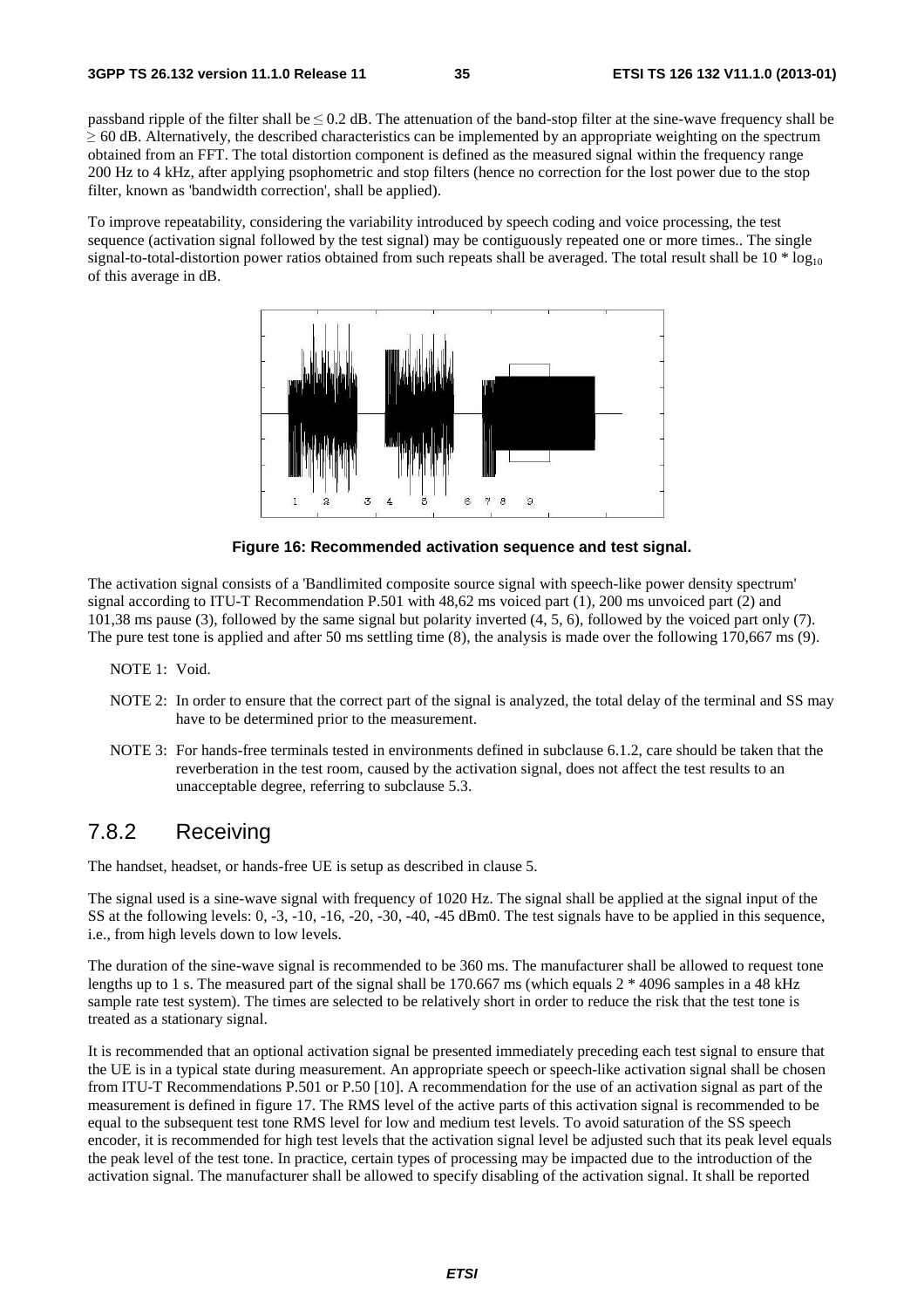passband ripple of the filter shall be ≤ 0.2 dB. The attenuation of the band-stop filter at the sine-wave frequency shall be ≥ 60 dB. Alternatively, the described characteristics can be implemented by an appropriate weighting on the spectrum obtained from an FFT. The total distortion component is defined as the measured signal within the frequency range 200 Hz to 4 kHz, after applying psophometric and stop filters (hence no correction for the lost power due to the stop filter, known as 'bandwidth correction', shall be applied).

To improve repeatability, considering the variability introduced by speech coding and voice processing, the test sequence (activation signal followed by the test signal) may be contiguously repeated one or more times.. The single signal-to-total-distortion power ratios obtained from such repeats shall be averaged. The total result shall be 10 * $\log_{10}$ of this average in dB.

**Figure 16: Recommended activation sequence and test signal.**

The activation signal consists of a 'Bandlimited composite source signal with speech-like power density spectrum' signal according to ITU-T Recommendation P.501 with 48,62 ms voiced part (1), 200 ms unvoiced part (2) and 101,38 ms pause (3), followed by the same signal but polarity inverted (4, 5, 6), followed by the voiced part only (7). The pure test tone is applied and after 50 ms settling time (8), the analysis is made over the following 170,667 ms (9).

NOTE 1: Void.

NOTE 2: In order to ensure that the correct part of the signal is analyzed, the total delay of the terminal and SS may have to be determined prior to the measurement.

NOTE 3: For hands-free terminals tested in environments defined in subclause 6.1.2, care should be taken that the reverberation in the test room, caused by the activation signal, does not affect the test results to an unacceptable degree, referring to subclause 5.3.

## 7.8.2 Receiving

The handset, headset, or hands-free UE is setup as described in clause 5.

The signal used is a sine-wave signal with frequency of 1020 Hz. The signal shall be applied at the signal input of the SS at the following levels: 0, -3, -10, -16, -20, -30, -40, -45 dBm0. The test signals have to be applied in this sequence, i.e., from high levels down to low levels.

The duration of the sine-wave signal is recommended to be 360 ms. The manufacturer shall be allowed to request tone lengths up to 1 s. The measured part of the signal shall be 170.667 ms (which equals 2 * 4096 samples in a 48 kHz sample rate test system). The times are selected to be relatively short in order to reduce the risk that the test tone is treated as a stationary signal.

It is recommended that an optional activation signal be presented immediately preceding each test signal to ensure that the UE is in a typical state during measurement. An appropriate speech or speech-like activation signal shall be chosen from ITU-T Recommendations P.501 or P.50 [10]. A recommendation for the use of an activation signal as part of the measurement is defined in figure 17. The RMS level of the active parts of this activation signal is recommended to be equal to the subsequent test tone RMS level for low and medium test levels. To avoid saturation of the SS speech encoder, it is recommended for high test levels that the activation signal level be adjusted such that its peak level equals the peak level of the test tone. In practice, certain types of processing may be impacted due to the introduction of the activation signal. The manufacturer shall be allowed to specify disabling of the activation signal. It shall be reported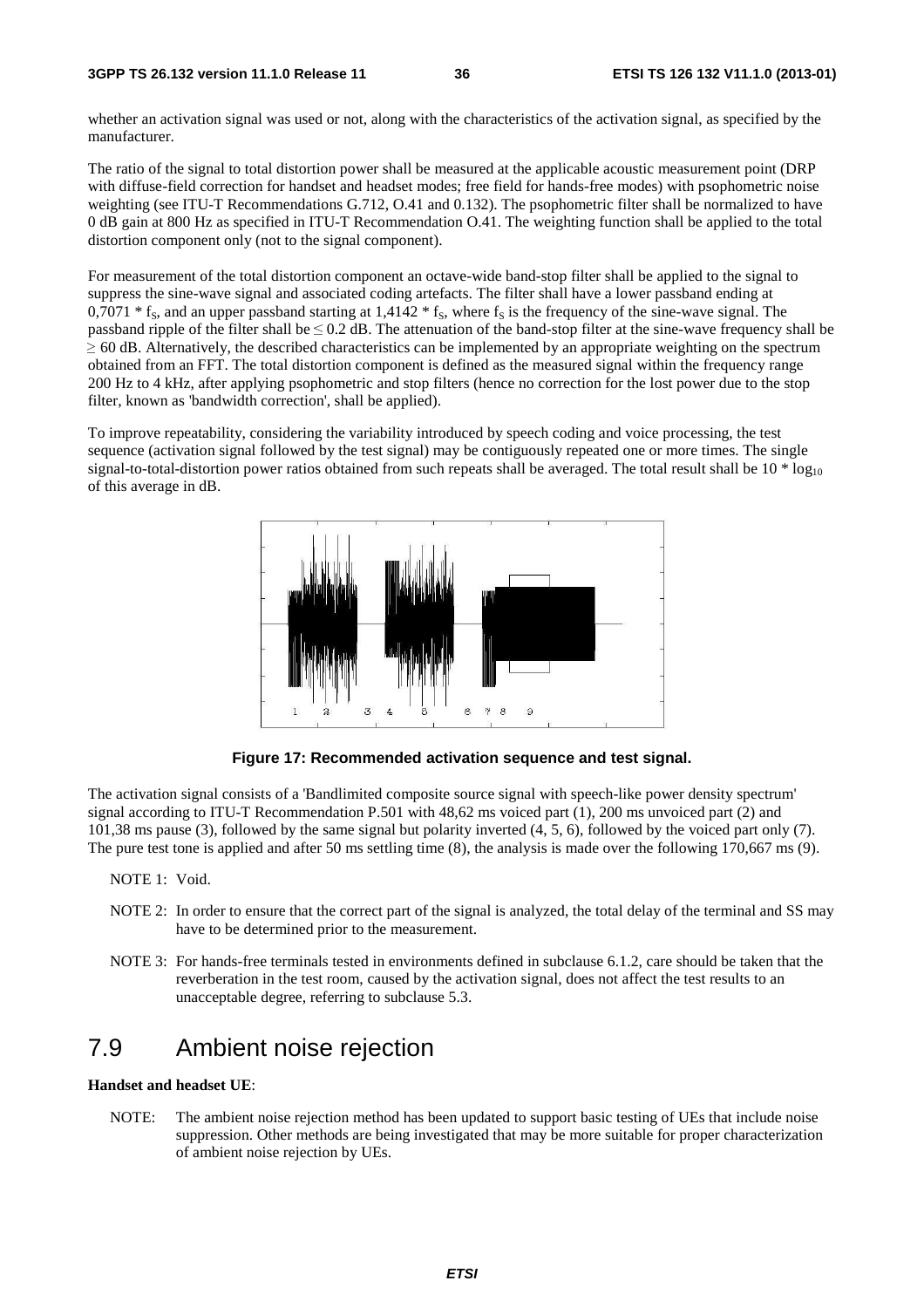whether an activation signal was used or not, along with the characteristics of the activation signal, as specified by the manufacturer.

The ratio of the signal to total distortion power shall be measured at the applicable acoustic measurement point (DRP with diffuse-field correction for handset and headset modes; free field for hands-free modes) with psophometric noise weighting (see ITU-T Recommendations G.712, O.41 and 0.132). The psophometric filter shall be normalized to have 0 dB gain at 800 Hz as specified in ITU-T Recommendation O.41. The weighting function shall be applied to the total distortion component only (not to the signal component).

For measurement of the total distortion component an octave-wide band-stop filter shall be applied to the signal to suppress the sine-wave signal and associated coding artefacts. The filter shall have a lower passband ending at $0{,}7071 * f_S$, and an upper passband starting at $1{,}4142 * f_S$, where $f_S$ is the frequency of the sine-wave signal. The passband ripple of the filter shall be $\leq 0.2$ dB. The attenuation of the band-stop filter at the sine-wave frequency shall be $\geq 60$ dB. Alternatively, the described characteristics can be implemented by an appropriate weighting on the spectrum obtained from an FFT. The total distortion component is defined as the measured signal within the frequency range 200 Hz to 4 kHz, after applying psophometric and stop filters (hence no correction for the lost power due to the stop filter, known as 'bandwidth correction', shall be applied).

To improve repeatability, considering the variability introduced by speech coding and voice processing, the test sequence (activation signal followed by the test signal) may be contiguously repeated one or more times. The single signal-to-total-distortion power ratios obtained from such repeats shall be averaged. The total result shall be $10 * \log_{10}$ of this average in dB.

**Figure 17: Recommended activation sequence and test signal.**

The activation signal consists of a 'Bandlimited composite source signal with speech-like power density spectrum' signal according to ITU-T Recommendation P.501 with 48,62 ms voiced part (1), 200 ms unvoiced part (2) and 101,38 ms pause (3), followed by the same signal but polarity inverted (4, 5, 6), followed by the voiced part only (7). The pure test tone is applied and after 50 ms settling time (8), the analysis is made over the following 170,667 ms (9).

NOTE 1: Void.

NOTE 2: In order to ensure that the correct part of the signal is analyzed, the total delay of the terminal and SS may have to be determined prior to the measurement.

NOTE 3: For hands-free terminals tested in environments defined in subclause 6.1.2, care should be taken that the reverberation in the test room, caused by the activation signal, does not affect the test results to an unacceptable degree, referring to subclause 5.3.

## 7.9 Ambient noise rejection

**Handset and headset UE**:

NOTE: The ambient noise rejection method has been updated to support basic testing of UEs that include noise suppression. Other methods are being investigated that may be more suitable for proper characterization of ambient noise rejection by UEs.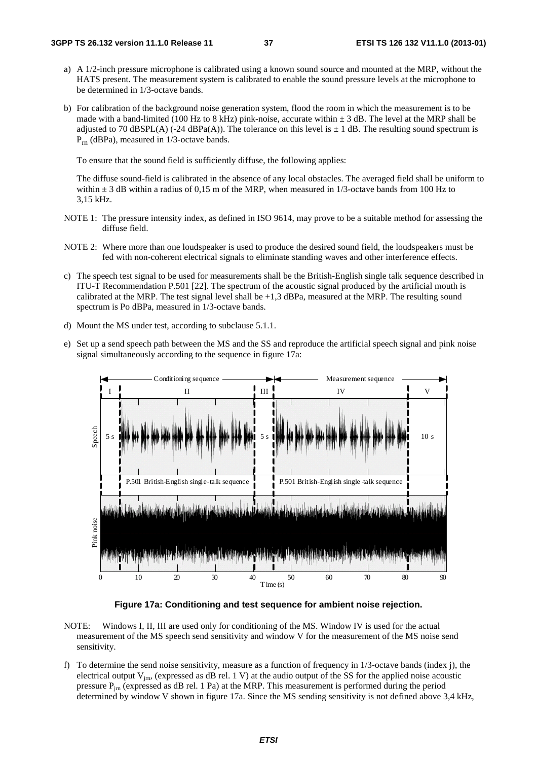a) A 1/2-inch pressure microphone is calibrated using a known sound source and mounted at the MRP, without the HATS present. The measurement system is calibrated to enable the sound pressure levels at the microphone to be determined in 1/3-octave bands.

b) For calibration of the background noise generation system, flood the room in which the measurement is to be made with a band-limited (100 Hz to 8 kHz) pink-noise, accurate within ± 3 dB. The level at the MRP shall be adjusted to 70 dBSPL(A) (-24 dBPa(A)). The tolerance on this level is ± 1 dB. The resulting sound spectrum is $P_{rn}$ (dBPa), measured in 1/3-octave bands.

   To ensure that the sound field is sufficiently diffuse, the following applies:

   The diffuse sound-field is calibrated in the absence of any local obstacles. The averaged field shall be uniform to within ± 3 dB within a radius of 0,15 m of the MRP, when measured in 1/3-octave bands from 100 Hz to 3,15 kHz.

NOTE 1: The pressure intensity index, as defined in ISO 9614, may prove to be a suitable method for assessing the diffuse field.

NOTE 2: Where more than one loudspeaker is used to produce the desired sound field, the loudspeakers must be fed with non-coherent electrical signals to eliminate standing waves and other interference effects.

c) The speech test signal to be used for measurements shall be the British-English single talk sequence described in ITU-T Recommendation P.501 [22]. The spectrum of the acoustic signal produced by the artificial mouth is calibrated at the MRP. The test signal level shall be +1,3 dBPa, measured at the MRP. The resulting sound spectrum is Po dBPa, measured in 1/3-octave bands.

d) Mount the MS under test, according to subclause 5.1.1.

e) Set up a send speech path between the MS and the SS and reproduce the artificial speech signal and pink noise signal simultaneously according to the sequence in figure 17a:

**Figure 17a: Conditioning and test sequence for ambient noise rejection.**

NOTE: Windows I, II, III are used only for conditioning of the MS. Window IV is used for the actual measurement of the MS speech send sensitivity and window V for the measurement of the MS noise send sensitivity.

f) To determine the send noise sensitivity, measure as a function of frequency in 1/3-octave bands (index j), the electrical output $V_{jrn}$, (expressed as dB rel. 1 V) at the audio output of the SS for the applied noise acoustic pressure $P_{jrn}$ (expressed as dB rel. 1 Pa) at the MRP. This measurement is performed during the period determined by window V shown in figure 17a. Since the MS sending sensitivity is not defined above 3,4 kHz,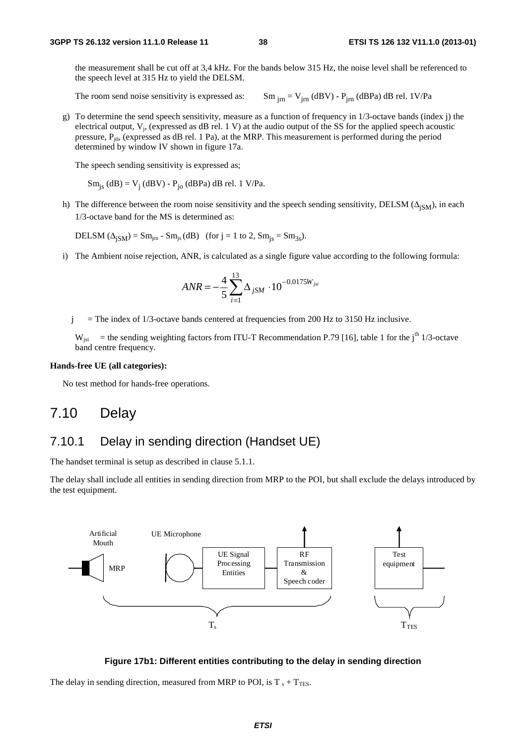the measurement shall be cut off at 3,4 kHz. For the bands below 315 Hz, the noise level shall be referenced to the speech level at 315 Hz to yield the DELSM.

The room send noise sensitivity is expressed as: $Sm_{jrn} = V_{jrn}$ (dBV) - $P_{jrn}$ (dBPa) dB rel. 1V/Pa

g) To determine the send speech sensitivity, measure as a function of frequency in 1/3-octave bands (index j) the electrical output, $V_j$, (expressed as dB rel. 1 V) at the audio output of the SS for the applied speech acoustic pressure, $P_{j0}$, (expressed as dB rel. 1 Pa), at the MRP. This measurement is performed during the period determined by window IV shown in figure 17a.

   The speech sending sensitivity is expressed as;

   $Sm_{js}$ (dB) = $V_j$ (dBV) - $P_{jo}$ (dBPa) dB rel. 1 V/Pa.

h) The difference between the room noise sensitivity and the speech sending sensitivity, DELSM ($\Delta_{jSM}$), in each 1/3-octave band for the MS is determined as:

   DELSM ($\Delta_{jSM}$) = $Sm_{jrn}$ - $Sm_{js}$ (dB) (for j = 1 to 2, $Sm_{js} = Sm_{3s}$).

i) The Ambient noise rejection, ANR, is calculated as a single figure value according to the following formula:

$$ANR = -\frac{4}{5}\sum_{i=1}^{13} \Delta_{jSM} \cdot 10^{-0.0175 W_{jsi}}$$

   j = The index of 1/3-octave bands centered at frequencies from 200 Hz to 3150 Hz inclusive.

   $W_{jsi}$ = the sending weighting factors from ITU-T Recommendation P.79 [16], table 1 for the j[th] 1/3-octave band centre frequency.

**Hands-free UE (all categories):**

No test method for hands-free operations.

## 7.10 Delay

### 7.10.1 Delay in sending direction (Handset UE)

The handset terminal is setup as described in clause 5.1.1.

The delay shall include all entities in sending direction from MRP to the POI, but shall exclude the delays introduced by the test equipment.

**Figure 17b1: Different entities contributing to the delay in sending direction**

The delay in sending direction, measured from MRP to POI, is $T_s + T_{TES}$.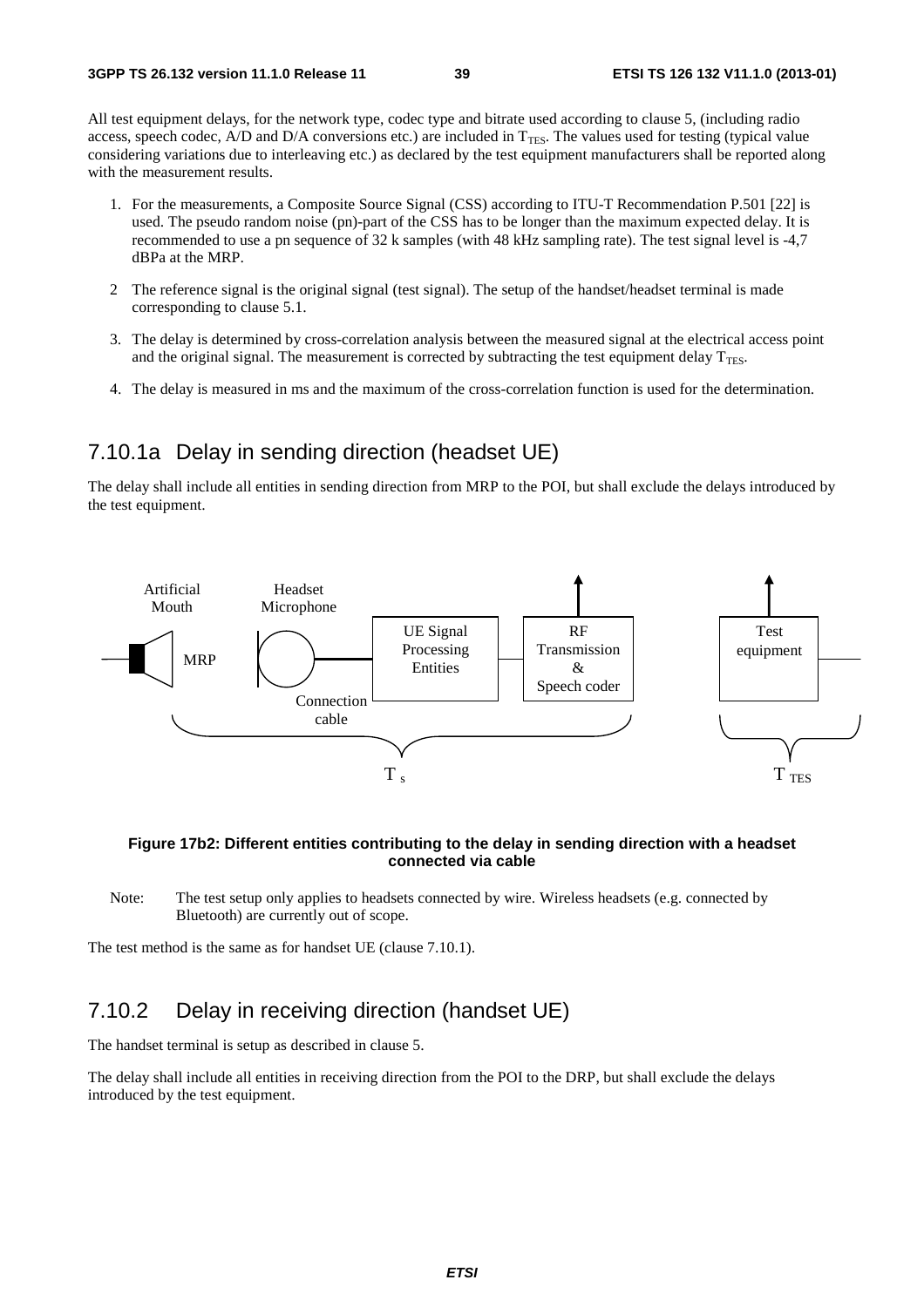All test equipment delays, for the network type, codec type and bitrate used according to clause 5, (including radio access, speech codec, A/D and D/A conversions etc.) are included in $T_{TES}$. The values used for testing (typical value considering variations due to interleaving etc.) as declared by the test equipment manufacturers shall be reported along with the measurement results.

1. For the measurements, a Composite Source Signal (CSS) according to ITU-T Recommendation P.501 [22] is used. The pseudo random noise (pn)-part of the CSS has to be longer than the maximum expected delay. It is recommended to use a pn sequence of 32 k samples (with 48 kHz sampling rate). The test signal level is -4,7 dBPa at the MRP.

2 The reference signal is the original signal (test signal). The setup of the handset/headset terminal is made corresponding to clause 5.1.

3. The delay is determined by cross-correlation analysis between the measured signal at the electrical access point and the original signal. The measurement is corrected by subtracting the test equipment delay $T_{TES}$.

4. The delay is measured in ms and the maximum of the cross-correlation function is used for the determination.

## 7.10.1a Delay in sending direction (headset UE)

The delay shall include all entities in sending direction from MRP to the POI, but shall exclude the delays introduced by the test equipment.

Artificial Mouth | MRP | Headset Microphone | Connection cable | UE Signal Processing Entities | RF Transmission & Speech coder | $T_s$ | Test equipment | $T_{TES}$

**Figure 17b2: Different entities contributing to the delay in sending direction with a headset connected via cable**

Note: The test setup only applies to headsets connected by wire. Wireless headsets (e.g. connected by Bluetooth) are currently out of scope.

The test method is the same as for handset UE (clause 7.10.1).

## 7.10.2 Delay in receiving direction (handset UE)

The handset terminal is setup as described in clause 5.

The delay shall include all entities in receiving direction from the POI to the DRP, but shall exclude the delays introduced by the test equipment.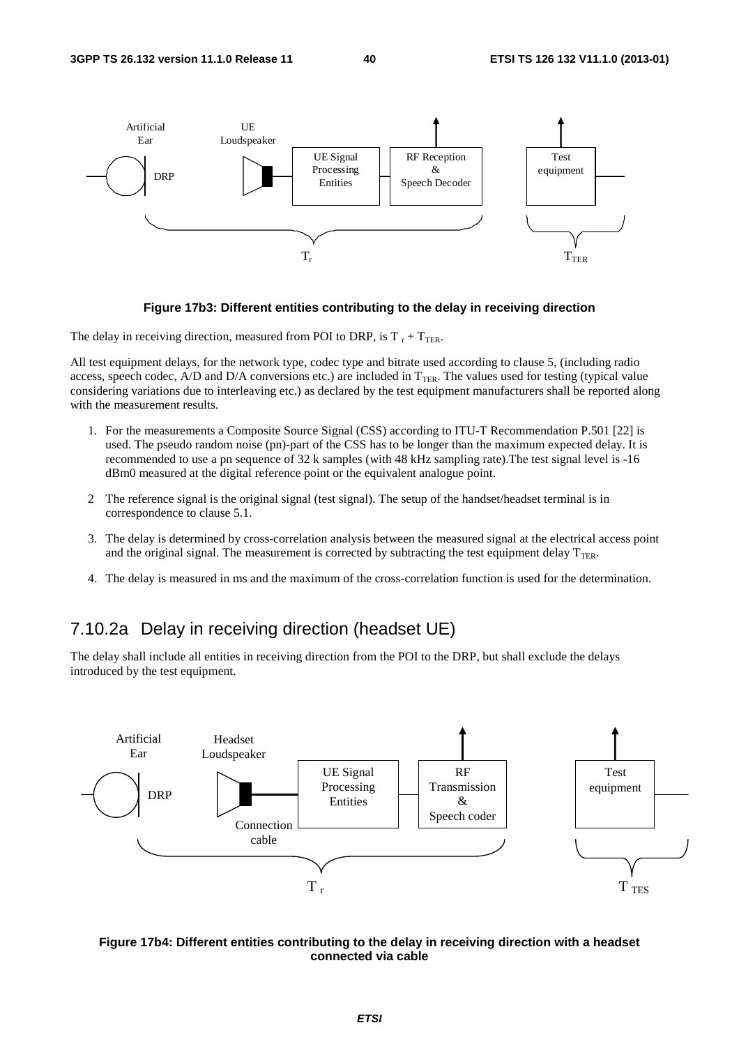Figure 17b3: Different entities contributing to the delay in receiving direction

The delay in receiving direction, measured from POI to DRP, is $T_r + T_{TER}$.

All test equipment delays, for the network type, codec type and bitrate used according to clause 5, (including radio access, speech codec, A/D and D/A conversions etc.) are included in $T_{TER}$. The values used for testing (typical value considering variations due to interleaving etc.) as declared by the test equipment manufacturers shall be reported along with the measurement results.

1. For the measurements a Composite Source Signal (CSS) according to ITU-T Recommendation P.501 [22] is used. The pseudo random noise (pn)-part of the CSS has to be longer than the maximum expected delay. It is recommended to use a pn sequence of 32 k samples (with 48 kHz sampling rate).The test signal level is -16 dBm0 measured at the digital reference point or the equivalent analogue point.

2 The reference signal is the original signal (test signal). The setup of the handset/headset terminal is in correspondence to clause 5.1.

3. The delay is determined by cross-correlation analysis between the measured signal at the electrical access point and the original signal. The measurement is corrected by subtracting the test equipment delay $T_{TER}$.

4. The delay is measured in ms and the maximum of the cross-correlation function is used for the determination.

## 7.10.2a Delay in receiving direction (headset UE)

The delay shall include all entities in receiving direction from the POI to the DRP, but shall exclude the delays introduced by the test equipment.

Figure 17b4: Different entities contributing to the delay in receiving direction with a headset connected via cable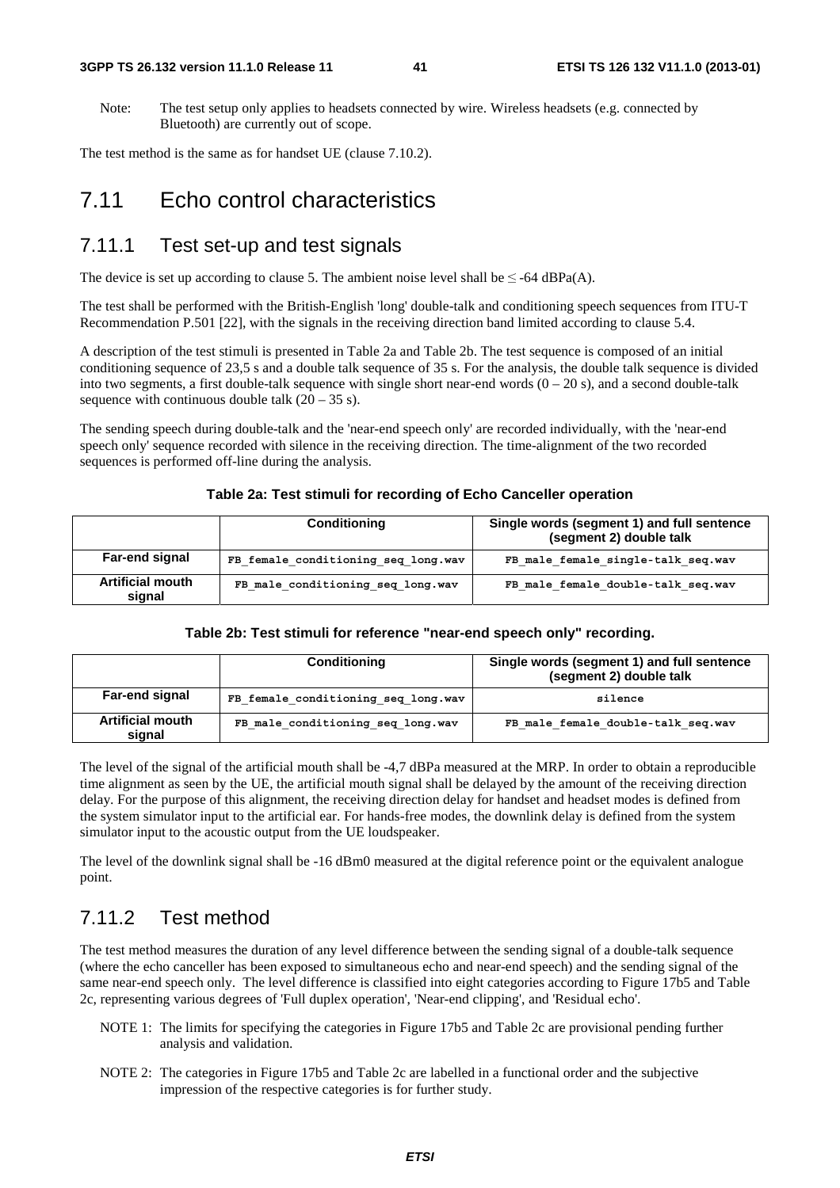Note: The test setup only applies to headsets connected by wire. Wireless headsets (e.g. connected by Bluetooth) are currently out of scope.

The test method is the same as for handset UE (clause 7.10.2).

# 7.11 Echo control characteristics

## 7.11.1 Test set-up and test signals

The device is set up according to clause 5. The ambient noise level shall be ≤ -64 dBPa(A).

The test shall be performed with the British-English 'long' double-talk and conditioning speech sequences from ITU-T Recommendation P.501 [22], with the signals in the receiving direction band limited according to clause 5.4.

A description of the test stimuli is presented in Table 2a and Table 2b. The test sequence is composed of an initial conditioning sequence of 23,5 s and a double talk sequence of 35 s. For the analysis, the double talk sequence is divided into two segments, a first double-talk sequence with single short near-end words (0 – 20 s), and a second double-talk sequence with continuous double talk (20 – 35 s).

The sending speech during double-talk and the 'near-end speech only' are recorded individually, with the 'near-end speech only' sequence recorded with silence in the receiving direction. The time-alignment of the two recorded sequences is performed off-line during the analysis.

**Table 2a: Test stimuli for recording of Echo Canceller operation**

| | Conditioning | Single words (segment 1) and full sentence (segment 2) double talk |
|---|---|---|
| **Far-end signal** | `FB_female_conditioning_seq_long.wav` | `FB_male_female_single-talk_seq.wav` |
| **Artificial mouth signal** | `FB_male_conditioning_seq_long.wav` | `FB_male_female_double-talk_seq.wav` |

**Table 2b: Test stimuli for reference "near-end speech only" recording.**

| | Conditioning | Single words (segment 1) and full sentence (segment 2) double talk |
|---|---|---|
| **Far-end signal** | `FB_female_conditioning_seq_long.wav` | `silence` |
| **Artificial mouth signal** | `FB_male_conditioning_seq_long.wav` | `FB_male_female_double-talk_seq.wav` |

The level of the signal of the artificial mouth shall be -4,7 dBPa measured at the MRP. In order to obtain a reproducible time alignment as seen by the UE, the artificial mouth signal shall be delayed by the amount of the receiving direction delay. For the purpose of this alignment, the receiving direction delay for handset and headset modes is defined from the system simulator input to the artificial ear. For hands-free modes, the downlink delay is defined from the system simulator input to the acoustic output from the UE loudspeaker.

The level of the downlink signal shall be -16 dBm0 measured at the digital reference point or the equivalent analogue point.

## 7.11.2 Test method

The test method measures the duration of any level difference between the sending signal of a double-talk sequence (where the echo canceller has been exposed to simultaneous echo and near-end speech) and the sending signal of the same near-end speech only. The level difference is classified into eight categories according to Figure 17b5 and Table 2c, representing various degrees of 'Full duplex operation', 'Near-end clipping', and 'Residual echo'.

NOTE 1: The limits for specifying the categories in Figure 17b5 and Table 2c are provisional pending further analysis and validation.

NOTE 2: The categories in Figure 17b5 and Table 2c are labelled in a functional order and the subjective impression of the respective categories is for further study.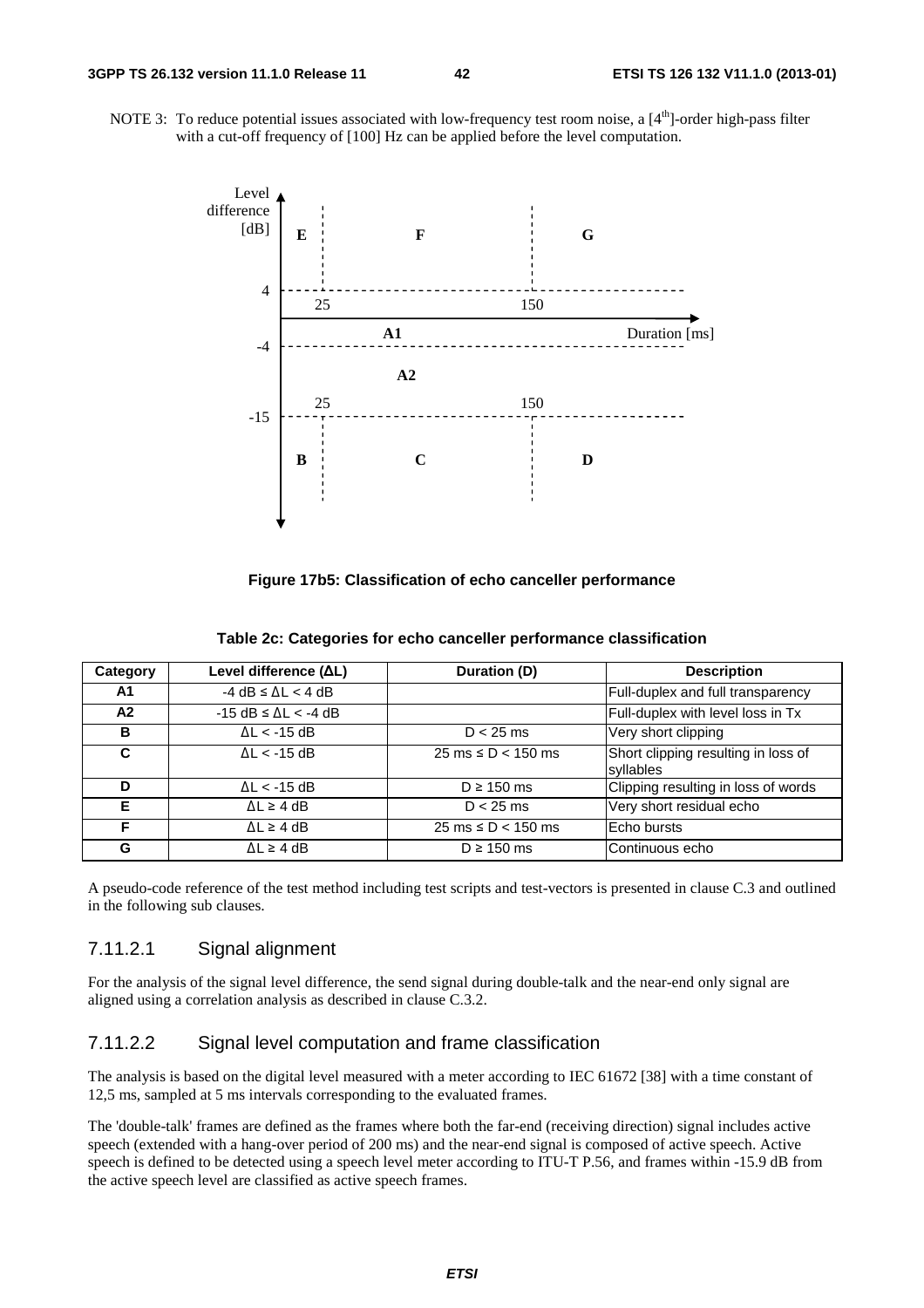NOTE 3: To reduce potential issues associated with low-frequency test room noise, a [4[th]]-order high-pass filter with a cut-off frequency of [100] Hz can be applied before the level computation.

**Figure 17b5: Classification of echo canceller performance**

**Table 2c: Categories for echo canceller performance classification**

| Category | Level difference (ΔL) | Duration (D) | Description |
|---|---|---|---|
| **A1** | -4 dB ≤ ΔL < 4 dB | | Full-duplex and full transparency |
| **A2** | -15 dB ≤ ΔL < -4 dB | | Full-duplex with level loss in Tx |
| **B** | ΔL < -15 dB | D < 25 ms | Very short clipping |
| **C** | ΔL < -15 dB | 25 ms ≤ D < 150 ms | Short clipping resulting in loss of syllables |
| **D** | ΔL < -15 dB | D ≥ 150 ms | Clipping resulting in loss of words |
| **E** | ΔL ≥ 4 dB | D < 25 ms | Very short residual echo |
| **F** | ΔL ≥ 4 dB | 25 ms ≤ D < 150 ms | Echo bursts |
| **G** | ΔL ≥ 4 dB | D ≥ 150 ms | Continuous echo |

A pseudo-code reference of the test method including test scripts and test-vectors is presented in clause C.3 and outlined in the following sub clauses.

### 7.11.2.1 Signal alignment

For the analysis of the signal level difference, the send signal during double-talk and the near-end only signal are aligned using a correlation analysis as described in clause C.3.2.

### 7.11.2.2 Signal level computation and frame classification

The analysis is based on the digital level measured with a meter according to IEC 61672 [38] with a time constant of 12,5 ms, sampled at 5 ms intervals corresponding to the evaluated frames.

The 'double-talk' frames are defined as the frames where both the far-end (receiving direction) signal includes active speech (extended with a hang-over period of 200 ms) and the near-end signal is composed of active speech. Active speech is defined to be detected using a speech level meter according to ITU-T P.56, and frames within -15.9 dB from the active speech level are classified as active speech frames.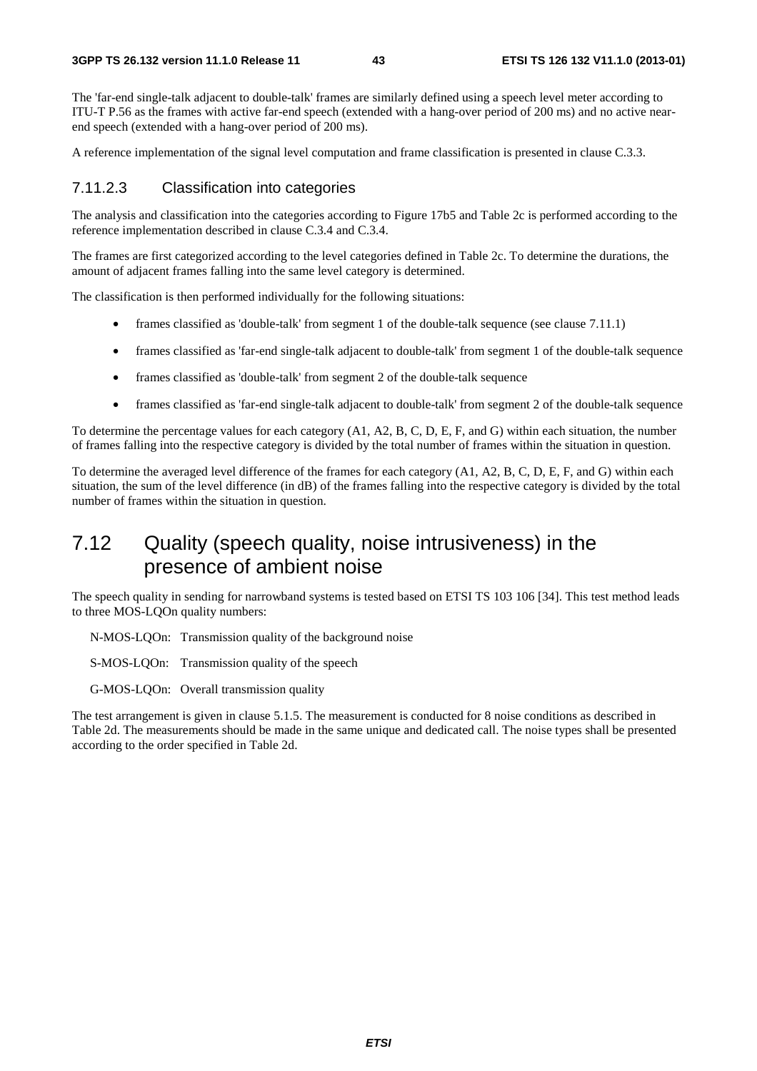The 'far-end single-talk adjacent to double-talk' frames are similarly defined using a speech level meter according to ITU-T P.56 as the frames with active far-end speech (extended with a hang-over period of 200 ms) and no active near-end speech (extended with a hang-over period of 200 ms).

A reference implementation of the signal level computation and frame classification is presented in clause C.3.3.

### 7.11.2.3 Classification into categories

The analysis and classification into the categories according to Figure 17b5 and Table 2c is performed according to the reference implementation described in clause C.3.4 and C.3.4.

The frames are first categorized according to the level categories defined in Table 2c. To determine the durations, the amount of adjacent frames falling into the same level category is determined.

The classification is then performed individually for the following situations:

- frames classified as 'double-talk' from segment 1 of the double-talk sequence (see clause 7.11.1)
- frames classified as 'far-end single-talk adjacent to double-talk' from segment 1 of the double-talk sequence
- frames classified as 'double-talk' from segment 2 of the double-talk sequence
- frames classified as 'far-end single-talk adjacent to double-talk' from segment 2 of the double-talk sequence

To determine the percentage values for each category (A1, A2, B, C, D, E, F, and G) within each situation, the number of frames falling into the respective category is divided by the total number of frames within the situation in question.

To determine the averaged level difference of the frames for each category (A1, A2, B, C, D, E, F, and G) within each situation, the sum of the level difference (in dB) of the frames falling into the respective category is divided by the total number of frames within the situation in question.

## 7.12 Quality (speech quality, noise intrusiveness) in the presence of ambient noise

The speech quality in sending for narrowband systems is tested based on ETSI TS 103 106 [34]. This test method leads to three MOS-LQOn quality numbers:

N-MOS-LQOn: Transmission quality of the background noise

S-MOS-LQOn: Transmission quality of the speech

G-MOS-LQOn: Overall transmission quality

The test arrangement is given in clause 5.1.5. The measurement is conducted for 8 noise conditions as described in Table 2d. The measurements should be made in the same unique and dedicated call. The noise types shall be presented according to the order specified in Table 2d.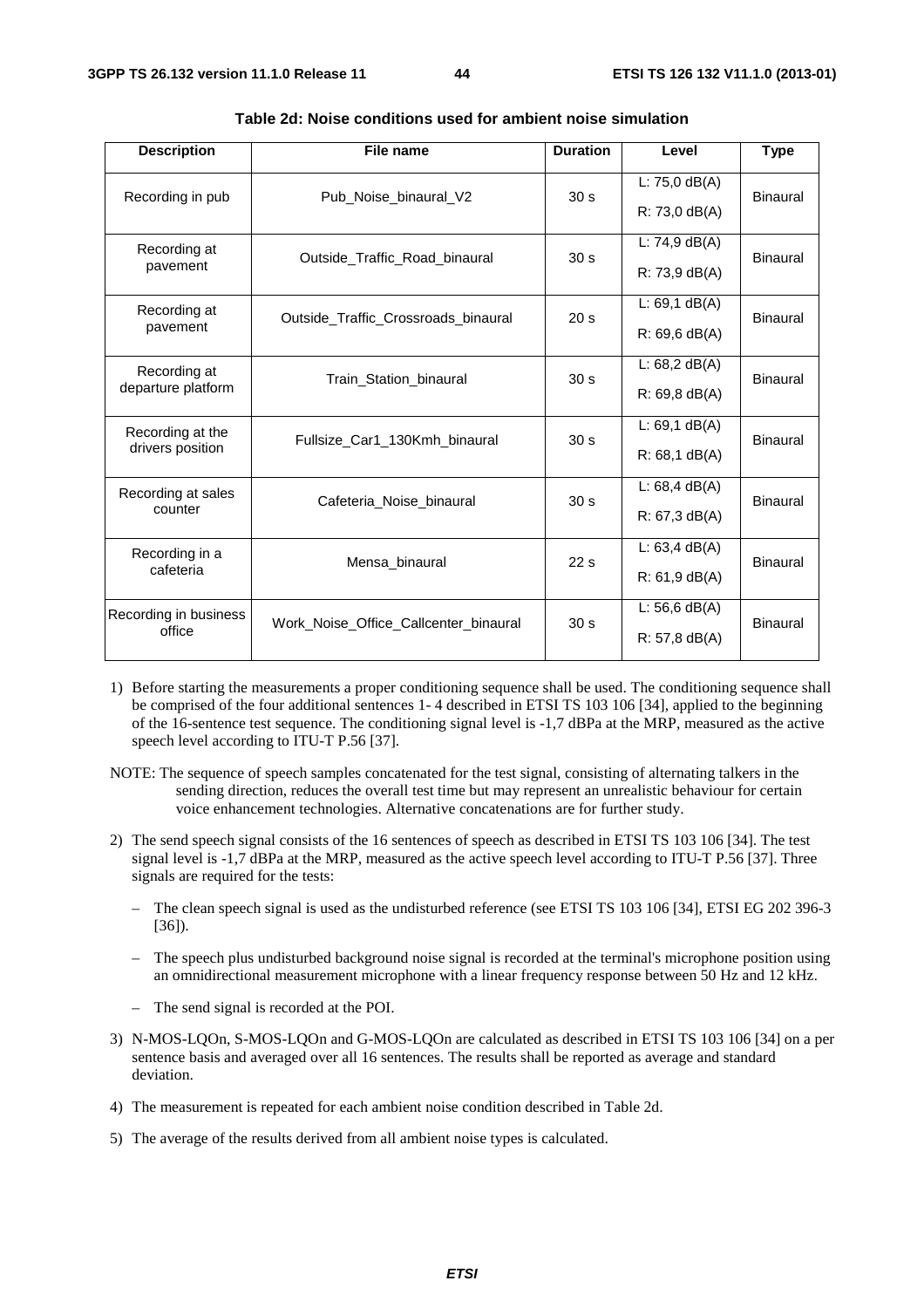**Table 2d: Noise conditions used for ambient noise simulation**

| Description | File name | Duration | Level | Type |
|---|---|---|---|---|
| Recording in pub | Pub_Noise_binaural_V2 | 30 s | L: 75,0 dB(A)<br>R: 73,0 dB(A) | Binaural |
| Recording at pavement | Outside_Traffic_Road_binaural | 30 s | L: 74,9 dB(A)<br>R: 73,9 dB(A) | Binaural |
| Recording at pavement | Outside_Traffic_Crossroads_binaural | 20 s | L: 69,1 dB(A)<br>R: 69,6 dB(A) | Binaural |
| Recording at departure platform | Train_Station_binaural | 30 s | L: 68,2 dB(A)<br>R: 69,8 dB(A) | Binaural |
| Recording at the drivers position | Fullsize_Car1_130Kmh_binaural | 30 s | L: 69,1 dB(A)<br>R: 68,1 dB(A) | Binaural |
| Recording at sales counter | Cafeteria_Noise_binaural | 30 s | L: 68,4 dB(A)<br>R: 67,3 dB(A) | Binaural |
| Recording in a cafeteria | Mensa_binaural | 22 s | L: 63,4 dB(A)<br>R: 61,9 dB(A) | Binaural |
| Recording in business office | Work_Noise_Office_Callcenter_binaural | 30 s | L: 56,6 dB(A)<br>R: 57,8 dB(A) | Binaural |

1) Before starting the measurements a proper conditioning sequence shall be used. The conditioning sequence shall be comprised of the four additional sentences 1- 4 described in ETSI TS 103 106 [34], applied to the beginning of the 16-sentence test sequence. The conditioning signal level is -1,7 dBPa at the MRP, measured as the active speech level according to ITU-T P.56 [37].

NOTE: The sequence of speech samples concatenated for the test signal, consisting of alternating talkers in the sending direction, reduces the overall test time but may represent an unrealistic behaviour for certain voice enhancement technologies. Alternative concatenations are for further study.

2) The send speech signal consists of the 16 sentences of speech as described in ETSI TS 103 106 [34]. The test signal level is -1,7 dBPa at the MRP, measured as the active speech level according to ITU-T P.56 [37]. Three signals are required for the tests:

   – The clean speech signal is used as the undisturbed reference (see ETSI TS 103 106 [34], ETSI EG 202 396-3 [36]).

   – The speech plus undisturbed background noise signal is recorded at the terminal's microphone position using an omnidirectional measurement microphone with a linear frequency response between 50 Hz and 12 kHz.

   – The send signal is recorded at the POI.

3) N-MOS-LQOn, S-MOS-LQOn and G-MOS-LQOn are calculated as described in ETSI TS 103 106 [34] on a per sentence basis and averaged over all 16 sentences. The results shall be reported as average and standard deviation.

4) The measurement is repeated for each ambient noise condition described in Table 2d.

5) The average of the results derived from all ambient noise types is calculated.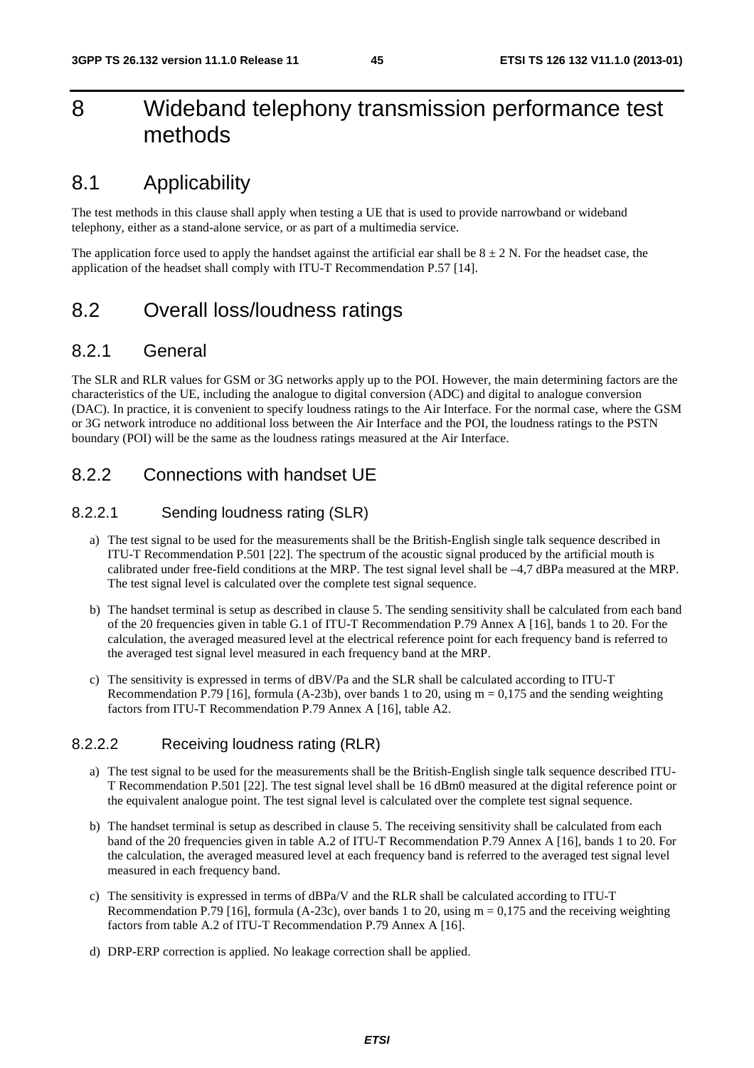# 8 Wideband telephony transmission performance test methods

## 8.1 Applicability

The test methods in this clause shall apply when testing a UE that is used to provide narrowband or wideband telephony, either as a stand-alone service, or as part of a multimedia service.

The application force used to apply the handset against the artificial ear shall be $8 \pm 2$ N. For the headset case, the application of the headset shall comply with ITU-T Recommendation P.57 [14].

## 8.2 Overall loss/loudness ratings

### 8.2.1 General

The SLR and RLR values for GSM or 3G networks apply up to the POI. However, the main determining factors are the characteristics of the UE, including the analogue to digital conversion (ADC) and digital to analogue conversion (DAC). In practice, it is convenient to specify loudness ratings to the Air Interface. For the normal case, where the GSM or 3G network introduce no additional loss between the Air Interface and the POI, the loudness ratings to the PSTN boundary (POI) will be the same as the loudness ratings measured at the Air Interface.

### 8.2.2 Connections with handset UE

#### 8.2.2.1 Sending loudness rating (SLR)

a) The test signal to be used for the measurements shall be the British-English single talk sequence described in ITU-T Recommendation P.501 [22]. The spectrum of the acoustic signal produced by the artificial mouth is calibrated under free-field conditions at the MRP. The test signal level shall be –4,7 dBPa measured at the MRP. The test signal level is calculated over the complete test signal sequence.

b) The handset terminal is setup as described in clause 5. The sending sensitivity shall be calculated from each band of the 20 frequencies given in table G.1 of ITU-T Recommendation P.79 Annex A [16], bands 1 to 20. For the calculation, the averaged measured level at the electrical reference point for each frequency band is referred to the averaged test signal level measured in each frequency band at the MRP.

c) The sensitivity is expressed in terms of dBV/Pa and the SLR shall be calculated according to ITU-T Recommendation P.79 [16], formula (A-23b), over bands 1 to 20, using m = 0,175 and the sending weighting factors from ITU-T Recommendation P.79 Annex A [16], table A2.

#### 8.2.2.2 Receiving loudness rating (RLR)

a) The test signal to be used for the measurements shall be the British-English single talk sequence described ITU-T Recommendation P.501 [22]. The test signal level shall be 16 dBm0 measured at the digital reference point or the equivalent analogue point. The test signal level is calculated over the complete test signal sequence.

b) The handset terminal is setup as described in clause 5. The receiving sensitivity shall be calculated from each band of the 20 frequencies given in table A.2 of ITU-T Recommendation P.79 Annex A [16], bands 1 to 20. For the calculation, the averaged measured level at each frequency band is referred to the averaged test signal level measured in each frequency band.

c) The sensitivity is expressed in terms of dBPa/V and the RLR shall be calculated according to ITU-T Recommendation P.79 [16], formula (A-23c), over bands 1 to 20, using m = 0,175 and the receiving weighting factors from table A.2 of ITU-T Recommendation P.79 Annex A [16].

d) DRP-ERP correction is applied. No leakage correction shall be applied.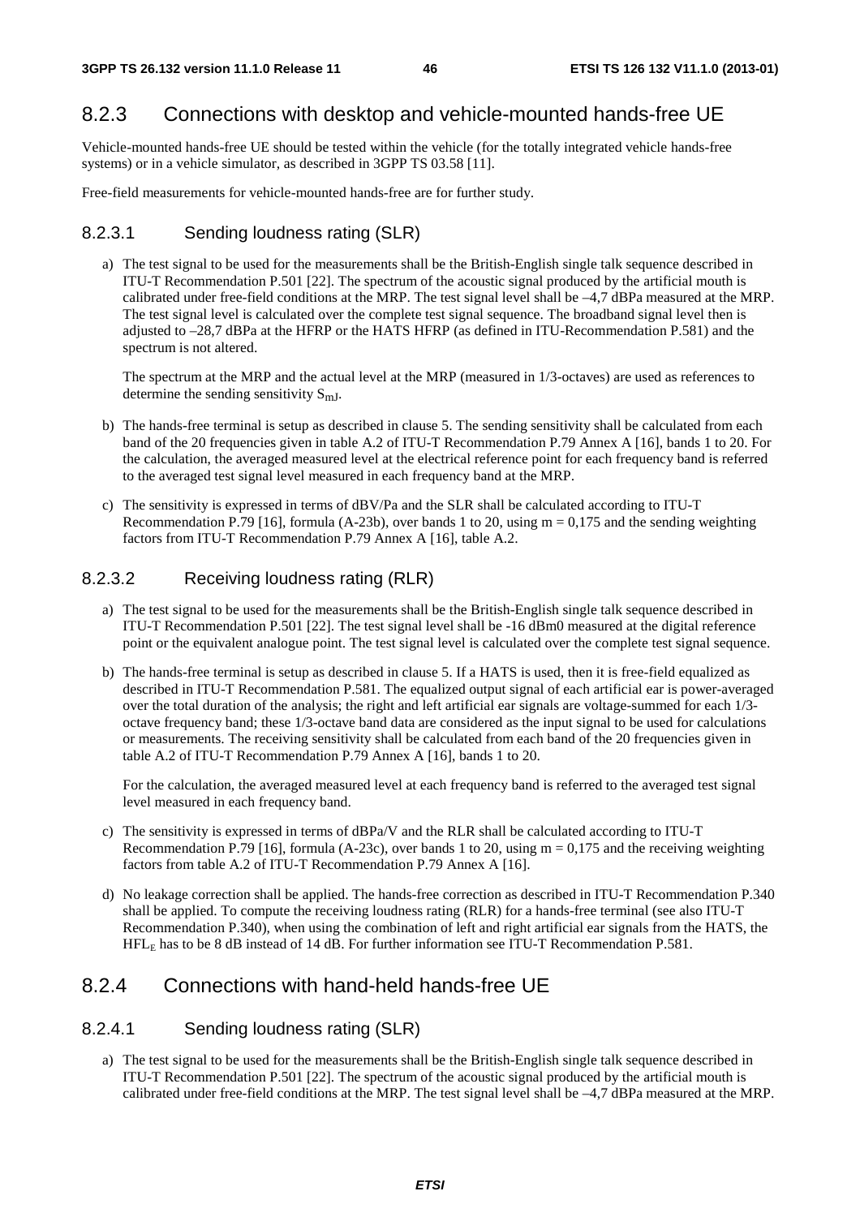## 8.2.3 Connections with desktop and vehicle-mounted hands-free UE

Vehicle-mounted hands-free UE should be tested within the vehicle (for the totally integrated vehicle hands-free systems) or in a vehicle simulator, as described in 3GPP TS 03.58 [11].

Free-field measurements for vehicle-mounted hands-free are for further study.

### 8.2.3.1 Sending loudness rating (SLR)

a) The test signal to be used for the measurements shall be the British-English single talk sequence described in ITU-T Recommendation P.501 [22]. The spectrum of the acoustic signal produced by the artificial mouth is calibrated under free-field conditions at the MRP. The test signal level shall be –4,7 dBPa measured at the MRP. The test signal level is calculated over the complete test signal sequence. The broadband signal level then is adjusted to –28,7 dBPa at the HFRP or the HATS HFRP (as defined in ITU-Recommendation P.581) and the spectrum is not altered.

   The spectrum at the MRP and the actual level at the MRP (measured in 1/3-octaves) are used as references to determine the sending sensitivity $S_{mJ}$.

b) The hands-free terminal is setup as described in clause 5. The sending sensitivity shall be calculated from each band of the 20 frequencies given in table A.2 of ITU-T Recommendation P.79 Annex A [16], bands 1 to 20. For the calculation, the averaged measured level at the electrical reference point for each frequency band is referred to the averaged test signal level measured in each frequency band at the MRP.

c) The sensitivity is expressed in terms of dBV/Pa and the SLR shall be calculated according to ITU-T Recommendation P.79 [16], formula (A-23b), over bands 1 to 20, using m = 0,175 and the sending weighting factors from ITU-T Recommendation P.79 Annex A [16], table A.2.

### 8.2.3.2 Receiving loudness rating (RLR)

a) The test signal to be used for the measurements shall be the British-English single talk sequence described in ITU-T Recommendation P.501 [22]. The test signal level shall be -16 dBm0 measured at the digital reference point or the equivalent analogue point. The test signal level is calculated over the complete test signal sequence.

b) The hands-free terminal is setup as described in clause 5. If a HATS is used, then it is free-field equalized as described in ITU-T Recommendation P.581. The equalized output signal of each artificial ear is power-averaged over the total duration of the analysis; the right and left artificial ear signals are voltage-summed for each 1/3-octave frequency band; these 1/3-octave band data are considered as the input signal to be used for calculations or measurements. The receiving sensitivity shall be calculated from each band of the 20 frequencies given in table A.2 of ITU-T Recommendation P.79 Annex A [16], bands 1 to 20.

   For the calculation, the averaged measured level at each frequency band is referred to the averaged test signal level measured in each frequency band.

c) The sensitivity is expressed in terms of dBPa/V and the RLR shall be calculated according to ITU-T Recommendation P.79 [16], formula (A-23c), over bands 1 to 20, using m = 0,175 and the receiving weighting factors from table A.2 of ITU-T Recommendation P.79 Annex A [16].

d) No leakage correction shall be applied. The hands-free correction as described in ITU-T Recommendation P.340 shall be applied. To compute the receiving loudness rating (RLR) for a hands-free terminal (see also ITU-T Recommendation P.340), when using the combination of left and right artificial ear signals from the HATS, the $HFL_E$ has to be 8 dB instead of 14 dB. For further information see ITU-T Recommendation P.581.

## 8.2.4 Connections with hand-held hands-free UE

### 8.2.4.1 Sending loudness rating (SLR)

a) The test signal to be used for the measurements shall be the British-English single talk sequence described in ITU-T Recommendation P.501 [22]. The spectrum of the acoustic signal produced by the artificial mouth is calibrated under free-field conditions at the MRP. The test signal level shall be –4,7 dBPa measured at the MRP.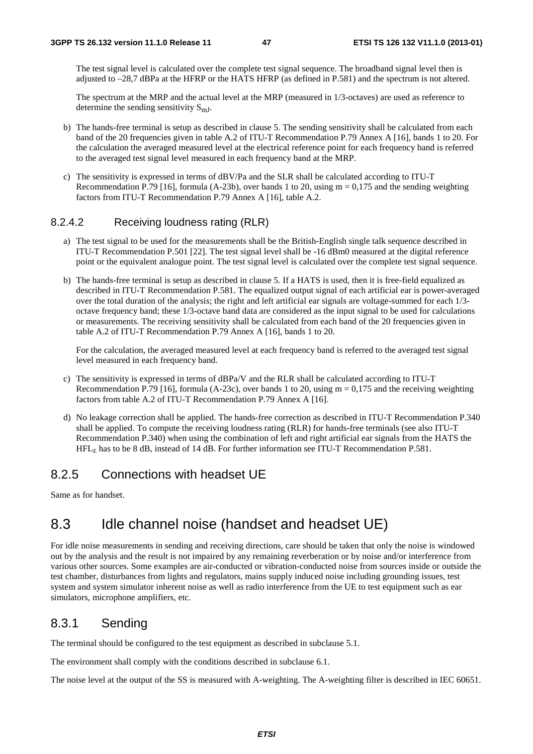The test signal level is calculated over the complete test signal sequence. The broadband signal level then is adjusted to –28,7 dBPa at the HFRP or the HATS HFRP (as defined in P.581) and the spectrum is not altered.

The spectrum at the MRP and the actual level at the MRP (measured in 1/3-octaves) are used as reference to determine the sending sensitivity $S_{mJ}$.

b) The hands-free terminal is setup as described in clause 5. The sending sensitivity shall be calculated from each band of the 20 frequencies given in table A.2 of ITU-T Recommendation P.79 Annex A [16], bands 1 to 20. For the calculation the averaged measured level at the electrical reference point for each frequency band is referred to the averaged test signal level measured in each frequency band at the MRP.

c) The sensitivity is expressed in terms of dBV/Pa and the SLR shall be calculated according to ITU-T Recommendation P.79 [16], formula (A-23b), over bands 1 to 20, using m = 0,175 and the sending weighting factors from ITU-T Recommendation P.79 Annex A [16], table A.2.

#### 8.2.4.2 Receiving loudness rating (RLR)

a) The test signal to be used for the measurements shall be the British-English single talk sequence described in ITU-T Recommendation P.501 [22]. The test signal level shall be -16 dBm0 measured at the digital reference point or the equivalent analogue point. The test signal level is calculated over the complete test signal sequence.

b) The hands-free terminal is setup as described in clause 5. If a HATS is used, then it is free-field equalized as described in ITU-T Recommendation P.581. The equalized output signal of each artificial ear is power-averaged over the total duration of the analysis; the right and left artificial ear signals are voltage-summed for each 1/3-octave frequency band; these 1/3-octave band data are considered as the input signal to be used for calculations or measurements. The receiving sensitivity shall be calculated from each band of the 20 frequencies given in table A.2 of ITU-T Recommendation P.79 Annex A [16], bands 1 to 20.

For the calculation, the averaged measured level at each frequency band is referred to the averaged test signal level measured in each frequency band.

c) The sensitivity is expressed in terms of dBPa/V and the RLR shall be calculated according to ITU-T Recommendation P.79 [16], formula (A-23c), over bands 1 to 20, using m = 0,175 and the receiving weighting factors from table A.2 of ITU-T Recommendation P.79 Annex A [16].

d) No leakage correction shall be applied. The hands-free correction as described in ITU-T Recommendation P.340 shall be applied. To compute the receiving loudness rating (RLR) for hands-free terminals (see also ITU-T Recommendation P.340) when using the combination of left and right artificial ear signals from the HATS the $HFL_E$ has to be 8 dB, instead of 14 dB. For further information see ITU-T Recommendation P.581.

### 8.2.5 Connections with headset UE

Same as for handset.

## 8.3 Idle channel noise (handset and headset UE)

For idle noise measurements in sending and receiving directions, care should be taken that only the noise is windowed out by the analysis and the result is not impaired by any remaining reverberation or by noise and/or interference from various other sources. Some examples are air-conducted or vibration-conducted noise from sources inside or outside the test chamber, disturbances from lights and regulators, mains supply induced noise including grounding issues, test system and system simulator inherent noise as well as radio interference from the UE to test equipment such as ear simulators, microphone amplifiers, etc.

### 8.3.1 Sending

The terminal should be configured to the test equipment as described in subclause 5.1.

The environment shall comply with the conditions described in subclause 6.1.

The noise level at the output of the SS is measured with A-weighting. The A-weighting filter is described in IEC 60651.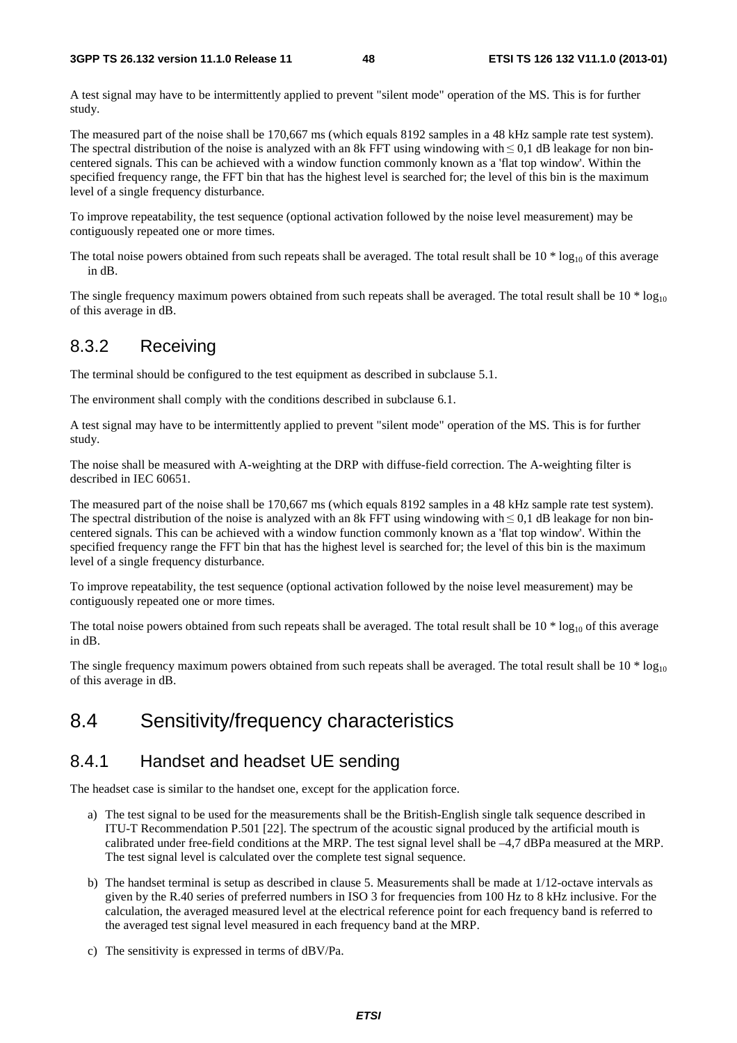A test signal may have to be intermittently applied to prevent "silent mode" operation of the MS. This is for further study.

The measured part of the noise shall be 170,667 ms (which equals 8192 samples in a 48 kHz sample rate test system). The spectral distribution of the noise is analyzed with an 8k FFT using windowing with ≤ 0,1 dB leakage for non bin-centered signals. This can be achieved with a window function commonly known as a 'flat top window'. Within the specified frequency range, the FFT bin that has the highest level is searched for; the level of this bin is the maximum level of a single frequency disturbance.

To improve repeatability, the test sequence (optional activation followed by the noise level measurement) may be contiguously repeated one or more times.

The total noise powers obtained from such repeats shall be averaged. The total result shall be 10 * $\log_{10}$ of this average in dB.

The single frequency maximum powers obtained from such repeats shall be averaged. The total result shall be 10 * $\log_{10}$ of this average in dB.

### 8.3.2 Receiving

The terminal should be configured to the test equipment as described in subclause 5.1.

The environment shall comply with the conditions described in subclause 6.1.

A test signal may have to be intermittently applied to prevent "silent mode" operation of the MS. This is for further study.

The noise shall be measured with A-weighting at the DRP with diffuse-field correction. The A-weighting filter is described in IEC 60651.

The measured part of the noise shall be 170,667 ms (which equals 8192 samples in a 48 kHz sample rate test system). The spectral distribution of the noise is analyzed with an 8k FFT using windowing with ≤ 0,1 dB leakage for non bin-centered signals. This can be achieved with a window function commonly known as a 'flat top window'. Within the specified frequency range the FFT bin that has the highest level is searched for; the level of this bin is the maximum level of a single frequency disturbance.

To improve repeatability, the test sequence (optional activation followed by the noise level measurement) may be contiguously repeated one or more times.

The total noise powers obtained from such repeats shall be averaged. The total result shall be 10 * $\log_{10}$ of this average in dB.

The single frequency maximum powers obtained from such repeats shall be averaged. The total result shall be 10 * $\log_{10}$ of this average in dB.

## 8.4 Sensitivity/frequency characteristics

### 8.4.1 Handset and headset UE sending

The headset case is similar to the handset one, except for the application force.

a) The test signal to be used for the measurements shall be the British-English single talk sequence described in ITU-T Recommendation P.501 [22]. The spectrum of the acoustic signal produced by the artificial mouth is calibrated under free-field conditions at the MRP. The test signal level shall be –4,7 dBPa measured at the MRP. The test signal level is calculated over the complete test signal sequence.

b) The handset terminal is setup as described in clause 5. Measurements shall be made at 1/12-octave intervals as given by the R.40 series of preferred numbers in ISO 3 for frequencies from 100 Hz to 8 kHz inclusive. For the calculation, the averaged measured level at the electrical reference point for each frequency band is referred to the averaged test signal level measured in each frequency band at the MRP.

c) The sensitivity is expressed in terms of dBV/Pa.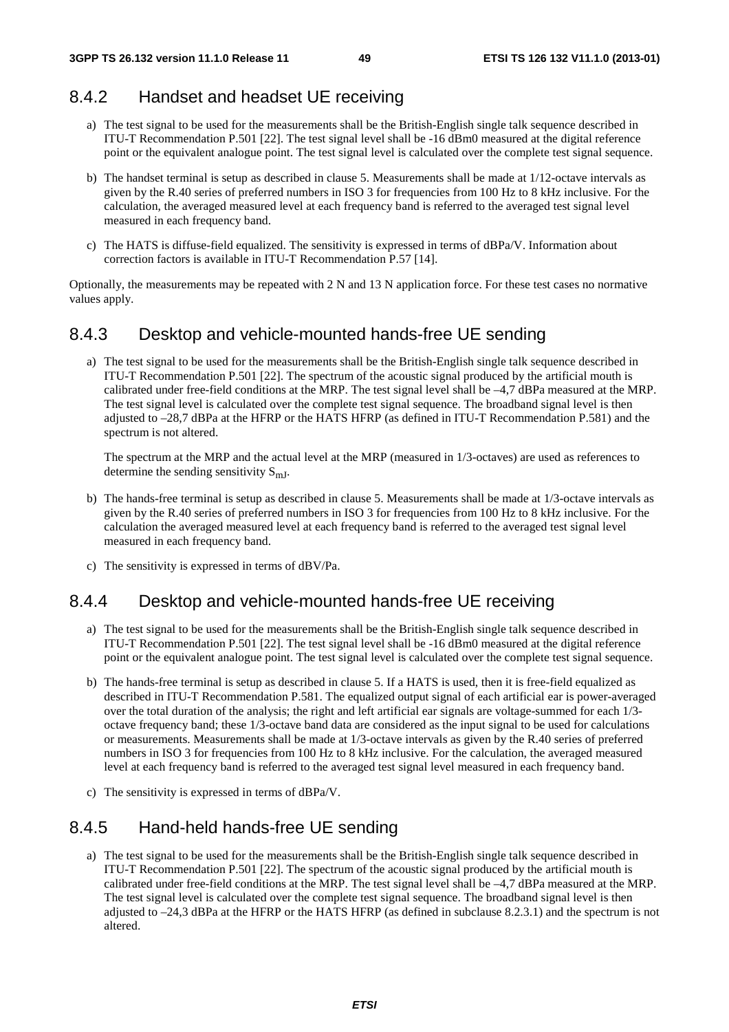### 8.4.2 Handset and headset UE receiving

a) The test signal to be used for the measurements shall be the British-English single talk sequence described in ITU-T Recommendation P.501 [22]. The test signal level shall be -16 dBm0 measured at the digital reference point or the equivalent analogue point. The test signal level is calculated over the complete test signal sequence.

b) The handset terminal is setup as described in clause 5. Measurements shall be made at 1/12-octave intervals as given by the R.40 series of preferred numbers in ISO 3 for frequencies from 100 Hz to 8 kHz inclusive. For the calculation, the averaged measured level at each frequency band is referred to the averaged test signal level measured in each frequency band.

c) The HATS is diffuse-field equalized. The sensitivity is expressed in terms of dBPa/V. Information about correction factors is available in ITU-T Recommendation P.57 [14].

Optionally, the measurements may be repeated with 2 N and 13 N application force. For these test cases no normative values apply.

### 8.4.3 Desktop and vehicle-mounted hands-free UE sending

a) The test signal to be used for the measurements shall be the British-English single talk sequence described in ITU-T Recommendation P.501 [22]. The spectrum of the acoustic signal produced by the artificial mouth is calibrated under free-field conditions at the MRP. The test signal level shall be –4,7 dBPa measured at the MRP. The test signal level is calculated over the complete test signal sequence. The broadband signal level is then adjusted to –28,7 dBPa at the HFRP or the HATS HFRP (as defined in ITU-T Recommendation P.581) and the spectrum is not altered.

   The spectrum at the MRP and the actual level at the MRP (measured in 1/3-octaves) are used as references to determine the sending sensitivity $S_{mJ}$.

b) The hands-free terminal is setup as described in clause 5. Measurements shall be made at 1/3-octave intervals as given by the R.40 series of preferred numbers in ISO 3 for frequencies from 100 Hz to 8 kHz inclusive. For the calculation the averaged measured level at each frequency band is referred to the averaged test signal level measured in each frequency band.

c) The sensitivity is expressed in terms of dBV/Pa.

### 8.4.4 Desktop and vehicle-mounted hands-free UE receiving

a) The test signal to be used for the measurements shall be the British-English single talk sequence described in ITU-T Recommendation P.501 [22]. The test signal level shall be -16 dBm0 measured at the digital reference point or the equivalent analogue point. The test signal level is calculated over the complete test signal sequence.

b) The hands-free terminal is setup as described in clause 5. If a HATS is used, then it is free-field equalized as described in ITU-T Recommendation P.581. The equalized output signal of each artificial ear is power-averaged over the total duration of the analysis; the right and left artificial ear signals are voltage-summed for each 1/3-octave frequency band; these 1/3-octave band data are considered as the input signal to be used for calculations or measurements. Measurements shall be made at 1/3-octave intervals as given by the R.40 series of preferred numbers in ISO 3 for frequencies from 100 Hz to 8 kHz inclusive. For the calculation, the averaged measured level at each frequency band is referred to the averaged test signal level measured in each frequency band.

c) The sensitivity is expressed in terms of dBPa/V.

### 8.4.5 Hand-held hands-free UE sending

a) The test signal to be used for the measurements shall be the British-English single talk sequence described in ITU-T Recommendation P.501 [22]. The spectrum of the acoustic signal produced by the artificial mouth is calibrated under free-field conditions at the MRP. The test signal level shall be –4,7 dBPa measured at the MRP. The test signal level is calculated over the complete test signal sequence. The broadband signal level is then adjusted to –24,3 dBPa at the HFRP or the HATS HFRP (as defined in subclause 8.2.3.1) and the spectrum is not altered.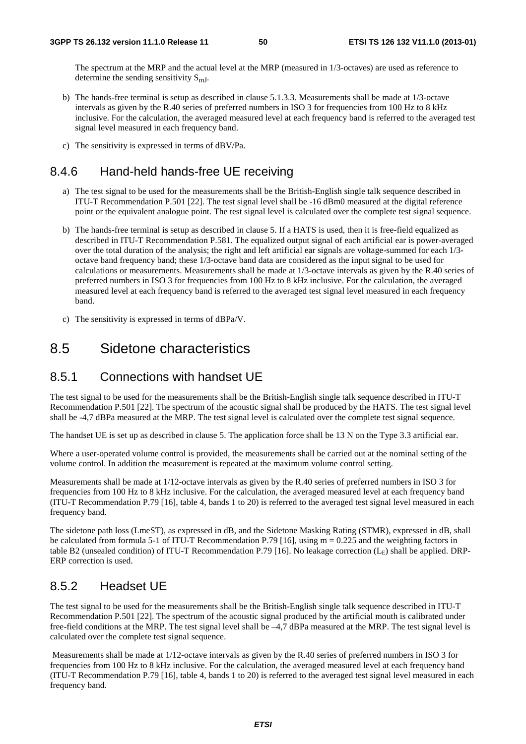The spectrum at the MRP and the actual level at the MRP (measured in 1/3-octaves) are used as reference to determine the sending sensitivity $S_{mJ}$.

b) The hands-free terminal is setup as described in clause 5.1.3.3. Measurements shall be made at 1/3-octave intervals as given by the R.40 series of preferred numbers in ISO 3 for frequencies from 100 Hz to 8 kHz inclusive. For the calculation, the averaged measured level at each frequency band is referred to the averaged test signal level measured in each frequency band.

c) The sensitivity is expressed in terms of dBV/Pa.

### 8.4.6 Hand-held hands-free UE receiving

a) The test signal to be used for the measurements shall be the British-English single talk sequence described in ITU-T Recommendation P.501 [22]. The test signal level shall be -16 dBm0 measured at the digital reference point or the equivalent analogue point. The test signal level is calculated over the complete test signal sequence.

b) The hands-free terminal is setup as described in clause 5. If a HATS is used, then it is free-field equalized as described in ITU-T Recommendation P.581. The equalized output signal of each artificial ear is power-averaged over the total duration of the analysis; the right and left artificial ear signals are voltage-summed for each 1/3-octave band frequency band; these 1/3-octave band data are considered as the input signal to be used for calculations or measurements. Measurements shall be made at 1/3-octave intervals as given by the R.40 series of preferred numbers in ISO 3 for frequencies from 100 Hz to 8 kHz inclusive. For the calculation, the averaged measured level at each frequency band is referred to the averaged test signal level measured in each frequency band.

c) The sensitivity is expressed in terms of dBPa/V.

## 8.5 Sidetone characteristics

### 8.5.1 Connections with handset UE

The test signal to be used for the measurements shall be the British-English single talk sequence described in ITU-T Recommendation P.501 [22]. The spectrum of the acoustic signal shall be produced by the HATS. The test signal level shall be -4,7 dBPa measured at the MRP. The test signal level is calculated over the complete test signal sequence.

The handset UE is set up as described in clause 5. The application force shall be 13 N on the Type 3.3 artificial ear.

Where a user-operated volume control is provided, the measurements shall be carried out at the nominal setting of the volume control. In addition the measurement is repeated at the maximum volume control setting.

Measurements shall be made at 1/12-octave intervals as given by the R.40 series of preferred numbers in ISO 3 for frequencies from 100 Hz to 8 kHz inclusive. For the calculation, the averaged measured level at each frequency band (ITU-T Recommendation P.79 [16], table 4, bands 1 to 20) is referred to the averaged test signal level measured in each frequency band.

The sidetone path loss (LmeST), as expressed in dB, and the Sidetone Masking Rating (STMR), expressed in dB, shall be calculated from formula 5-1 of ITU-T Recommendation P.79 [16], using m = 0.225 and the weighting factors in table B2 (unsealed condition) of ITU-T Recommendation P.79 [16]. No leakage correction ($L_E$) shall be applied. DRP-ERP correction is used.

### 8.5.2 Headset UE

The test signal to be used for the measurements shall be the British-English single talk sequence described in ITU-T Recommendation P.501 [22]. The spectrum of the acoustic signal produced by the artificial mouth is calibrated under free-field conditions at the MRP. The test signal level shall be –4,7 dBPa measured at the MRP. The test signal level is calculated over the complete test signal sequence.

Measurements shall be made at 1/12-octave intervals as given by the R.40 series of preferred numbers in ISO 3 for frequencies from 100 Hz to 8 kHz inclusive. For the calculation, the averaged measured level at each frequency band (ITU-T Recommendation P.79 [16], table 4, bands 1 to 20) is referred to the averaged test signal level measured in each frequency band.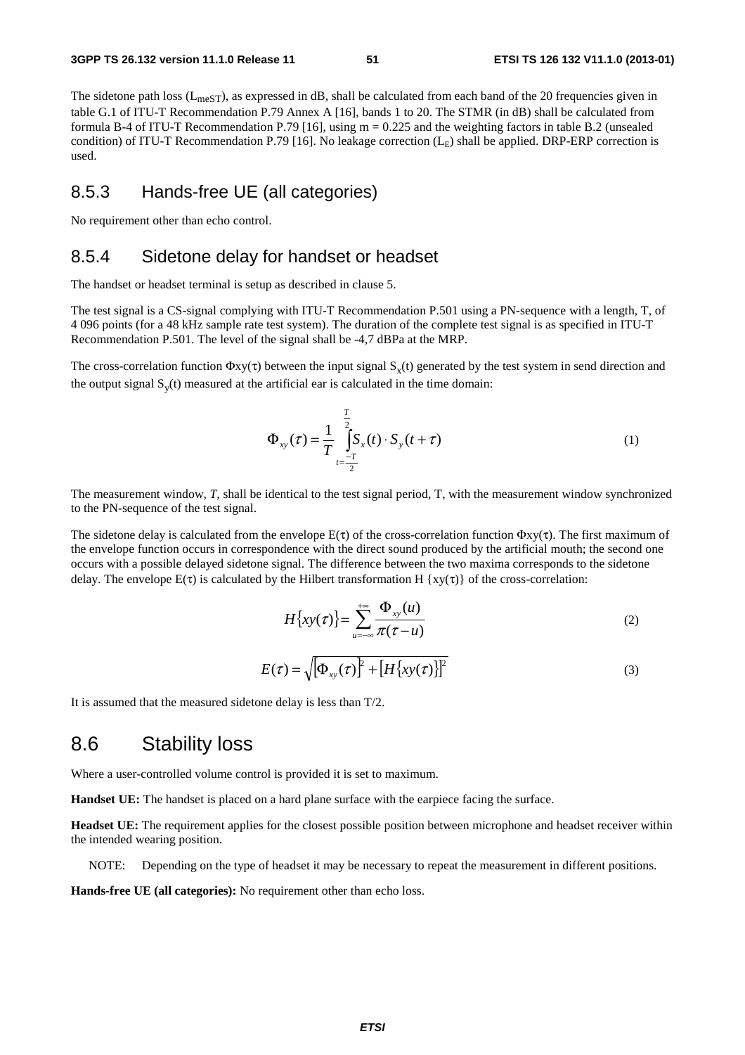The sidetone path loss ($L_{meST}$), as expressed in dB, shall be calculated from each band of the 20 frequencies given in table G.1 of ITU-T Recommendation P.79 Annex A [16], bands 1 to 20. The STMR (in dB) shall be calculated from formula B-4 of ITU-T Recommendation P.79 [16], using m = 0.225 and the weighting factors in table B.2 (unsealed condition) of ITU-T Recommendation P.79 [16]. No leakage correction ($L_E$) shall be applied. DRP-ERP correction is used.

### 8.5.3 Hands-free UE (all categories)

No requirement other than echo control.

### 8.5.4 Sidetone delay for handset or headset

The handset or headset terminal is setup as described in clause 5.

The test signal is a CS-signal complying with ITU-T Recommendation P.501 using a PN-sequence with a length, T, of 4 096 points (for a 48 kHz sample rate test system). The duration of the complete test signal is as specified in ITU-T Recommendation P.501. The level of the signal shall be -4,7 dBPa at the MRP.

The cross-correlation function $\Phi xy(\tau)$ between the input signal $S_x(t)$ generated by the test system in send direction and the output signal $S_y(t)$ measured at the artificial ear is calculated in the time domain:

$$\Phi_{xy}(\tau) = \frac{1}{T} \int_{t=\frac{-T}{2}}^{\frac{T}{2}} S_x(t) \cdot S_y(t+\tau) \tag{1}$$

The measurement window, *T*, shall be identical to the test signal period, T, with the measurement window synchronized to the PN-sequence of the test signal.

The sidetone delay is calculated from the envelope $E(\tau)$ of the cross-correlation function $\Phi xy(\tau)$. The first maximum of the envelope function occurs in correspondence with the direct sound produced by the artificial mouth; the second one occurs with a possible delayed sidetone signal. The difference between the two maxima corresponds to the sidetone delay. The envelope $E(\tau)$ is calculated by the Hilbert transformation $H\{xy(\tau)\}$ of the cross-correlation:

$$H\{xy(\tau)\} = \sum_{u=-\infty}^{+\infty} \frac{\Phi_{xy}(u)}{\pi(\tau-u)} \tag{2}$$

$$E(\tau) = \sqrt{\left[\Phi_{xy}(\tau)\right]^2 + \left[H\{xy(\tau)\}\right]^2} \tag{3}$$

It is assumed that the measured sidetone delay is less than T/2.

## 8.6 Stability loss

Where a user-controlled volume control is provided it is set to maximum.

**Handset UE:** The handset is placed on a hard plane surface with the earpiece facing the surface.

**Headset UE:** The requirement applies for the closest possible position between microphone and headset receiver within the intended wearing position.

NOTE: Depending on the type of headset it may be necessary to repeat the measurement in different positions.

**Hands-free UE (all categories):** No requirement other than echo loss.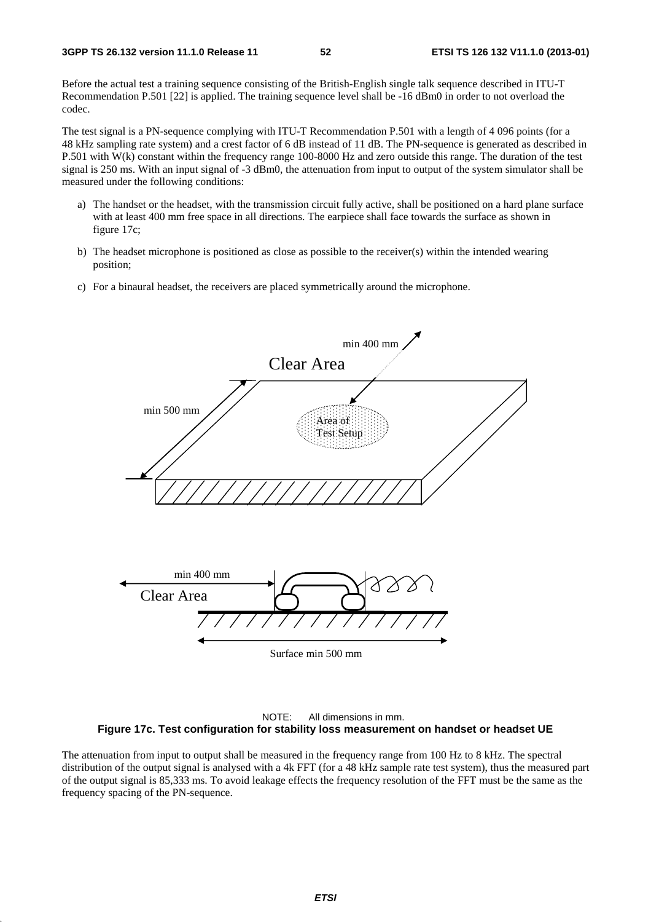Before the actual test a training sequence consisting of the British-English single talk sequence described in ITU-T Recommendation P.501 [22] is applied. The training sequence level shall be -16 dBm0 in order to not overload the codec.

The test signal is a PN-sequence complying with ITU-T Recommendation P.501 with a length of 4 096 points (for a 48 kHz sampling rate system) and a crest factor of 6 dB instead of 11 dB. The PN-sequence is generated as described in P.501 with W(k) constant within the frequency range 100-8000 Hz and zero outside this range. The duration of the test signal is 250 ms. With an input signal of -3 dBm0, the attenuation from input to output of the system simulator shall be measured under the following conditions:

a) The handset or the headset, with the transmission circuit fully active, shall be positioned on a hard plane surface with at least 400 mm free space in all directions. The earpiece shall face towards the surface as shown in figure 17c;

b) The headset microphone is positioned as close as possible to the receiver(s) within the intended wearing position;

c) For a binaural headset, the receivers are placed symmetrically around the microphone.

NOTE: All dimensions in mm.

**Figure 17c. Test configuration for stability loss measurement on handset or headset UE**

The attenuation from input to output shall be measured in the frequency range from 100 Hz to 8 kHz. The spectral distribution of the output signal is analysed with a 4k FFT (for a 48 kHz sample rate test system), thus the measured part of the output signal is 85,333 ms. To avoid leakage effects the frequency resolution of the FFT must be the same as the frequency spacing of the PN-sequence.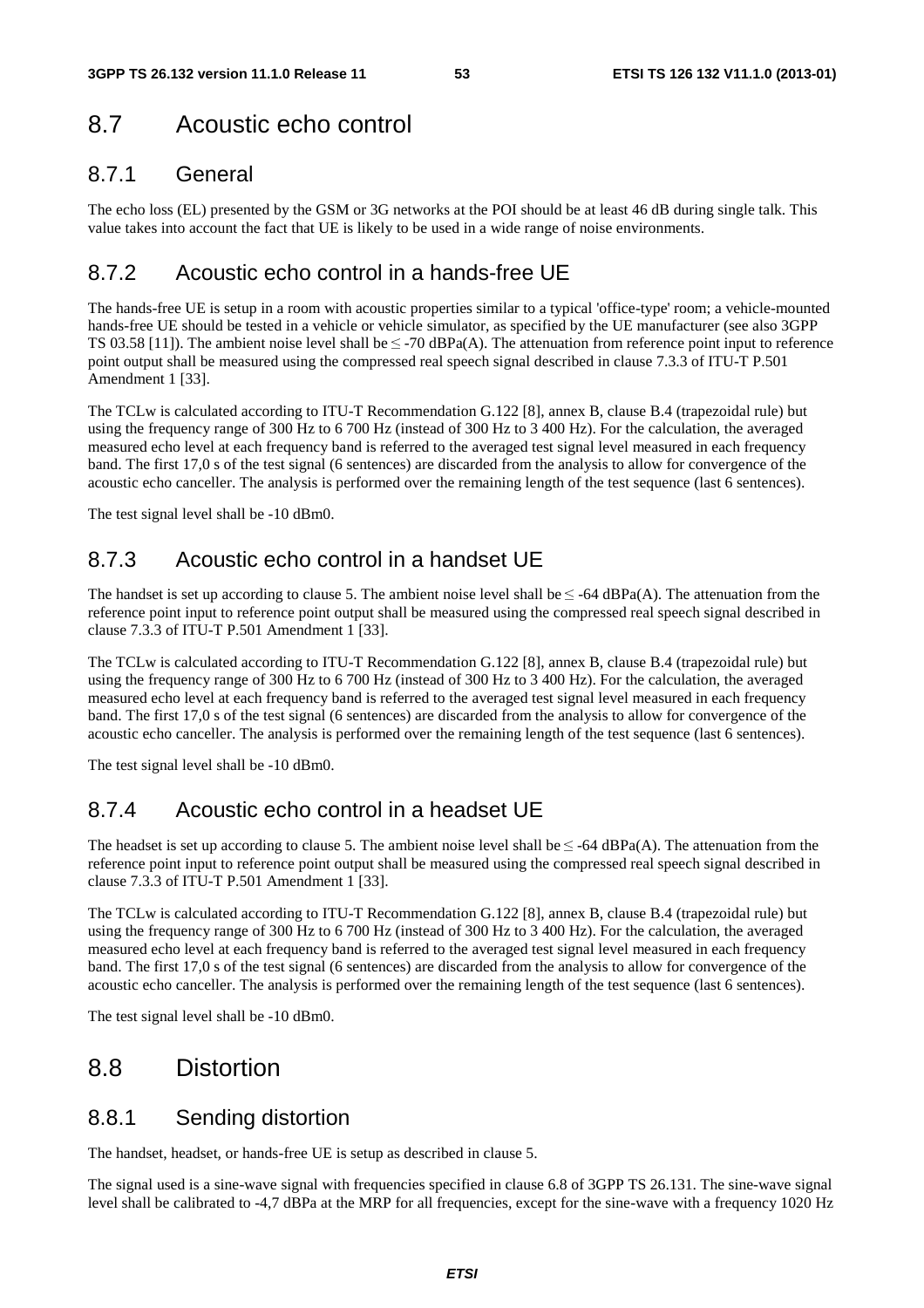## 8.7 Acoustic echo control

### 8.7.1 General

The echo loss (EL) presented by the GSM or 3G networks at the POI should be at least 46 dB during single talk. This value takes into account the fact that UE is likely to be used in a wide range of noise environments.

### 8.7.2 Acoustic echo control in a hands-free UE

The hands-free UE is setup in a room with acoustic properties similar to a typical 'office-type' room; a vehicle-mounted hands-free UE should be tested in a vehicle or vehicle simulator, as specified by the UE manufacturer (see also 3GPP TS 03.58 [11]). The ambient noise level shall be ≤ -70 dBPa(A). The attenuation from reference point input to reference point output shall be measured using the compressed real speech signal described in clause 7.3.3 of ITU-T P.501 Amendment 1 [33].

The TCLw is calculated according to ITU-T Recommendation G.122 [8], annex B, clause B.4 (trapezoidal rule) but using the frequency range of 300 Hz to 6 700 Hz (instead of 300 Hz to 3 400 Hz). For the calculation, the averaged measured echo level at each frequency band is referred to the averaged test signal level measured in each frequency band. The first 17,0 s of the test signal (6 sentences) are discarded from the analysis to allow for convergence of the acoustic echo canceller. The analysis is performed over the remaining length of the test sequence (last 6 sentences).

The test signal level shall be -10 dBm0.

### 8.7.3 Acoustic echo control in a handset UE

The handset is set up according to clause 5. The ambient noise level shall be ≤ -64 dBPa(A). The attenuation from the reference point input to reference point output shall be measured using the compressed real speech signal described in clause 7.3.3 of ITU-T P.501 Amendment 1 [33].

The TCLw is calculated according to ITU-T Recommendation G.122 [8], annex B, clause B.4 (trapezoidal rule) but using the frequency range of 300 Hz to 6 700 Hz (instead of 300 Hz to 3 400 Hz). For the calculation, the averaged measured echo level at each frequency band is referred to the averaged test signal level measured in each frequency band. The first 17,0 s of the test signal (6 sentences) are discarded from the analysis to allow for convergence of the acoustic echo canceller. The analysis is performed over the remaining length of the test sequence (last 6 sentences).

The test signal level shall be -10 dBm0.

### 8.7.4 Acoustic echo control in a headset UE

The headset is set up according to clause 5. The ambient noise level shall be ≤ -64 dBPa(A). The attenuation from the reference point input to reference point output shall be measured using the compressed real speech signal described in clause 7.3.3 of ITU-T P.501 Amendment 1 [33].

The TCLw is calculated according to ITU-T Recommendation G.122 [8], annex B, clause B.4 (trapezoidal rule) but using the frequency range of 300 Hz to 6 700 Hz (instead of 300 Hz to 3 400 Hz). For the calculation, the averaged measured echo level at each frequency band is referred to the averaged test signal level measured in each frequency band. The first 17,0 s of the test signal (6 sentences) are discarded from the analysis to allow for convergence of the acoustic echo canceller. The analysis is performed over the remaining length of the test sequence (last 6 sentences).

The test signal level shall be -10 dBm0.

## 8.8 Distortion

### 8.8.1 Sending distortion

The handset, headset, or hands-free UE is setup as described in clause 5.

The signal used is a sine-wave signal with frequencies specified in clause 6.8 of 3GPP TS 26.131. The sine-wave signal level shall be calibrated to -4,7 dBPa at the MRP for all frequencies, except for the sine-wave with a frequency 1020 Hz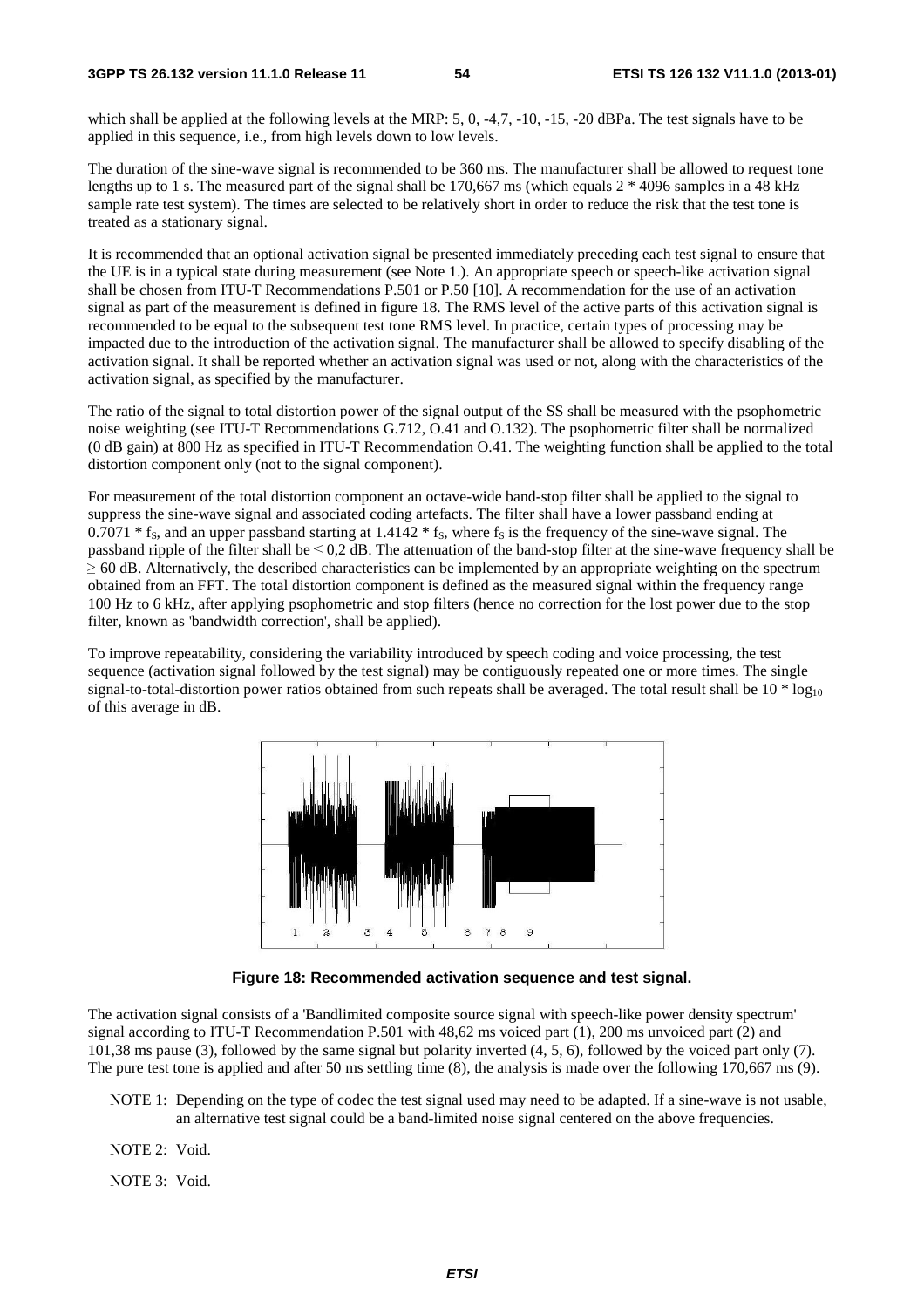which shall be applied at the following levels at the MRP: 5, 0, -4,7, -10, -15, -20 dBPa. The test signals have to be applied in this sequence, i.e., from high levels down to low levels.

The duration of the sine-wave signal is recommended to be 360 ms. The manufacturer shall be allowed to request tone lengths up to 1 s. The measured part of the signal shall be 170,667 ms (which equals 2 * 4096 samples in a 48 kHz sample rate test system). The times are selected to be relatively short in order to reduce the risk that the test tone is treated as a stationary signal.

It is recommended that an optional activation signal be presented immediately preceding each test signal to ensure that the UE is in a typical state during measurement (see Note 1.). An appropriate speech or speech-like activation signal shall be chosen from ITU-T Recommendations P.501 or P.50 [10]. A recommendation for the use of an activation signal as part of the measurement is defined in figure 18. The RMS level of the active parts of this activation signal is recommended to be equal to the subsequent test tone RMS level. In practice, certain types of processing may be impacted due to the introduction of the activation signal. The manufacturer shall be allowed to specify disabling of the activation signal. It shall be reported whether an activation signal was used or not, along with the characteristics of the activation signal, as specified by the manufacturer.

The ratio of the signal to total distortion power of the signal output of the SS shall be measured with the psophometric noise weighting (see ITU-T Recommendations G.712, O.41 and O.132). The psophometric filter shall be normalized (0 dB gain) at 800 Hz as specified in ITU-T Recommendation O.41. The weighting function shall be applied to the total distortion component only (not to the signal component).

For measurement of the total distortion component an octave-wide band-stop filter shall be applied to the signal to suppress the sine-wave signal and associated coding artefacts. The filter shall have a lower passband ending at $0.7071 * f_S$, and an upper passband starting at $1.4142 * f_S$, where $f_S$ is the frequency of the sine-wave signal. The passband ripple of the filter shall be $\leq$ 0,2 dB. The attenuation of the band-stop filter at the sine-wave frequency shall be $\geq$ 60 dB. Alternatively, the described characteristics can be implemented by an appropriate weighting on the spectrum obtained from an FFT. The total distortion component is defined as the measured signal within the frequency range 100 Hz to 6 kHz, after applying psophometric and stop filters (hence no correction for the lost power due to the stop filter, known as 'bandwidth correction', shall be applied).

To improve repeatability, considering the variability introduced by speech coding and voice processing, the test sequence (activation signal followed by the test signal) may be contiguously repeated one or more times. The single signal-to-total-distortion power ratios obtained from such repeats shall be averaged. The total result shall be $10 * \log_{10}$ of this average in dB.

**Figure 18: Recommended activation sequence and test signal.**

The activation signal consists of a 'Bandlimited composite source signal with speech-like power density spectrum' signal according to ITU-T Recommendation P.501 with 48,62 ms voiced part (1), 200 ms unvoiced part (2) and 101,38 ms pause (3), followed by the same signal but polarity inverted (4, 5, 6), followed by the voiced part only (7). The pure test tone is applied and after 50 ms settling time (8), the analysis is made over the following 170,667 ms (9).

NOTE 1: Depending on the type of codec the test signal used may need to be adapted. If a sine-wave is not usable, an alternative test signal could be a band-limited noise signal centered on the above frequencies.

NOTE 2: Void.

NOTE 3: Void.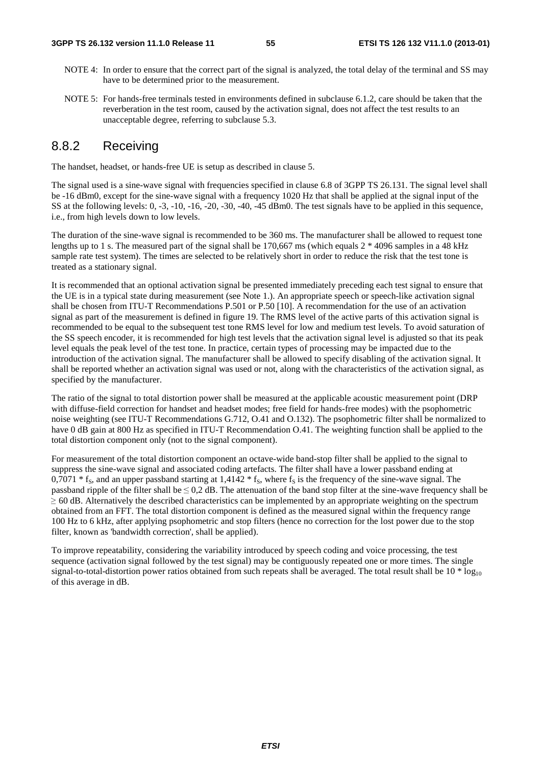NOTE 4: In order to ensure that the correct part of the signal is analyzed, the total delay of the terminal and SS may have to be determined prior to the measurement.

NOTE 5: For hands-free terminals tested in environments defined in subclause 6.1.2, care should be taken that the reverberation in the test room, caused by the activation signal, does not affect the test results to an unacceptable degree, referring to subclause 5.3.

## 8.8.2 Receiving

The handset, headset, or hands-free UE is setup as described in clause 5.

The signal used is a sine-wave signal with frequencies specified in clause 6.8 of 3GPP TS 26.131. The signal level shall be -16 dBm0, except for the sine-wave signal with a frequency 1020 Hz that shall be applied at the signal input of the SS at the following levels: 0, -3, -10, -16, -20, -30, -40, -45 dBm0. The test signals have to be applied in this sequence, i.e., from high levels down to low levels.

The duration of the sine-wave signal is recommended to be 360 ms. The manufacturer shall be allowed to request tone lengths up to 1 s. The measured part of the signal shall be 170,667 ms (which equals 2 * 4096 samples in a 48 kHz sample rate test system). The times are selected to be relatively short in order to reduce the risk that the test tone is treated as a stationary signal.

It is recommended that an optional activation signal be presented immediately preceding each test signal to ensure that the UE is in a typical state during measurement (see Note 1.). An appropriate speech or speech-like activation signal shall be chosen from ITU-T Recommendations P.501 or P.50 [10]. A recommendation for the use of an activation signal as part of the measurement is defined in figure 19. The RMS level of the active parts of this activation signal is recommended to be equal to the subsequent test tone RMS level for low and medium test levels. To avoid saturation of the SS speech encoder, it is recommended for high test levels that the activation signal level is adjusted so that its peak level equals the peak level of the test tone. In practice, certain types of processing may be impacted due to the introduction of the activation signal. The manufacturer shall be allowed to specify disabling of the activation signal. It shall be reported whether an activation signal was used or not, along with the characteristics of the activation signal, as specified by the manufacturer.

The ratio of the signal to total distortion power shall be measured at the applicable acoustic measurement point (DRP with diffuse-field correction for handset and headset modes; free field for hands-free modes) with the psophometric noise weighting (see ITU-T Recommendations G.712, O.41 and O.132). The psophometric filter shall be normalized to have 0 dB gain at 800 Hz as specified in ITU-T Recommendation O.41. The weighting function shall be applied to the total distortion component only (not to the signal component).

For measurement of the total distortion component an octave-wide band-stop filter shall be applied to the signal to suppress the sine-wave signal and associated coding artefacts. The filter shall have a lower passband ending at $0{,}7071 * f_S$, and an upper passband starting at $1{,}4142 * f_S$, where $f_S$ is the frequency of the sine-wave signal. The passband ripple of the filter shall be $\leq 0{,}2$ dB. The attenuation of the band stop filter at the sine-wave frequency shall be $\geq 60$ dB. Alternatively the described characteristics can be implemented by an appropriate weighting on the spectrum obtained from an FFT. The total distortion component is defined as the measured signal within the frequency range 100 Hz to 6 kHz, after applying psophometric and stop filters (hence no correction for the lost power due to the stop filter, known as 'bandwidth correction', shall be applied).

To improve repeatability, considering the variability introduced by speech coding and voice processing, the test sequence (activation signal followed by the test signal) may be contiguously repeated one or more times. The single signal-to-total-distortion power ratios obtained from such repeats shall be averaged. The total result shall be $10 * \log_{10}$ of this average in dB.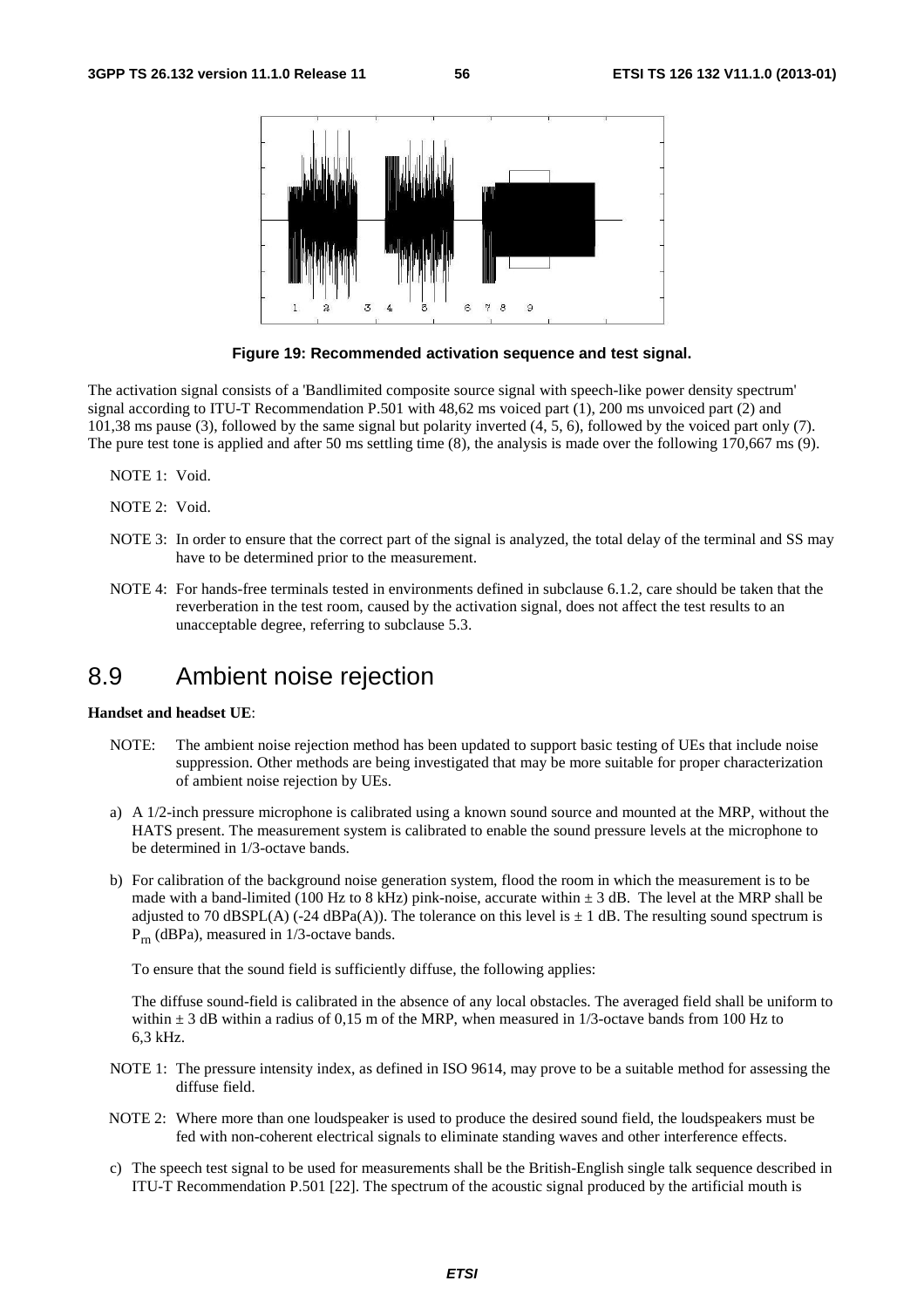**Figure 19: Recommended activation sequence and test signal.**

The activation signal consists of a 'Bandlimited composite source signal with speech-like power density spectrum' signal according to ITU-T Recommendation P.501 with 48,62 ms voiced part (1), 200 ms unvoiced part (2) and 101,38 ms pause (3), followed by the same signal but polarity inverted (4, 5, 6), followed by the voiced part only (7). The pure test tone is applied and after 50 ms settling time (8), the analysis is made over the following 170,667 ms (9).

NOTE 1: Void.

NOTE 2: Void.

NOTE 3: In order to ensure that the correct part of the signal is analyzed, the total delay of the terminal and SS may have to be determined prior to the measurement.

NOTE 4: For hands-free terminals tested in environments defined in subclause 6.1.2, care should be taken that the reverberation in the test room, caused by the activation signal, does not affect the test results to an unacceptable degree, referring to subclause 5.3.

## 8.9 Ambient noise rejection

**Handset and headset UE**:

NOTE: The ambient noise rejection method has been updated to support basic testing of UEs that include noise suppression. Other methods are being investigated that may be more suitable for proper characterization of ambient noise rejection by UEs.

a) A 1/2-inch pressure microphone is calibrated using a known sound source and mounted at the MRP, without the HATS present. The measurement system is calibrated to enable the sound pressure levels at the microphone to be determined in 1/3-octave bands.

b) For calibration of the background noise generation system, flood the room in which the measurement is to be made with a band-limited (100 Hz to 8 kHz) pink-noise, accurate within ± 3 dB. The level at the MRP shall be adjusted to 70 dBSPL(A) (-24 dBPa(A)). The tolerance on this level is ± 1 dB. The resulting sound spectrum is $P_{rn}$ (dBPa), measured in 1/3-octave bands.

   To ensure that the sound field is sufficiently diffuse, the following applies:

   The diffuse sound-field is calibrated in the absence of any local obstacles. The averaged field shall be uniform to within ± 3 dB within a radius of 0,15 m of the MRP, when measured in 1/3-octave bands from 100 Hz to 6,3 kHz.

NOTE 1: The pressure intensity index, as defined in ISO 9614, may prove to be a suitable method for assessing the diffuse field.

NOTE 2: Where more than one loudspeaker is used to produce the desired sound field, the loudspeakers must be fed with non-coherent electrical signals to eliminate standing waves and other interference effects.

c) The speech test signal to be used for measurements shall be the British-English single talk sequence described in ITU-T Recommendation P.501 [22]. The spectrum of the acoustic signal produced by the artificial mouth is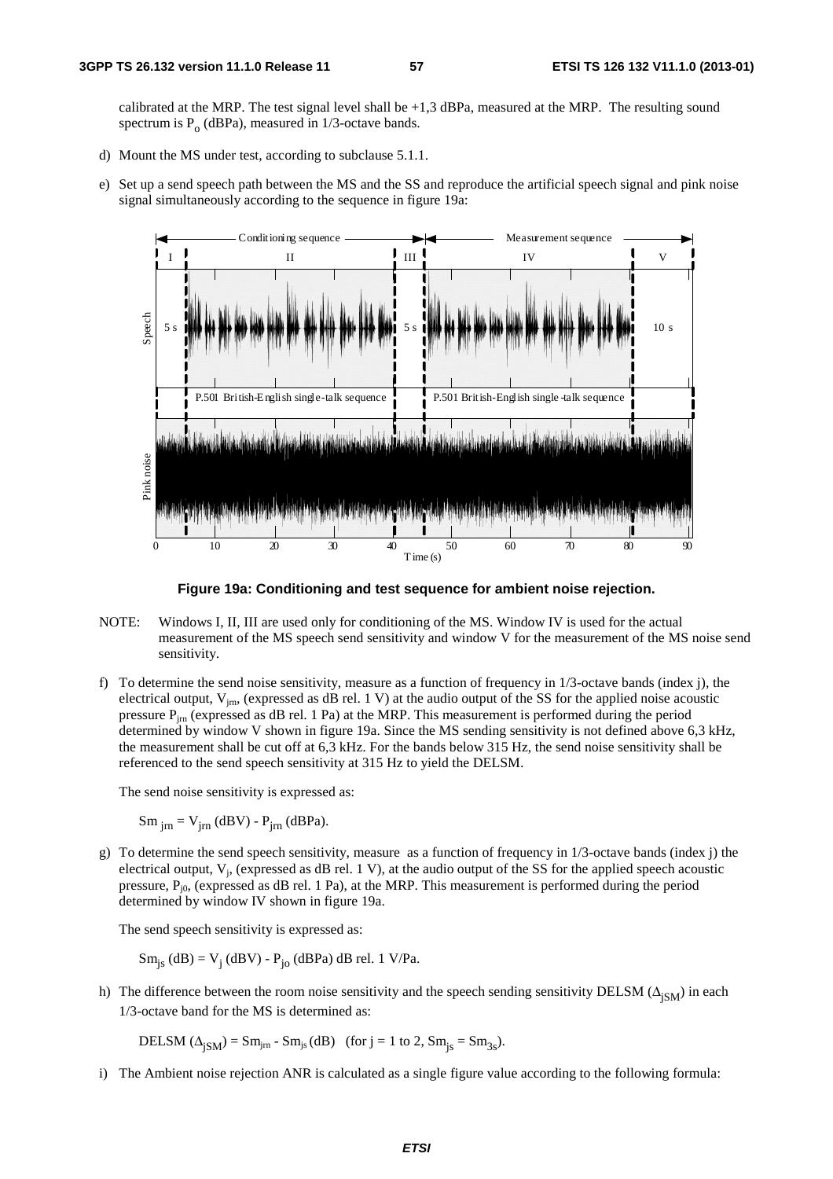calibrated at the MRP. The test signal level shall be +1,3 dBPa, measured at the MRP. The resulting sound spectrum is $P_o$ (dBPa), measured in 1/3-octave bands.

d) Mount the MS under test, according to subclause 5.1.1.

e) Set up a send speech path between the MS and the SS and reproduce the artificial speech signal and pink noise signal simultaneously according to the sequence in figure 19a:

**Figure 19a: Conditioning and test sequence for ambient noise rejection.**

NOTE: Windows I, II, III are used only for conditioning of the MS. Window IV is used for the actual measurement of the MS speech send sensitivity and window V for the measurement of the MS noise send sensitivity.

f) To determine the send noise sensitivity, measure as a function of frequency in 1/3-octave bands (index j), the electrical output, $V_{jrn}$, (expressed as dB rel. 1 V) at the audio output of the SS for the applied noise acoustic pressure $P_{jrn}$ (expressed as dB rel. 1 Pa) at the MRP. This measurement is performed during the period determined by window V shown in figure 19a. Since the MS sending sensitivity is not defined above 6,3 kHz, the measurement shall be cut off at 6,3 kHz. For the bands below 315 Hz, the send noise sensitivity shall be referenced to the send speech sensitivity at 315 Hz to yield the DELSM.

The send noise sensitivity is expressed as:

$Sm_{jrn} = V_{jrn}$ (dBV) - $P_{jrn}$ (dBPa).

g) To determine the send speech sensitivity, measure as a function of frequency in 1/3-octave bands (index j) the electrical output, $V_j$, (expressed as dB rel. 1 V), at the audio output of the SS for the applied speech acoustic pressure, $P_{j0}$, (expressed as dB rel. 1 Pa), at the MRP. This measurement is performed during the period determined by window IV shown in figure 19a.

The send speech sensitivity is expressed as:

$Sm_{js}$ (dB) = $V_j$ (dBV) - $P_{jo}$ (dBPa) dB rel. 1 V/Pa.

h) The difference between the room noise sensitivity and the speech sending sensitivity DELSM ($\Delta_{jSM}$) in each 1/3-octave band for the MS is determined as:

DELSM ($\Delta_{jSM}$) = $Sm_{jrn}$ - $Sm_{js}$ (dB) (for j = 1 to 2, $Sm_{js} = Sm_{3s}$).

i) The Ambient noise rejection ANR is calculated as a single figure value according to the following formula: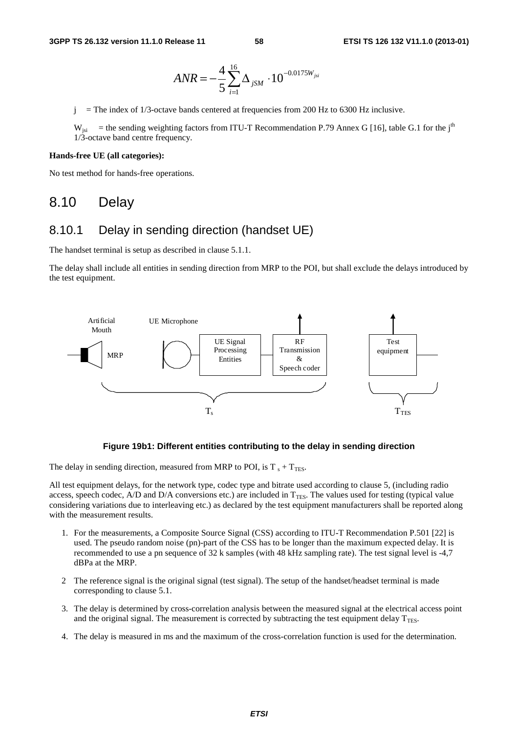$$ANR = -\frac{4}{5}\sum_{i=1}^{16}\Delta_{jSM} \cdot 10^{-0.0175 W_{jsi}}$$

j = The index of 1/3-octave bands centered at frequencies from 200 Hz to 6300 Hz inclusive.

$W_{jsi}$ = the sending weighting factors from ITU-T Recommendation P.79 Annex G [16], table G.1 for the $j^{th}$ 1/3-octave band centre frequency.

**Hands-free UE (all categories):**

No test method for hands-free operations.

## 8.10 Delay

### 8.10.1 Delay in sending direction (handset UE)

The handset terminal is setup as described in clause 5.1.1.

The delay shall include all entities in sending direction from MRP to the POI, but shall exclude the delays introduced by the test equipment.

Artificial Mouth | MRP | UE Microphone | UE Signal Processing Entities | RF Transmission & Speech coder | Test equipment | $T_s$ | $T_{TES}$

**Figure 19b1: Different entities contributing to the delay in sending direction**

The delay in sending direction, measured from MRP to POI, is $T_s + T_{TES}$.

All test equipment delays, for the network type, codec type and bitrate used according to clause 5, (including radio access, speech codec, A/D and D/A conversions etc.) are included in $T_{TES}$. The values used for testing (typical value considering variations due to interleaving etc.) as declared by the test equipment manufacturers shall be reported along with the measurement results.

1. For the measurements, a Composite Source Signal (CSS) according to ITU-T Recommendation P.501 [22] is used. The pseudo random noise (pn)-part of the CSS has to be longer than the maximum expected delay. It is recommended to use a pn sequence of 32 k samples (with 48 kHz sampling rate). The test signal level is -4,7 dBPa at the MRP.

2. The reference signal is the original signal (test signal). The setup of the handset/headset terminal is made corresponding to clause 5.1.

3. The delay is determined by cross-correlation analysis between the measured signal at the electrical access point and the original signal. The measurement is corrected by subtracting the test equipment delay $T_{TES}$.

4. The delay is measured in ms and the maximum of the cross-correlation function is used for the determination.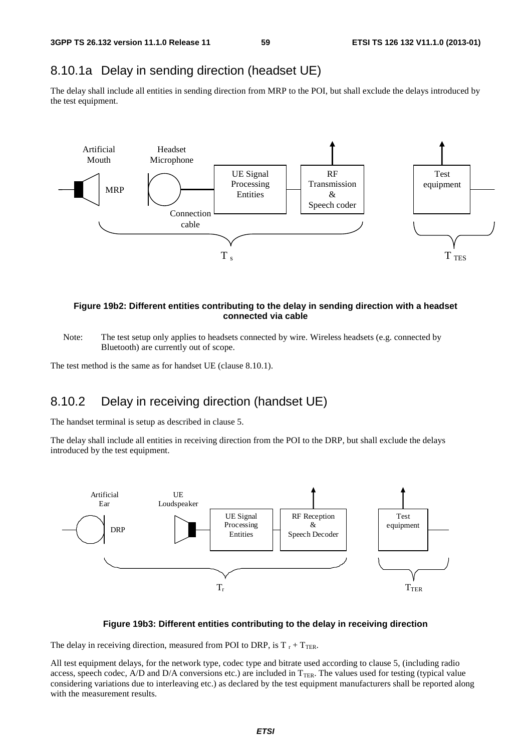### 8.10.1a Delay in sending direction (headset UE)

The delay shall include all entities in sending direction from MRP to the POI, but shall exclude the delays introduced by the test equipment.

**Figure 19b2: Different entities contributing to the delay in sending direction with a headset connected via cable**

Note: The test setup only applies to headsets connected by wire. Wireless headsets (e.g. connected by Bluetooth) are currently out of scope.

The test method is the same as for handset UE (clause 8.10.1).

### 8.10.2 Delay in receiving direction (handset UE)

The handset terminal is setup as described in clause 5.

The delay shall include all entities in receiving direction from the POI to the DRP, but shall exclude the delays introduced by the test equipment.

**Figure 19b3: Different entities contributing to the delay in receiving direction**

The delay in receiving direction, measured from POI to DRP, is $T_r + T_{TER}$.

All test equipment delays, for the network type, codec type and bitrate used according to clause 5, (including radio access, speech codec, A/D and D/A conversions etc.) are included in $T_{TER}$. The values used for testing (typical value considering variations due to interleaving etc.) as declared by the test equipment manufacturers shall be reported along with the measurement results.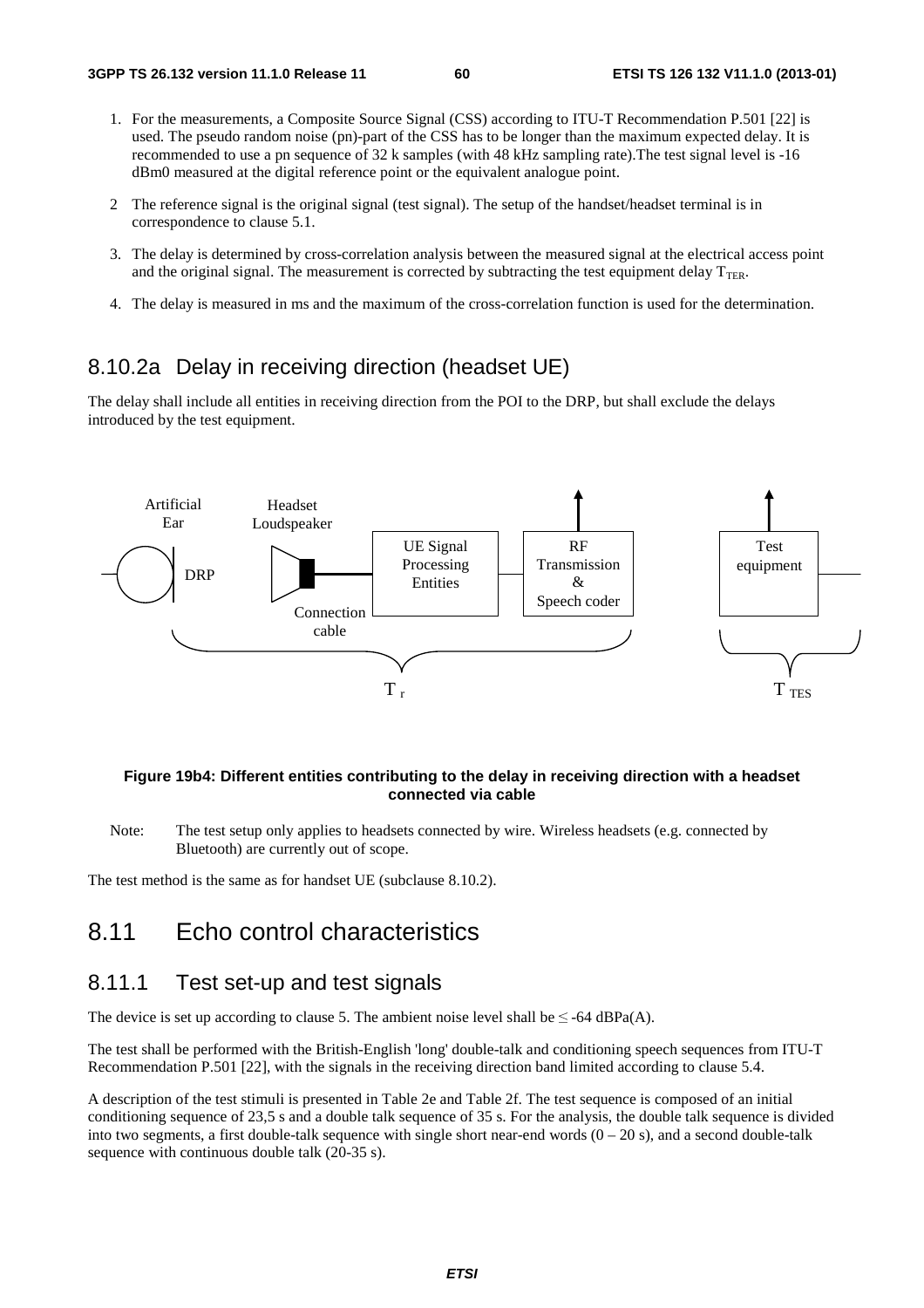1. For the measurements, a Composite Source Signal (CSS) according to ITU-T Recommendation P.501 [22] is used. The pseudo random noise (pn)-part of the CSS has to be longer than the maximum expected delay. It is recommended to use a pn sequence of 32 k samples (with 48 kHz sampling rate).The test signal level is -16 dBm0 measured at the digital reference point or the equivalent analogue point.

2 The reference signal is the original signal (test signal). The setup of the handset/headset terminal is in correspondence to clause 5.1.

3. The delay is determined by cross-correlation analysis between the measured signal at the electrical access point and the original signal. The measurement is corrected by subtracting the test equipment delay $T_{TER}$.

4. The delay is measured in ms and the maximum of the cross-correlation function is used for the determination.

## 8.10.2a Delay in receiving direction (headset UE)

The delay shall include all entities in receiving direction from the POI to the DRP, but shall exclude the delays introduced by the test equipment.

Artificial Ear | DRP | Headset Loudspeaker | Connection cable | UE Signal Processing Entities | RF Transmission & Speech coder | Test equipment | $T_r$ | $T_{TES}$

**Figure 19b4: Different entities contributing to the delay in receiving direction with a headset connected via cable**

Note: The test setup only applies to headsets connected by wire. Wireless headsets (e.g. connected by Bluetooth) are currently out of scope.

The test method is the same as for handset UE (subclause 8.10.2).

# 8.11 Echo control characteristics

## 8.11.1 Test set-up and test signals

The device is set up according to clause 5. The ambient noise level shall be ≤ -64 dBPa(A).

The test shall be performed with the British-English 'long' double-talk and conditioning speech sequences from ITU-T Recommendation P.501 [22], with the signals in the receiving direction band limited according to clause 5.4.

A description of the test stimuli is presented in Table 2e and Table 2f. The test sequence is composed of an initial conditioning sequence of 23,5 s and a double talk sequence of 35 s. For the analysis, the double talk sequence is divided into two segments, a first double-talk sequence with single short near-end words (0 – 20 s), and a second double-talk sequence with continuous double talk (20-35 s).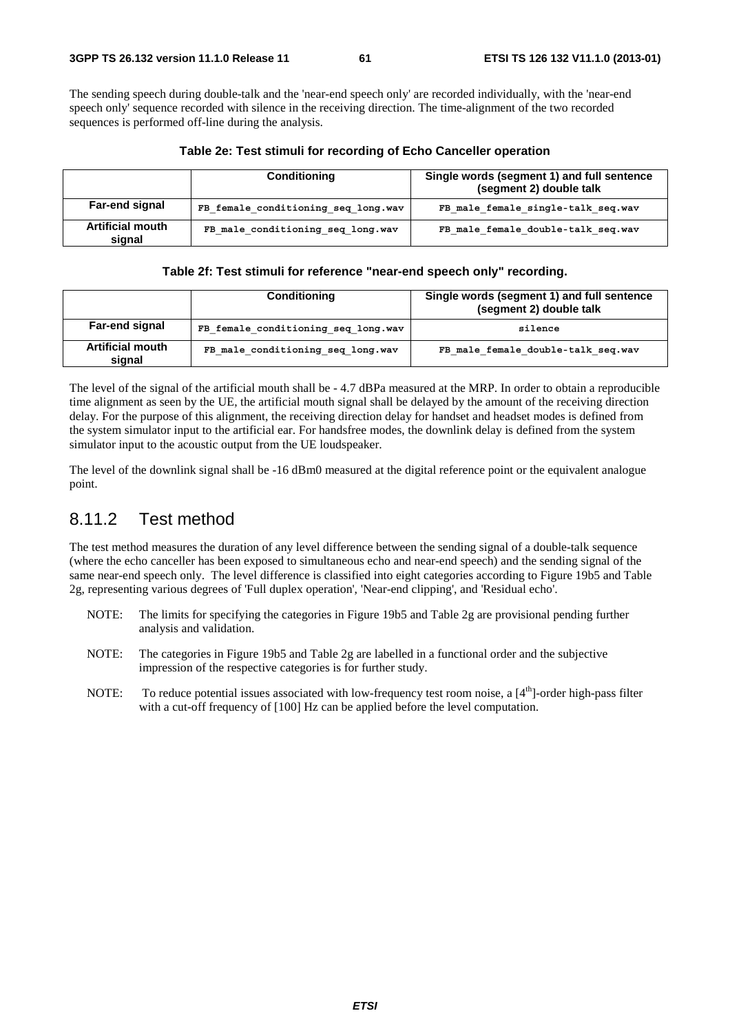The sending speech during double-talk and the 'near-end speech only' are recorded individually, with the 'near-end speech only' sequence recorded with silence in the receiving direction. The time-alignment of the two recorded sequences is performed off-line during the analysis.

**Table 2e: Test stimuli for recording of Echo Canceller operation**

| | Conditioning | Single words (segment 1) and full sentence (segment 2) double talk |
|---|---|---|
| **Far-end signal** | FB_female_conditioning_seq_long.wav | FB_male_female_single-talk_seq.wav |
| **Artificial mouth signal** | FB_male_conditioning_seq_long.wav | FB_male_female_double-talk_seq.wav |

**Table 2f: Test stimuli for reference "near-end speech only" recording.**

| | Conditioning | Single words (segment 1) and full sentence (segment 2) double talk |
|---|---|---|
| **Far-end signal** | FB_female_conditioning_seq_long.wav | silence |
| **Artificial mouth signal** | FB_male_conditioning_seq_long.wav | FB_male_female_double-talk_seq.wav |

The level of the signal of the artificial mouth shall be - 4.7 dBPa measured at the MRP. In order to obtain a reproducible time alignment as seen by the UE, the artificial mouth signal shall be delayed by the amount of the receiving direction delay. For the purpose of this alignment, the receiving direction delay for handset and headset modes is defined from the system simulator input to the artificial ear. For handsfree modes, the downlink delay is defined from the system simulator input to the acoustic output from the UE loudspeaker.

The level of the downlink signal shall be -16 dBm0 measured at the digital reference point or the equivalent analogue point.

## 8.11.2 Test method

The test method measures the duration of any level difference between the sending signal of a double-talk sequence (where the echo canceller has been exposed to simultaneous echo and near-end speech) and the sending signal of the same near-end speech only. The level difference is classified into eight categories according to Figure 19b5 and Table 2g, representing various degrees of 'Full duplex operation', 'Near-end clipping', and 'Residual echo'.

NOTE: The limits for specifying the categories in Figure 19b5 and Table 2g are provisional pending further analysis and validation.

NOTE: The categories in Figure 19b5 and Table 2g are labelled in a functional order and the subjective impression of the respective categories is for further study.

NOTE: To reduce potential issues associated with low-frequency test room noise, a [4th]-order high-pass filter with a cut-off frequency of [100] Hz can be applied before the level computation.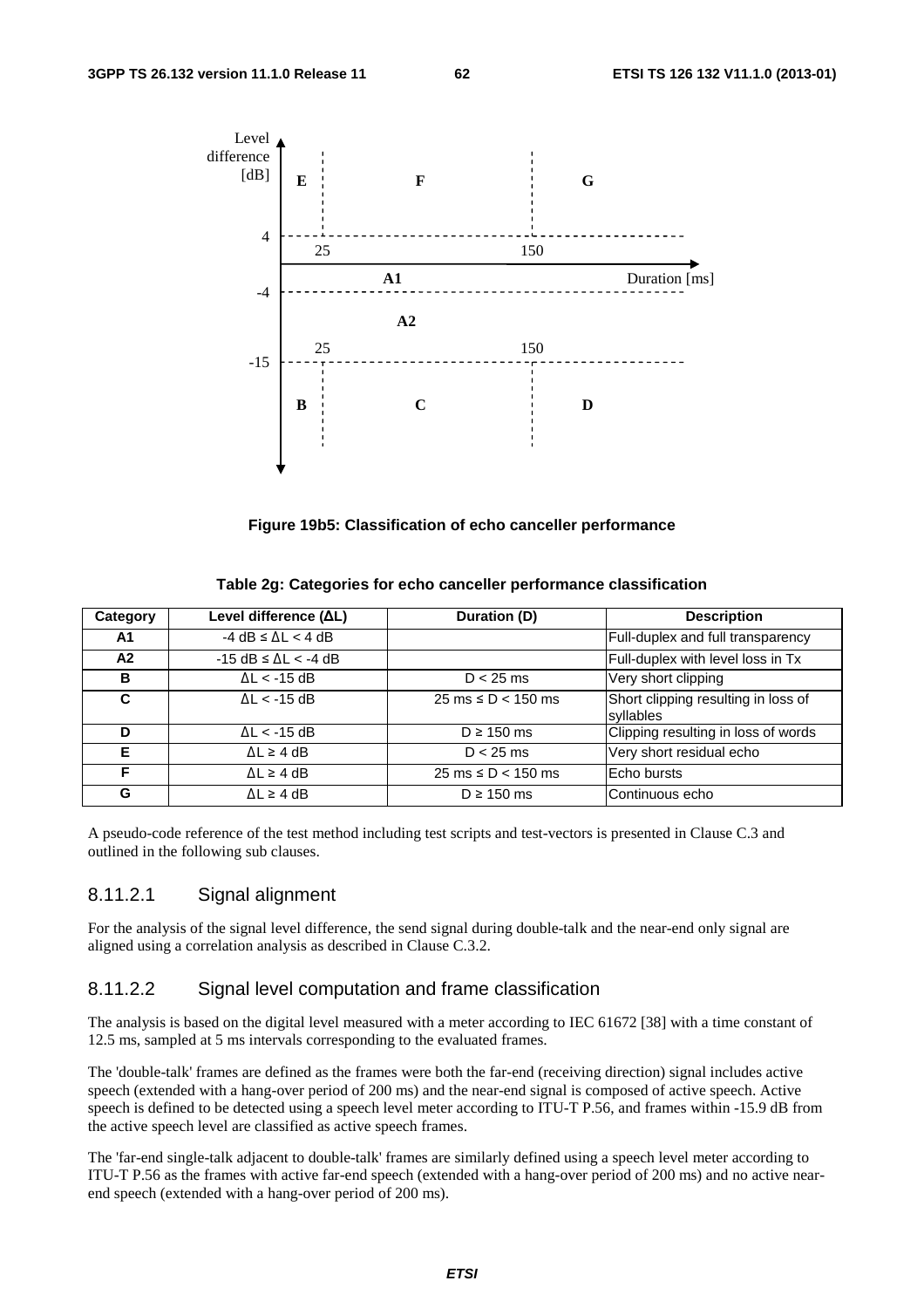Figure 19b5: Classification of echo canceller performance

**Table 2g: Categories for echo canceller performance classification**

| Category | Level difference (ΔL) | Duration (D) | Description |
| --- | --- | --- | --- |
| A1 | -4 dB ≤ ΔL < 4 dB | | Full-duplex and full transparency |
| A2 | -15 dB ≤ ΔL < -4 dB | | Full-duplex with level loss in Tx |
| B | ΔL < -15 dB | D < 25 ms | Very short clipping |
| C | ΔL < -15 dB | 25 ms ≤ D < 150 ms | Short clipping resulting in loss of syllables |
| D | ΔL < -15 dB | D ≥ 150 ms | Clipping resulting in loss of words |
| E | ΔL ≥ 4 dB | D < 25 ms | Very short residual echo |
| F | ΔL ≥ 4 dB | 25 ms ≤ D < 150 ms | Echo bursts |
| G | ΔL ≥ 4 dB | D ≥ 150 ms | Continuous echo |

A pseudo-code reference of the test method including test scripts and test-vectors is presented in Clause C.3 and outlined in the following sub clauses.

### 8.11.2.1 Signal alignment

For the analysis of the signal level difference, the send signal during double-talk and the near-end only signal are aligned using a correlation analysis as described in Clause C.3.2.

### 8.11.2.2 Signal level computation and frame classification

The analysis is based on the digital level measured with a meter according to IEC 61672 [38] with a time constant of 12.5 ms, sampled at 5 ms intervals corresponding to the evaluated frames.

The 'double-talk' frames are defined as the frames were both the far-end (receiving direction) signal includes active speech (extended with a hang-over period of 200 ms) and the near-end signal is composed of active speech. Active speech is defined to be detected using a speech level meter according to ITU-T P.56, and frames within -15.9 dB from the active speech level are classified as active speech frames.

The 'far-end single-talk adjacent to double-talk' frames are similarly defined using a speech level meter according to ITU-T P.56 as the frames with active far-end speech (extended with a hang-over period of 200 ms) and no active near-end speech (extended with a hang-over period of 200 ms).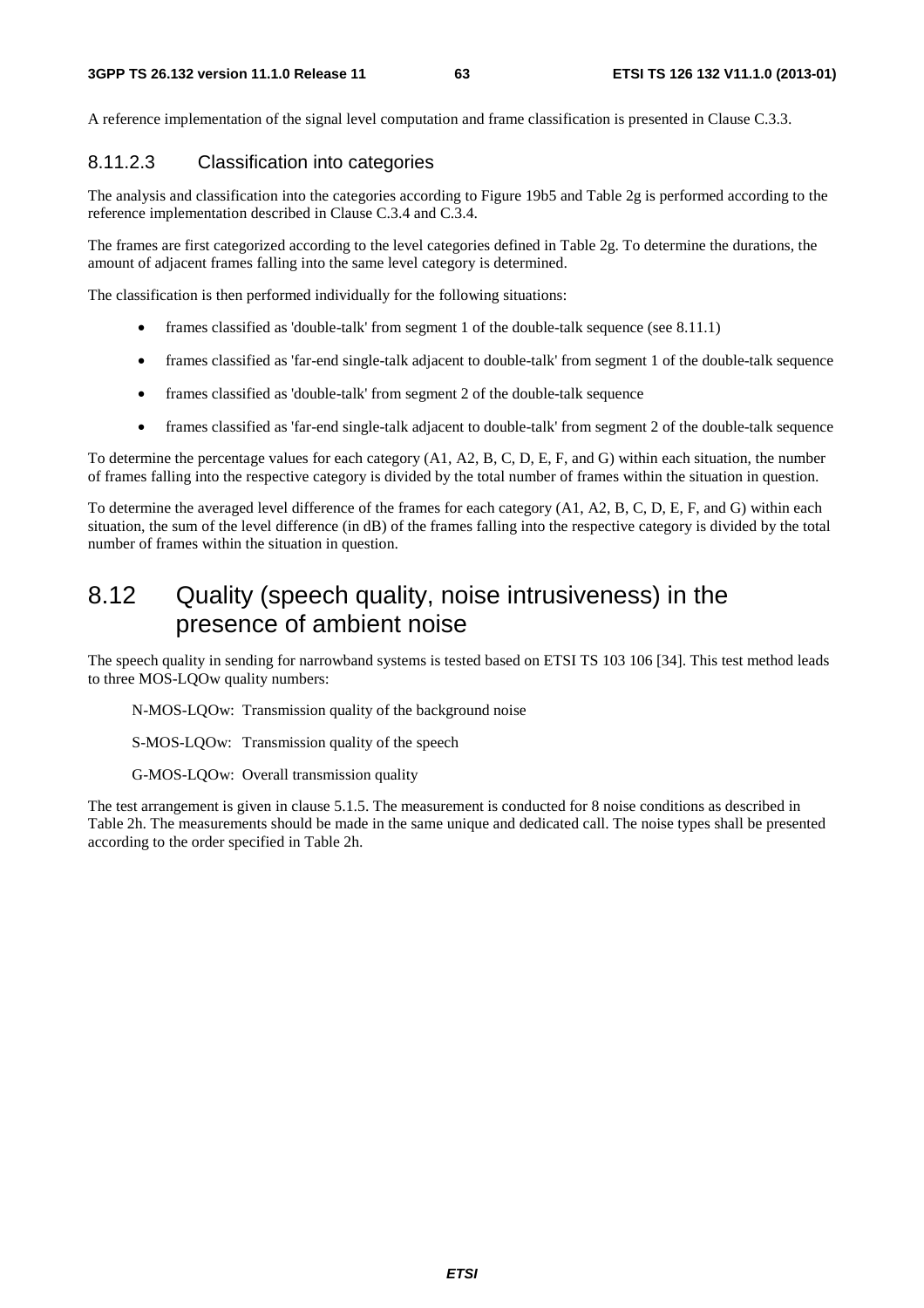A reference implementation of the signal level computation and frame classification is presented in Clause C.3.3.

### 8.11.2.3 Classification into categories

The analysis and classification into the categories according to Figure 19b5 and Table 2g is performed according to the reference implementation described in Clause C.3.4 and C.3.4.

The frames are first categorized according to the level categories defined in Table 2g. To determine the durations, the amount of adjacent frames falling into the same level category is determined.

The classification is then performed individually for the following situations:

- frames classified as 'double-talk' from segment 1 of the double-talk sequence (see 8.11.1)
- frames classified as 'far-end single-talk adjacent to double-talk' from segment 1 of the double-talk sequence
- frames classified as 'double-talk' from segment 2 of the double-talk sequence
- frames classified as 'far-end single-talk adjacent to double-talk' from segment 2 of the double-talk sequence

To determine the percentage values for each category (A1, A2, B, C, D, E, F, and G) within each situation, the number of frames falling into the respective category is divided by the total number of frames within the situation in question.

To determine the averaged level difference of the frames for each category (A1, A2, B, C, D, E, F, and G) within each situation, the sum of the level difference (in dB) of the frames falling into the respective category is divided by the total number of frames within the situation in question.

## 8.12 Quality (speech quality, noise intrusiveness) in the presence of ambient noise

The speech quality in sending for narrowband systems is tested based on ETSI TS 103 106 [34]. This test method leads to three MOS-LQOw quality numbers:

N-MOS-LQOw: Transmission quality of the background noise

S-MOS-LQOw: Transmission quality of the speech

G-MOS-LQOw: Overall transmission quality

The test arrangement is given in clause 5.1.5. The measurement is conducted for 8 noise conditions as described in Table 2h. The measurements should be made in the same unique and dedicated call. The noise types shall be presented according to the order specified in Table 2h.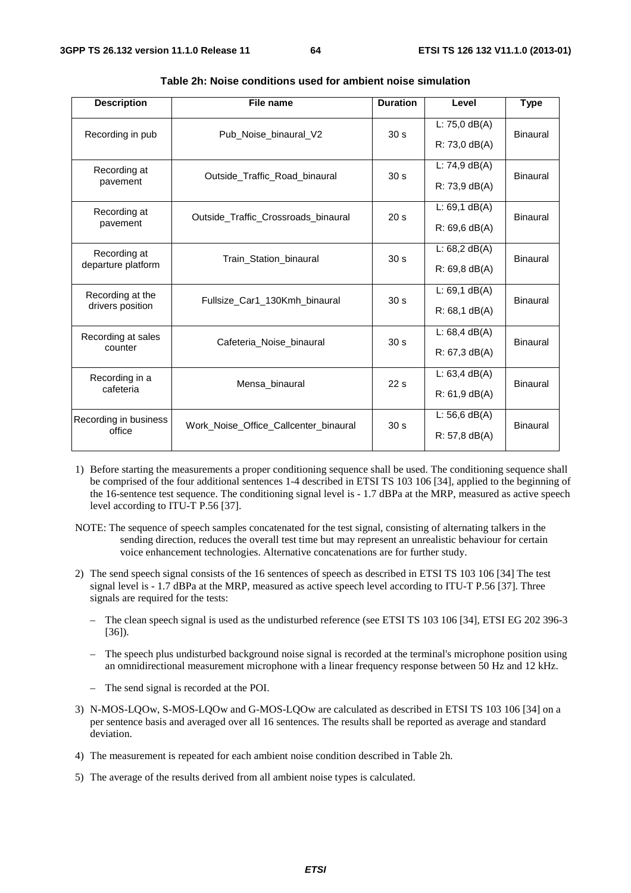**Table 2h: Noise conditions used for ambient noise simulation**

| Description | File name | Duration | Level | Type |
|---|---|---|---|---|
| Recording in pub | Pub_Noise_binaural_V2 | 30 s | L: 75,0 dB(A)<br>R: 73,0 dB(A) | Binaural |
| Recording at pavement | Outside_Traffic_Road_binaural | 30 s | L: 74,9 dB(A)<br>R: 73,9 dB(A) | Binaural |
| Recording at pavement | Outside_Traffic_Crossroads_binaural | 20 s | L: 69,1 dB(A)<br>R: 69,6 dB(A) | Binaural |
| Recording at departure platform | Train_Station_binaural | 30 s | L: 68,2 dB(A)<br>R: 69,8 dB(A) | Binaural |
| Recording at the drivers position | Fullsize_Car1_130Kmh_binaural | 30 s | L: 69,1 dB(A)<br>R: 68,1 dB(A) | Binaural |
| Recording at sales counter | Cafeteria_Noise_binaural | 30 s | L: 68,4 dB(A)<br>R: 67,3 dB(A) | Binaural |
| Recording in a cafeteria | Mensa_binaural | 22 s | L: 63,4 dB(A)<br>R: 61,9 dB(A) | Binaural |
| Recording in business office | Work_Noise_Office_Callcenter_binaural | 30 s | L: 56,6 dB(A)<br>R: 57,8 dB(A) | Binaural |

1) Before starting the measurements a proper conditioning sequence shall be used. The conditioning sequence shall be comprised of the four additional sentences 1-4 described in ETSI TS 103 106 [34], applied to the beginning of the 16-sentence test sequence. The conditioning signal level is - 1.7 dBPa at the MRP, measured as active speech level according to ITU-T P.56 [37].

NOTE: The sequence of speech samples concatenated for the test signal, consisting of alternating talkers in the sending direction, reduces the overall test time but may represent an unrealistic behaviour for certain voice enhancement technologies. Alternative concatenations are for further study.

2) The send speech signal consists of the 16 sentences of speech as described in ETSI TS 103 106 [34] The test signal level is - 1.7 dBPa at the MRP, measured as active speech level according to ITU-T P.56 [37]. Three signals are required for the tests:

   - The clean speech signal is used as the undisturbed reference (see ETSI TS 103 106 [34], ETSI EG 202 396-3 [36]).
   - The speech plus undisturbed background noise signal is recorded at the terminal's microphone position using an omnidirectional measurement microphone with a linear frequency response between 50 Hz and 12 kHz.
   - The send signal is recorded at the POI.

3) N-MOS-LQOw, S-MOS-LQOw and G-MOS-LQOw are calculated as described in ETSI TS 103 106 [34] on a per sentence basis and averaged over all 16 sentences. The results shall be reported as average and standard deviation.

4) The measurement is repeated for each ambient noise condition described in Table 2h.

5) The average of the results derived from all ambient noise types is calculated.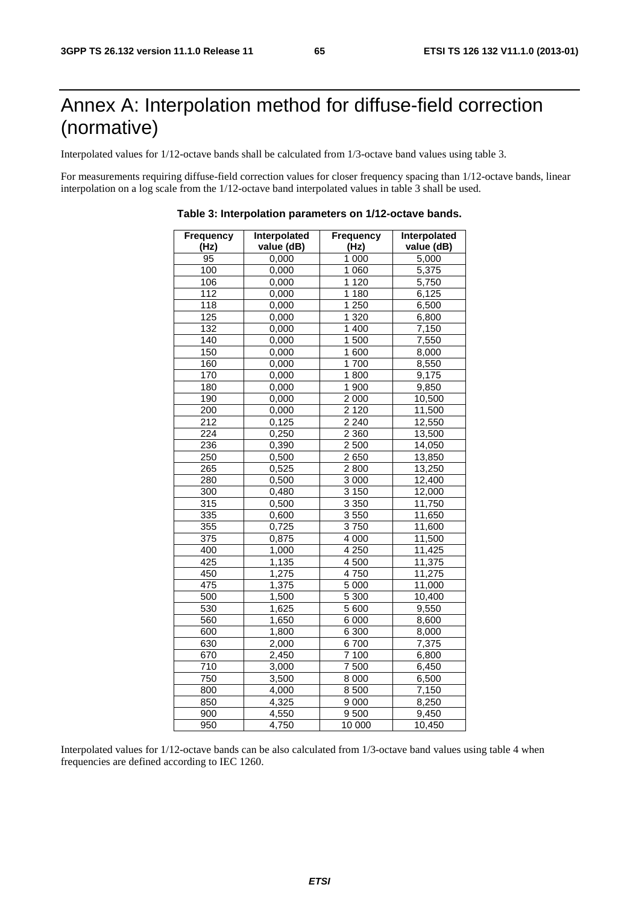# Annex A: Interpolation method for diffuse-field correction (normative)

Interpolated values for 1/12-octave bands shall be calculated from 1/3-octave band values using table 3.

For measurements requiring diffuse-field correction values for closer frequency spacing than 1/12-octave bands, linear interpolation on a log scale from the 1/12-octave band interpolated values in table 3 shall be used.

**Table 3: Interpolation parameters on 1/12-octave bands.**

| Frequency (Hz) | Interpolated value (dB) | Frequency (Hz) | Interpolated value (dB) |
|---|---|---|---|
| 95 | 0,000 | 1 000 | 5,000 |
| 100 | 0,000 | 1 060 | 5,375 |
| 106 | 0,000 | 1 120 | 5,750 |
| 112 | 0,000 | 1 180 | 6,125 |
| 118 | 0,000 | 1 250 | 6,500 |
| 125 | 0,000 | 1 320 | 6,800 |
| 132 | 0,000 | 1 400 | 7,150 |
| 140 | 0,000 | 1 500 | 7,550 |
| 150 | 0,000 | 1 600 | 8,000 |
| 160 | 0,000 | 1 700 | 8,550 |
| 170 | 0,000 | 1 800 | 9,175 |
| 180 | 0,000 | 1 900 | 9,850 |
| 190 | 0,000 | 2 000 | 10,500 |
| 200 | 0,000 | 2 120 | 11,500 |
| 212 | 0,125 | 2 240 | 12,550 |
| 224 | 0,250 | 2 360 | 13,500 |
| 236 | 0,390 | 2 500 | 14,050 |
| 250 | 0,500 | 2 650 | 13,850 |
| 265 | 0,525 | 2 800 | 13,250 |
| 280 | 0,500 | 3 000 | 12,400 |
| 300 | 0,480 | 3 150 | 12,000 |
| 315 | 0,500 | 3 350 | 11,750 |
| 335 | 0,600 | 3 550 | 11,650 |
| 355 | 0,725 | 3 750 | 11,600 |
| 375 | 0,875 | 4 000 | 11,500 |
| 400 | 1,000 | 4 250 | 11,425 |
| 425 | 1,135 | 4 500 | 11,375 |
| 450 | 1,275 | 4 750 | 11,275 |
| 475 | 1,375 | 5 000 | 11,000 |
| 500 | 1,500 | 5 300 | 10,400 |
| 530 | 1,625 | 5 600 | 9,550 |
| 560 | 1,650 | 6 000 | 8,600 |
| 600 | 1,800 | 6 300 | 8,000 |
| 630 | 2,000 | 6 700 | 7,375 |
| 670 | 2,450 | 7 100 | 6,800 |
| 710 | 3,000 | 7 500 | 6,450 |
| 750 | 3,500 | 8 000 | 6,500 |
| 800 | 4,000 | 8 500 | 7,150 |
| 850 | 4,325 | 9 000 | 8,250 |
| 900 | 4,550 | 9 500 | 9,450 |
| 950 | 4,750 | 10 000 | 10,450 |

Interpolated values for 1/12-octave bands can be also calculated from 1/3-octave band values using table 4 when frequencies are defined according to IEC 1260.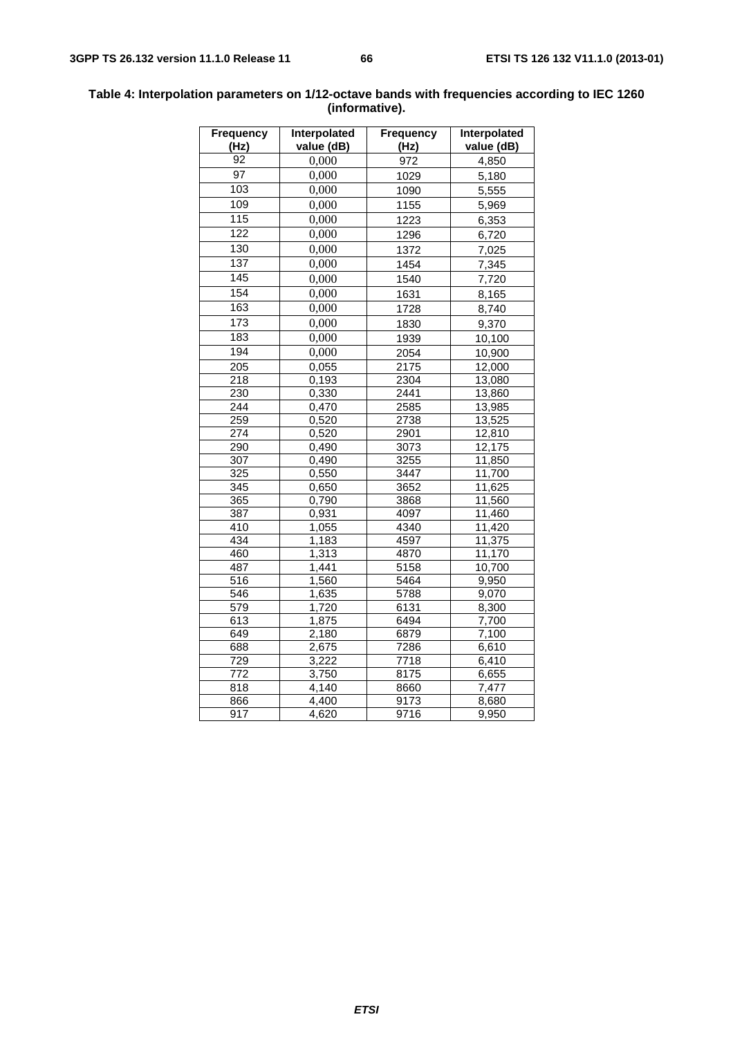**Table 4: Interpolation parameters on 1/12-octave bands with frequencies according to IEC 1260 (informative).**

| Frequency (Hz) | Interpolated value (dB) | Frequency (Hz) | Interpolated value (dB) |
|---|---|---|---|
| 92 | 0,000 | 972 | 4,850 |
| 97 | 0,000 | 1029 | 5,180 |
| 103 | 0,000 | 1090 | 5,555 |
| 109 | 0,000 | 1155 | 5,969 |
| 115 | 0,000 | 1223 | 6,353 |
| 122 | 0,000 | 1296 | 6,720 |
| 130 | 0,000 | 1372 | 7,025 |
| 137 | 0,000 | 1454 | 7,345 |
| 145 | 0,000 | 1540 | 7,720 |
| 154 | 0,000 | 1631 | 8,165 |
| 163 | 0,000 | 1728 | 8,740 |
| 173 | 0,000 | 1830 | 9,370 |
| 183 | 0,000 | 1939 | 10,100 |
| 194 | 0,000 | 2054 | 10,900 |
| 205 | 0,055 | 2175 | 12,000 |
| 218 | 0,193 | 2304 | 13,080 |
| 230 | 0,330 | 2441 | 13,860 |
| 244 | 0,470 | 2585 | 13,985 |
| 259 | 0,520 | 2738 | 13,525 |
| 274 | 0,520 | 2901 | 12,810 |
| 290 | 0,490 | 3073 | 12,175 |
| 307 | 0,490 | 3255 | 11,850 |
| 325 | 0,550 | 3447 | 11,700 |
| 345 | 0,650 | 3652 | 11,625 |
| 365 | 0,790 | 3868 | 11,560 |
| 387 | 0,931 | 4097 | 11,460 |
| 410 | 1,055 | 4340 | 11,420 |
| 434 | 1,183 | 4597 | 11,375 |
| 460 | 1,313 | 4870 | 11,170 |
| 487 | 1,441 | 5158 | 10,700 |
| 516 | 1,560 | 5464 | 9,950 |
| 546 | 1,635 | 5788 | 9,070 |
| 579 | 1,720 | 6131 | 8,300 |
| 613 | 1,875 | 6494 | 7,700 |
| 649 | 2,180 | 6879 | 7,100 |
| 688 | 2,675 | 7286 | 6,610 |
| 729 | 3,222 | 7718 | 6,410 |
| 772 | 3,750 | 8175 | 6,655 |
| 818 | 4,140 | 8660 | 7,477 |
| 866 | 4,400 | 9173 | 8,680 |
| 917 | 4,620 | 9716 | 9,950 |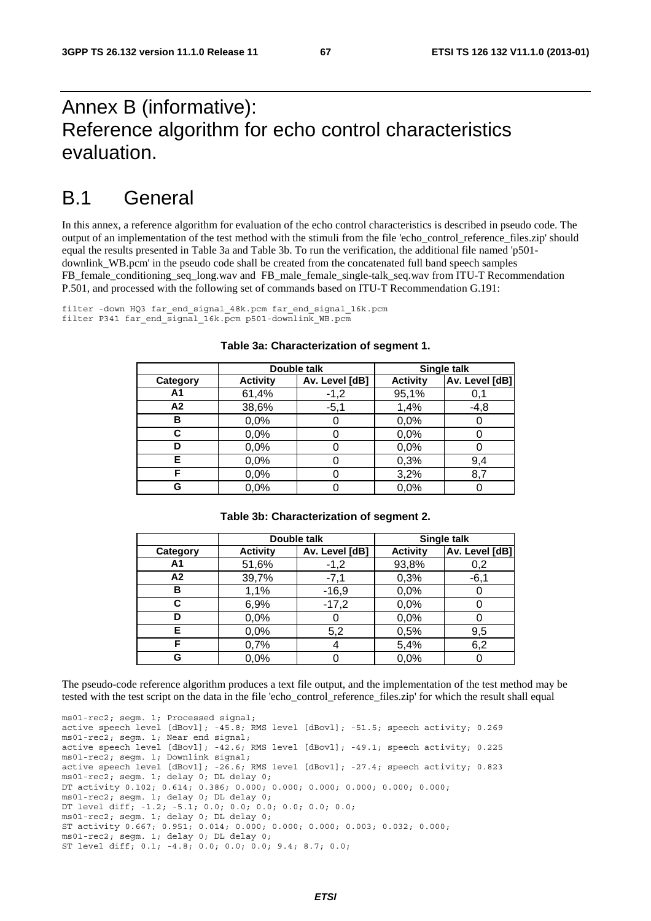# Annex B (informative): Reference algorithm for echo control characteristics evaluation.

# B.1 General

In this annex, a reference algorithm for evaluation of the echo control characteristics is described in pseudo code. The output of an implementation of the test method with the stimuli from the file 'echo_control_reference_files.zip' should equal the results presented in Table 3a and Table 3b. To run the verification, the additional file named 'p501-downlink_WB.pcm' in the pseudo code shall be created from the concatenated full band speech samples FB_female_conditioning_seq_long.wav and FB_male_female_single-talk_seq.wav from ITU-T Recommendation P.501, and processed with the following set of commands based on ITU-T Recommendation G.191:

```
filter -down HQ3 far_end_signal_48k.pcm far_end_signal_16k.pcm
filter P341 far_end_signal_16k.pcm p501-downlink_WB.pcm
```

**Table 3a: Characterization of segment 1.**

| | Double talk | | Single talk | |
|---|---|---|---|---|
| **Category** | **Activity** | **Av. Level [dB]** | **Activity** | **Av. Level [dB]** |
| **A1** | 61,4% | -1,2 | 95,1% | 0,1 |
| **A2** | 38,6% | -5,1 | 1,4% | -4,8 |
| **B** | 0,0% | 0 | 0,0% | 0 |
| **C** | 0,0% | 0 | 0,0% | 0 |
| **D** | 0,0% | 0 | 0,0% | 0 |
| **E** | 0,0% | 0 | 0,3% | 9,4 |
| **F** | 0,0% | 0 | 3,2% | 8,7 |
| **G** | 0,0% | 0 | 0,0% | 0 |

**Table 3b: Characterization of segment 2.**

| | Double talk | | Single talk | |
|---|---|---|---|---|
| **Category** | **Activity** | **Av. Level [dB]** | **Activity** | **Av. Level [dB]** |
| **A1** | 51,6% | -1,2 | 93,8% | 0,2 |
| **A2** | 39,7% | -7,1 | 0,3% | -6,1 |
| **B** | 1,1% | -16,9 | 0,0% | 0 |
| **C** | 6,9% | -17,2 | 0,0% | 0 |
| **D** | 0,0% | 0 | 0,0% | 0 |
| **E** | 0,0% | 5,2 | 0,5% | 9,5 |
| **F** | 0,7% | 4 | 5,4% | 6,2 |
| **G** | 0,0% | 0 | 0,0% | 0 |

The pseudo-code reference algorithm produces a text file output, and the implementation of the test method may be tested with the test script on the data in the file 'echo_control_reference_files.zip' for which the result shall equal

```
ms01-rec2; segm. 1; Processed signal;
active speech level [dBovl]; -45.8; RMS level [dBovl]; -51.5; speech activity; 0.269
ms01-rec2; segm. 1; Near end signal;
active speech level [dBovl]; -42.6; RMS level [dBovl]; -49.1; speech activity; 0.225
ms01-rec2; segm. 1; Downlink signal;
active speech level [dBovl]; -26.6; RMS level [dBovl]; -27.4; speech activity; 0.823
ms01-rec2; segm. 1; delay 0; DL delay 0;
DT activity 0.102; 0.614; 0.386; 0.000; 0.000; 0.000; 0.000; 0.000; 0.000;
ms01-rec2; segm. 1; delay 0; DL delay 0;
DT level diff; -1.2; -5.1; 0.0; 0.0; 0.0; 0.0; 0.0; 0.0;
ms01-rec2; segm. 1; delay 0; DL delay 0;
ST activity 0.667; 0.951; 0.014; 0.000; 0.000; 0.000; 0.003; 0.032; 0.000;
ms01-rec2; segm. 1; delay 0; DL delay 0;
ST level diff; 0.1; -4.8; 0.0; 0.0; 0.0; 9.4; 8.7; 0.0;
```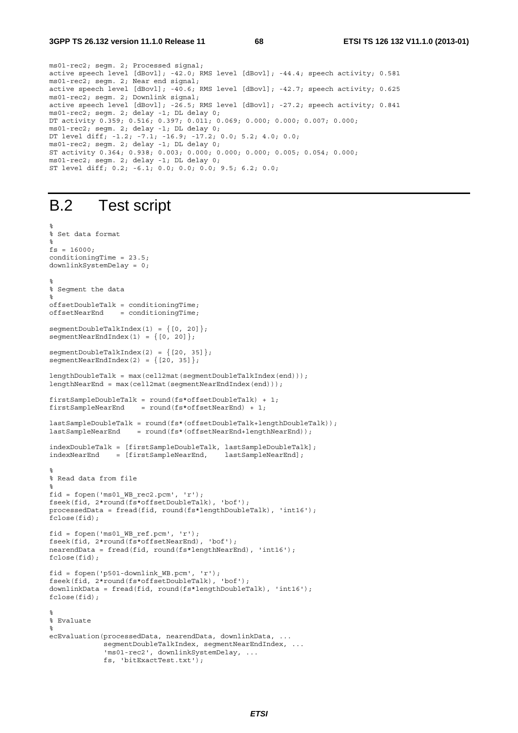```
ms01-rec2; segm. 2; Processed signal;
active speech level [dBovl]; -42.0; RMS level [dBovl]; -44.4; speech activity; 0.581
ms01-rec2; segm. 2; Near end signal;
active speech level [dBovl]; -40.6; RMS level [dBovl]; -42.7; speech activity; 0.625
ms01-rec2; segm. 2; Downlink signal;
active speech level [dBovl]; -26.5; RMS level [dBovl]; -27.2; speech activity; 0.841
ms01-rec2; segm. 2; delay -1; DL delay 0;
DT activity 0.359; 0.516; 0.397; 0.011; 0.069; 0.000; 0.000; 0.007; 0.000;
ms01-rec2; segm. 2; delay -1; DL delay 0;
DT level diff; -1.2; -7.1; -16.9; -17.2; 0.0; 5.2; 4.0; 0.0;
ms01-rec2; segm. 2; delay -1; DL delay 0;
ST activity 0.364; 0.938; 0.003; 0.000; 0.000; 0.000; 0.005; 0.054; 0.000;
ms01-rec2; segm. 2; delay -1; DL delay 0;
ST level diff; 0.2; -6.1; 0.0; 0.0; 0.0; 9.5; 6.2; 0.0;
```

# B.2 Test script

```
%
% Set data format
%
fs = 16000;
conditioningTime = 23.5;
downlinkSystemDelay = 0;

%
% Segment the data
%
offsetDoubleTalk = conditioningTime;
offsetNearEnd    = conditioningTime;

segmentDoubleTalkIndex(1) = {[0, 20]};
segmentNearEndIndex(1) = {[0, 20]};

segmentDoubleTalkIndex(2) = {[20, 35]};
segmentNearEndIndex(2) = {[20, 35]};

lengthDoubleTalk = max(cell2mat(segmentDoubleTalkIndex(end)));
lengthNearEnd = max(cell2mat(segmentNearEndIndex(end)));

firstSampleDoubleTalk = round(fs*offsetDoubleTalk) + 1;
firstSampleNearEnd    = round(fs*offsetNearEnd) + 1;

lastSampleDoubleTalk = round(fs*(offsetDoubleTalk+lengthDoubleTalk));
lastSampleNearEnd    = round(fs*(offsetNearEnd+lengthNearEnd));

indexDoubleTalk = [firstSampleDoubleTalk, lastSampleDoubleTalk];
indexNearEnd    = [firstSampleNearEnd,    lastSampleNearEnd];

%
% Read data from file
%
fid = fopen('ms01_WB_rec2.pcm', 'r');
fseek(fid, 2*round(fs*offsetDoubleTalk), 'bof');
processedData = fread(fid, round(fs*lengthDoubleTalk), 'int16');
fclose(fid);

fid = fopen('ms01_WB_ref.pcm', 'r');
fseek(fid, 2*round(fs*offsetNearEnd), 'bof');
nearendData = fread(fid, round(fs*lengthNearEnd), 'int16');
fclose(fid);

fid = fopen('p501-downlink_WB.pcm', 'r');
fseek(fid, 2*round(fs*offsetDoubleTalk), 'bof');
downlinkData = fread(fid, round(fs*lengthDoubleTalk), 'int16');
fclose(fid);

%
% Evaluate
%
ecEvaluation(processedData, nearendData, downlinkData, ...
             segmentDoubleTalkIndex, segmentNearEndIndex, ...
             'ms01-rec2', downlinkSystemDelay, ...
             fs, 'bitExactTest.txt');
```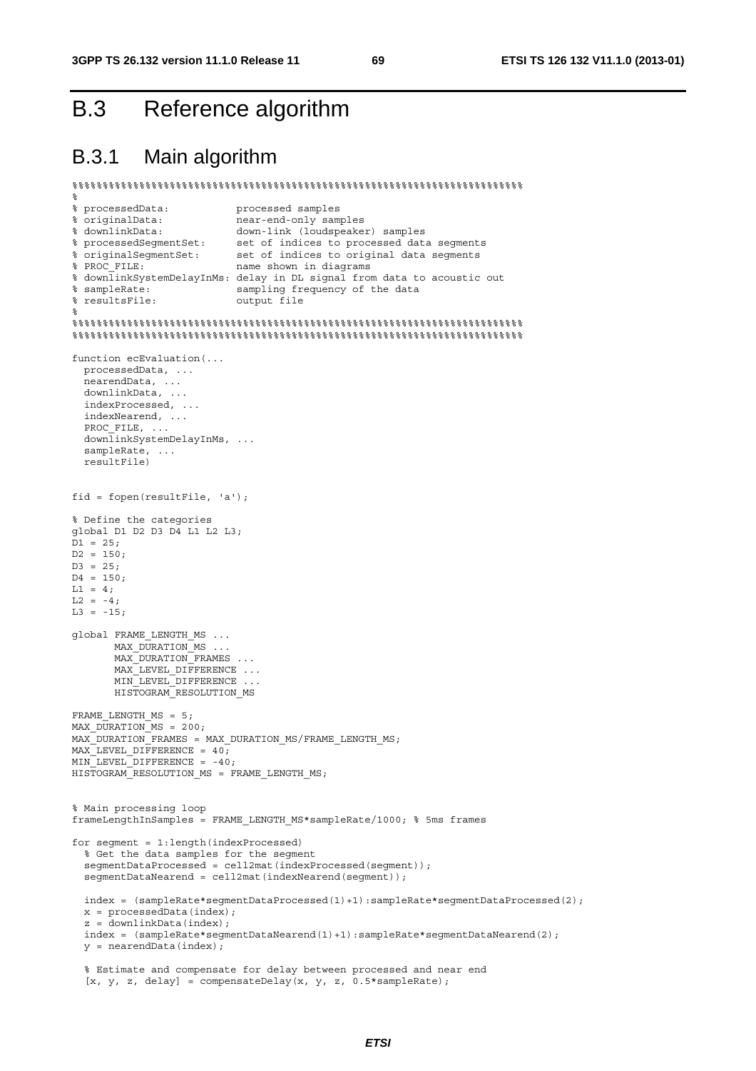# B.3 Reference algorithm

## B.3.1 Main algorithm

```
%%%%%%%%%%%%%%%%%%%%%%%%%%%%%%%%%%%%%%%%%%%%%%%%%%%%%%%%%%%%%%%%%%%%%%%%%%%%%
%
% processedData:            processed samples
% originalData:             near-end-only samples
% downlinkData:             down-link (loudspeaker) samples
% processedSegmentSet:      set of indices to processed data segments
% originalSegmentSet:       set of indices to original data segments
% PROC_FILE:                name shown in diagrams
% downlinkSystemDelayInMs: delay in DL signal from data to acoustic out
% sampleRate:               sampling frequency of the data
% resultsFile:              output file
%
%%%%%%%%%%%%%%%%%%%%%%%%%%%%%%%%%%%%%%%%%%%%%%%%%%%%%%%%%%%%%%%%%%%%%%%%%%%%%
%%%%%%%%%%%%%%%%%%%%%%%%%%%%%%%%%%%%%%%%%%%%%%%%%%%%%%%%%%%%%%%%%%%%%%%%%%%%%

function ecEvaluation(...
  processedData, ...
  nearendData, ...
  downlinkData, ...
  indexProcessed, ...
  indexNearend, ...
  PROC_FILE, ...
  downlinkSystemDelayInMs, ...
  sampleRate, ...
  resultFile)


fid = fopen(resultFile, 'a');

% Define the categories
global D1 D2 D3 D4 L1 L2 L3;
D1 = 25;
D2 = 150;
D3 = 25;
D4 = 150;
L1 = 4;
L2 = -4;
L3 = -15;

global FRAME_LENGTH_MS ...
       MAX_DURATION_MS ...
       MAX_DURATION_FRAMES ...
       MAX_LEVEL_DIFFERENCE ...
       MIN_LEVEL_DIFFERENCE ...
       HISTOGRAM_RESOLUTION_MS

FRAME_LENGTH_MS = 5;
MAX_DURATION_MS = 200;
MAX_DURATION_FRAMES = MAX_DURATION_MS/FRAME_LENGTH_MS;
MAX_LEVEL_DIFFERENCE = 40;
MIN_LEVEL_DIFFERENCE = -40;
HISTOGRAM_RESOLUTION_MS = FRAME_LENGTH_MS;


% Main processing loop
frameLengthInSamples = FRAME_LENGTH_MS*sampleRate/1000; % 5ms frames

for segment = 1:length(indexProcessed)
  % Get the data samples for the segment
  segmentDataProcessed = cell2mat(indexProcessed(segment));
  segmentDataNearend = cell2mat(indexNearend(segment));

  index = (sampleRate*segmentDataProcessed(1)+1):sampleRate*segmentDataProcessed(2);
  x = processedData(index);
  z = downlinkData(index);
  index = (sampleRate*segmentDataNearend(1)+1):sampleRate*segmentDataNearend(2);
  y = nearendData(index);

  % Estimate and compensate for delay between processed and near end
  [x, y, z, delay] = compensateDelay(x, y, z, 0.5*sampleRate);
```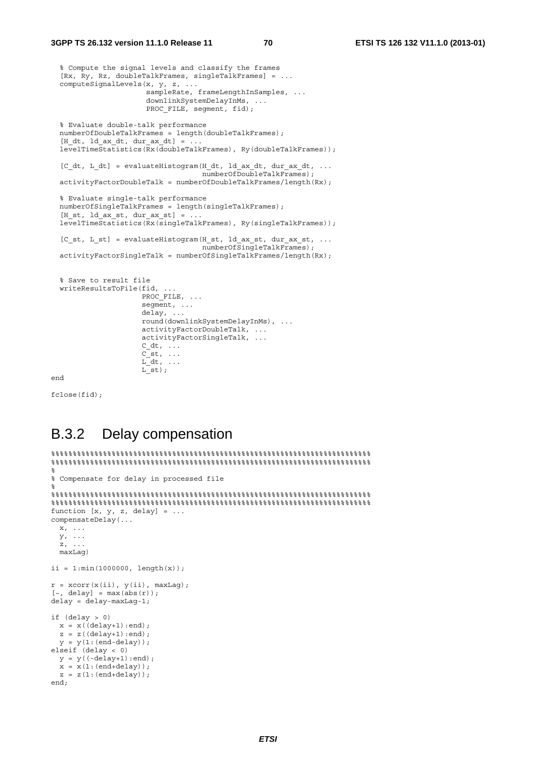```
  % Compute the signal levels and classify the frames
  [Rx, Ry, Rz, doubleTalkFrames, singleTalkFrames] = ...
  computeSignalLevels(x, y, z, ...
                      sampleRate, frameLengthInSamples, ...
                      downlinkSystemDelayInMs, ...
                      PROC_FILE, segment, fid);

  % Evaluate double-talk performance
  numberOfDoubleTalkFrames = length(doubleTalkFrames);
  [H_dt, ld_ax_dt, dur_ax_dt] = ...
  levelTimeStatistics(Rx(doubleTalkFrames), Ry(doubleTalkFrames));

  [C_dt, L_dt] = evaluateHistogram(H_dt, ld_ax_dt, dur_ax_dt, ...
                                   numberOfDoubleTalkFrames);
  activityFactorDoubleTalk = numberOfDoubleTalkFrames/length(Rx);

  % Evaluate single-talk performance
  numberOfSingleTalkFrames = length(singleTalkFrames);
  [H_st, ld_ax_st, dur_ax_st] = ...
  levelTimeStatistics(Rx(singleTalkFrames), Ry(singleTalkFrames));

  [C_st, L_st] = evaluateHistogram(H_st, ld_ax_st, dur_ax_st, ...
                                   numberOfSingleTalkFrames);
  activityFactorSingleTalk = numberOfSingleTalkFrames/length(Rx);


  % Save to result file
  writeResultsToFile(fid, ...
                     PROC_FILE, ...
                     segment, ...
                     delay, ...
                     round(downlinkSystemDelayInMs), ...
                     activityFactorDoubleTalk, ...
                     activityFactorSingleTalk, ...
                     C_dt, ...
                     C_st, ...
                     L_dt, ...
                     L_st);
end

fclose(fid);
```

## B.3.2 Delay compensation

```
%%%%%%%%%%%%%%%%%%%%%%%%%%%%%%%%%%%%%%%%%%%%%%%%%%%%%%%%%%%%%%%%%%%%%%%%%%%%%%%%
%%%%%%%%%%%%%%%%%%%%%%%%%%%%%%%%%%%%%%%%%%%%%%%%%%%%%%%%%%%%%%%%%%%%%%%%%%%%%%%%
%
% Compensate for delay in processed file
%
%%%%%%%%%%%%%%%%%%%%%%%%%%%%%%%%%%%%%%%%%%%%%%%%%%%%%%%%%%%%%%%%%%%%%%%%%%%%%%%%
%%%%%%%%%%%%%%%%%%%%%%%%%%%%%%%%%%%%%%%%%%%%%%%%%%%%%%%%%%%%%%%%%%%%%%%%%%%%%%%%
function [x, y, z, delay] = ...
compensateDelay(...
  x, ...
  y, ...
  z, ...
  maxLag)

ii = 1:min(1000000, length(x));

r = xcorr(x(ii), y(ii), maxLag);
[~, delay] = max(abs(r));
delay = delay-maxLag-1;

if (delay > 0)
  x = x((delay+1):end);
  z = z((delay+1):end);
  y = y(1:(end-delay));
elseif (delay < 0)
  y = y((-delay+1):end);
  x = x(1:(end+delay));
  z = z(1:(end+delay));
end;
```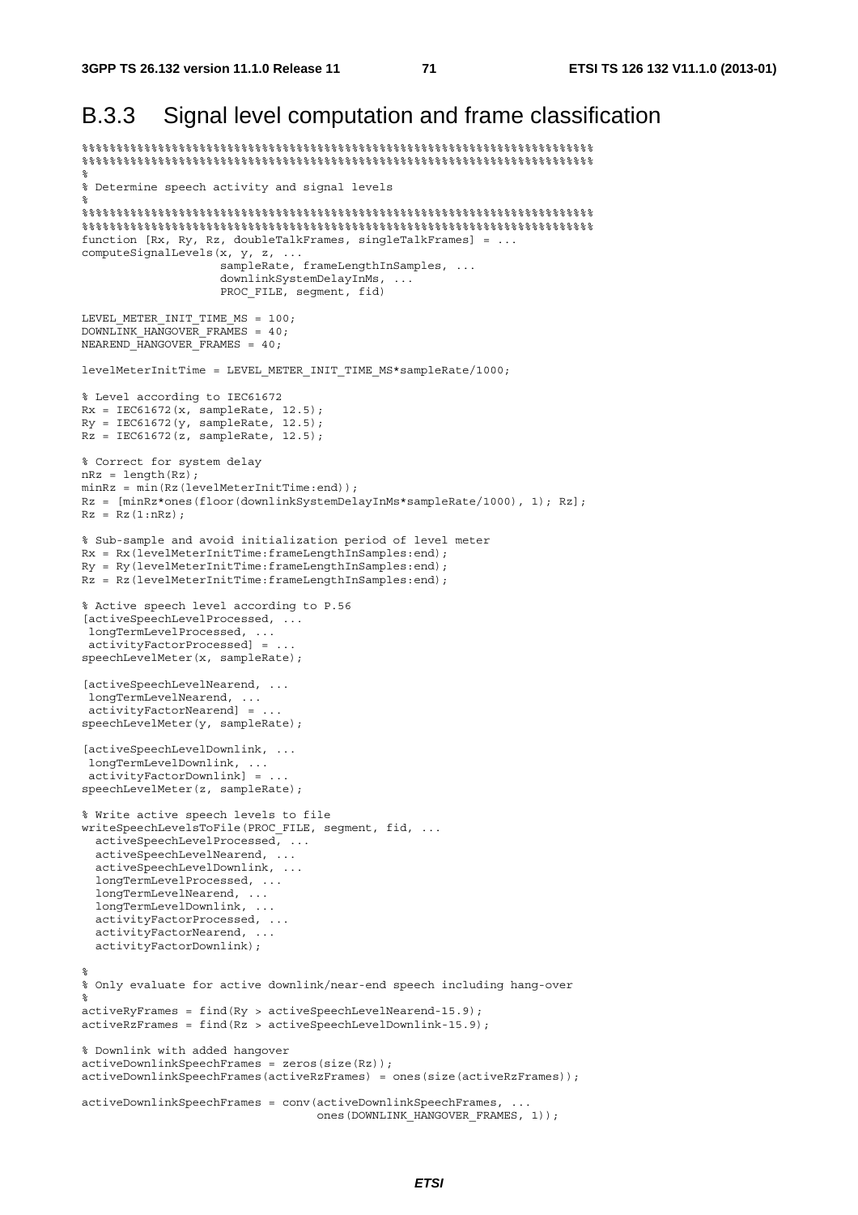## B.3.3 Signal level computation and frame classification

```
%%%%%%%%%%%%%%%%%%%%%%%%%%%%%%%%%%%%%%%%%%%%%%%%%%%%%%%%%%%%%%%%%%%%%%%%%%%%%%
%%%%%%%%%%%%%%%%%%%%%%%%%%%%%%%%%%%%%%%%%%%%%%%%%%%%%%%%%%%%%%%%%%%%%%%%%%%%%%
%
% Determine speech activity and signal levels
%
%%%%%%%%%%%%%%%%%%%%%%%%%%%%%%%%%%%%%%%%%%%%%%%%%%%%%%%%%%%%%%%%%%%%%%%%%%%%%%
%%%%%%%%%%%%%%%%%%%%%%%%%%%%%%%%%%%%%%%%%%%%%%%%%%%%%%%%%%%%%%%%%%%%%%%%%%%%%%
function [Rx, Ry, Rz, doubleTalkFrames, singleTalkFrames] = ...
computeSignalLevels(x, y, z, ...
                    sampleRate, frameLengthInSamples, ...
                    downlinkSystemDelayInMs, ...
                    PROC_FILE, segment, fid)

LEVEL_METER_INIT_TIME_MS = 100;
DOWNLINK_HANGOVER_FRAMES = 40;
NEAREND_HANGOVER_FRAMES = 40;

levelMeterInitTime = LEVEL_METER_INIT_TIME_MS*sampleRate/1000;

% Level according to IEC61672
Rx = IEC61672(x, sampleRate, 12.5);
Ry = IEC61672(y, sampleRate, 12.5);
Rz = IEC61672(z, sampleRate, 12.5);

% Correct for system delay
nRz = length(Rz);
minRz = min(Rz(levelMeterInitTime:end));
Rz = [minRz*ones(floor(downlinkSystemDelayInMs*sampleRate/1000), 1); Rz];
Rz = Rz(1:nRz);

% Sub-sample and avoid initialization period of level meter
Rx = Rx(levelMeterInitTime:frameLengthInSamples:end);
Ry = Ry(levelMeterInitTime:frameLengthInSamples:end);
Rz = Rz(levelMeterInitTime:frameLengthInSamples:end);

% Active speech level according to P.56
[activeSpeechLevelProcessed, ...
 longTermLevelProcessed, ...
 activityFactorProcessed] = ...
speechLevelMeter(x, sampleRate);

[activeSpeechLevelNearend, ...
 longTermLevelNearend, ...
 activityFactorNearend] = ...
speechLevelMeter(y, sampleRate);

[activeSpeechLevelDownlink, ...
 longTermLevelDownlink, ...
 activityFactorDownlink] = ...
speechLevelMeter(z, sampleRate);

% Write active speech levels to file
writeSpeechLevelsToFile(PROC_FILE, segment, fid, ...
  activeSpeechLevelProcessed, ...
  activeSpeechLevelNearend, ...
  activeSpeechLevelDownlink, ...
  longTermLevelProcessed, ...
  longTermLevelNearend, ...
  longTermLevelDownlink, ...
  activityFactorProcessed, ...
  activityFactorNearend, ...
  activityFactorDownlink);

%
% Only evaluate for active downlink/near-end speech including hang-over
%
activeRyFrames = find(Ry > activeSpeechLevelNearend-15.9);
activeRzFrames = find(Rz > activeSpeechLevelDownlink-15.9);

% Downlink with added hangover
activeDownlinkSpeechFrames = zeros(size(Rz));
activeDownlinkSpeechFrames(activeRzFrames) = ones(size(activeRzFrames));

activeDownlinkSpeechFrames = conv(activeDownlinkSpeechFrames, ...
                                  ones(DOWNLINK_HANGOVER_FRAMES, 1));
```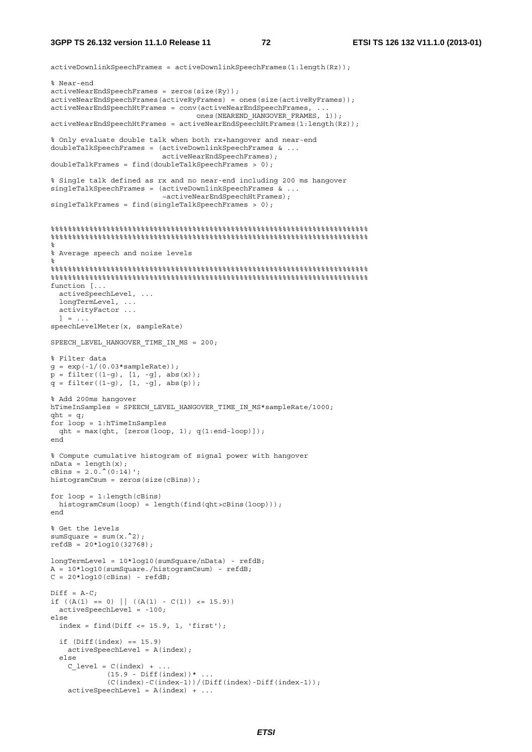```
activeDownlinkSpeechFrames = activeDownlinkSpeechFrames(1:length(Rz));

% Near-end
activeNearEndSpeechFrames = zeros(size(Ry));
activeNearEndSpeechFrames(activeRyFrames) = ones(size(activeRyFrames));
activeNearEndSpeechHtFrames = conv(activeNearEndSpeechFrames, ...
                                   ones(NEAREND_HANGOVER_FRAMES, 1));
activeNearEndSpeechHtFrames = activeNearEndSpeechHtFrames(1:length(Rz));

% Only evaluate double talk when both rx+hangover and near-end
doubleTalkSpeechFrames = (activeDownlinkSpeechFrames & ...
                          activeNearEndSpeechFrames);
doubleTalkFrames = find(doubleTalkSpeechFrames > 0);

% Single talk defined as rx and no near-end including 200 ms hangover
singleTalkSpeechFrames = (activeDownlinkSpeechFrames & ...
                          ~activeNearEndSpeechHtFrames);
singleTalkFrames = find(singleTalkSpeechFrames > 0);


%%%%%%%%%%%%%%%%%%%%%%%%%%%%%%%%%%%%%%%%%%%%%%%%%%%%%%%%%%%%%%%%%%%%%%%%%%%%%
%%%%%%%%%%%%%%%%%%%%%%%%%%%%%%%%%%%%%%%%%%%%%%%%%%%%%%%%%%%%%%%%%%%%%%%%%%%%%
%
% Average speech and noise levels
%
%%%%%%%%%%%%%%%%%%%%%%%%%%%%%%%%%%%%%%%%%%%%%%%%%%%%%%%%%%%%%%%%%%%%%%%%%%%%%
%%%%%%%%%%%%%%%%%%%%%%%%%%%%%%%%%%%%%%%%%%%%%%%%%%%%%%%%%%%%%%%%%%%%%%%%%%%%%
function [...
  activeSpeechLevel, ...
  longTermLevel, ...
  activityFactor ...
  ] = ...
speechLevelMeter(x, sampleRate)

SPEECH_LEVEL_HANGOVER_TIME_IN_MS = 200;

% Filter data
g = exp(-1/(0.03*sampleRate));
p = filter((1-g), [1, -g], abs(x));
q = filter((1-g), [1, -g], abs(p));

% Add 200ms hangover
hTimeInSamples = SPEECH_LEVEL_HANGOVER_TIME_IN_MS*sampleRate/1000;
qht = q;
for loop = 1:hTimeInSamples
  qht = max(qht, [zeros(loop, 1); q(1:end-loop)]);
end

% Compute cumulative histogram of signal power with hangover
nData = length(x);
cBins = 2.0.^(0:14)';
histogramCsum = zeros(size(cBins));

for loop = 1:length(cBins)
  histogramCsum(loop) = length(find(qht>cBins(loop)));
end

% Get the levels
sumSquare = sum(x.^2);
refdB = 20*log10(32768);

longTermLevel = 10*log10(sumSquare/nData) - refdB;
A = 10*log10(sumSquare./histogramCsum) - refdB;
C = 20*log10(cBins) - refdB;

Diff = A-C;
if ((A(1) == 0) || ((A(1) - C(1)) <= 15.9))
  activeSpeechLevel = -100;
else
  index = find(Diff <= 15.9, 1, 'first');

  if (Diff(index) == 15.9)
    activeSpeechLevel = A(index);
  else
    C_level = C(index) + ...
              (15.9 - Diff(index))* ...
              (C(index)-C(index-1))/(Diff(index)-Diff(index-1));
    activeSpeechLevel = A(index) + ...
```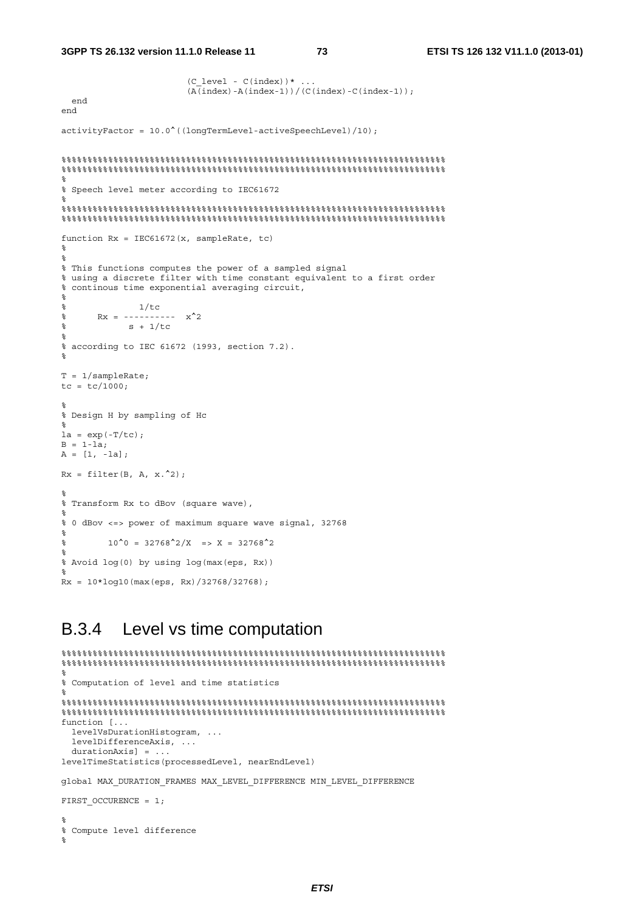```
                        (C_level - C(index))* ...
                        (A(index)-A(index-1))/(C(index)-C(index-1));
  end
end

activityFactor = 10.0^((longTermLevel-activeSpeechLevel)/10);


%%%%%%%%%%%%%%%%%%%%%%%%%%%%%%%%%%%%%%%%%%%%%%%%%%%%%%%%%%%%%%%%%%%%%%%%%%%%%%
%%%%%%%%%%%%%%%%%%%%%%%%%%%%%%%%%%%%%%%%%%%%%%%%%%%%%%%%%%%%%%%%%%%%%%%%%%%%%%
%
% Speech level meter according to IEC61672
%
%%%%%%%%%%%%%%%%%%%%%%%%%%%%%%%%%%%%%%%%%%%%%%%%%%%%%%%%%%%%%%%%%%%%%%%%%%%%%%
%%%%%%%%%%%%%%%%%%%%%%%%%%%%%%%%%%%%%%%%%%%%%%%%%%%%%%%%%%%%%%%%%%%%%%%%%%%%%%

function Rx = IEC61672(x, sampleRate, tc)
%
%
% This functions computes the power of a sampled signal
% using a discrete filter with time constant equivalent to a first order
% continous time exponential averaging circuit,
%
%             1/tc
%      Rx = ----------  x^2
%           s + 1/tc
%
% according to IEC 61672 (1993, section 7.2).
%

T = 1/sampleRate;
tc = tc/1000;

%
% Design H by sampling of Hc
%
la = exp(-T/tc);
B = 1-la;
A = [1, -la];

Rx = filter(B, A, x.^2);

%
% Transform Rx to dBov (square wave),
%
% 0 dBov <=> power of maximum square wave signal, 32768
%
%        10^0 = 32768^2/X  => X = 32768^2
%
% Avoid log(0) by using log(max(eps, Rx))
%
Rx = 10*log10(max(eps, Rx)/32768/32768);
```

### B.3.4 Level vs time computation

```
%%%%%%%%%%%%%%%%%%%%%%%%%%%%%%%%%%%%%%%%%%%%%%%%%%%%%%%%%%%%%%%%%%%%%%%%%%%%%%
%%%%%%%%%%%%%%%%%%%%%%%%%%%%%%%%%%%%%%%%%%%%%%%%%%%%%%%%%%%%%%%%%%%%%%%%%%%%%%
%
% Computation of level and time statistics
%
%%%%%%%%%%%%%%%%%%%%%%%%%%%%%%%%%%%%%%%%%%%%%%%%%%%%%%%%%%%%%%%%%%%%%%%%%%%%%%
%%%%%%%%%%%%%%%%%%%%%%%%%%%%%%%%%%%%%%%%%%%%%%%%%%%%%%%%%%%%%%%%%%%%%%%%%%%%%%
function [...
  levelVsDurationHistogram, ...
  levelDifferenceAxis, ...
  durationAxis] = ...
levelTimeStatistics(processedLevel, nearEndLevel)

global MAX_DURATION_FRAMES MAX_LEVEL_DIFFERENCE MIN_LEVEL_DIFFERENCE

FIRST_OCCURENCE = 1;

%
% Compute level difference
%
```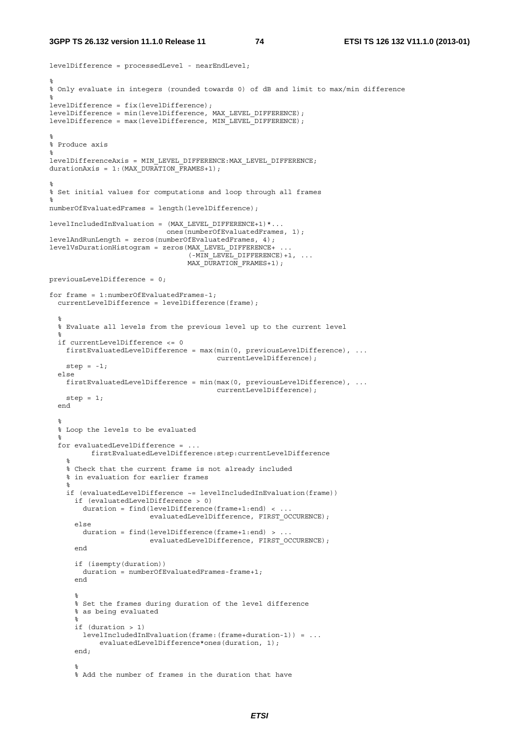```
levelDifference = processedLevel - nearEndLevel;

%
% Only evaluate in integers (rounded towards 0) of dB and limit to max/min difference
%
levelDifference = fix(levelDifference);
levelDifference = min(levelDifference, MAX_LEVEL_DIFFERENCE);
levelDifference = max(levelDifference, MIN_LEVEL_DIFFERENCE);

%
% Produce axis
%
levelDifferenceAxis = MIN_LEVEL_DIFFERENCE:MAX_LEVEL_DIFFERENCE;
durationAxis = 1:(MAX_DURATION_FRAMES+1);

%
% Set initial values for computations and loop through all frames
%
numberOfEvaluatedFrames = length(levelDifference);

levelIncludedInEvaluation = (MAX_LEVEL_DIFFERENCE+1)*...
                            ones(numberOfEvaluatedFrames, 1);
levelAndRunLength = zeros(numberOfEvaluatedFrames, 4);
levelVsDurationHistogram = zeros(MAX_LEVEL_DIFFERENCE+ ...
                                 (-MIN_LEVEL_DIFFERENCE)+1, ...
                                 MAX_DURATION_FRAMES+1);

previousLevelDifference = 0;

for frame = 1:numberOfEvaluatedFrames-1;
  currentLevelDifference = levelDifference(frame);

  %
  % Evaluate all levels from the previous level up to the current level
  %
  if currentLevelDifference <= 0
    firstEvaluatedLevelDifference = max(min(0, previousLevelDifference), ...
                                        currentLevelDifference);
    step = -1;
  else
    firstEvaluatedLevelDifference = min(max(0, previousLevelDifference), ...
                                        currentLevelDifference);
    step = 1;
  end

  %
  % Loop the levels to be evaluated
  %
  for evaluatedLevelDifference = ...
        firstEvaluatedLevelDifference:step:currentLevelDifference
    %
    % Check that the current frame is not already included
    % in evaluation for earlier frames
    %
    if (evaluatedLevelDifference ~= levelIncludedInEvaluation(frame))
      if (evaluatedLevelDifference > 0)
        duration = find(levelDifference(frame+1:end) < ...
                        evaluatedLevelDifference, FIRST_OCCURENCE);
      else
        duration = find(levelDifference(frame+1:end) > ...
                        evaluatedLevelDifference, FIRST_OCCURENCE);
      end

      if (isempty(duration))
        duration = numberOfEvaluatedFrames-frame+1;
      end

      %
      % Set the frames during duration of the level difference
      % as being evaluated
      %
      if (duration > 1)
        levelIncludedInEvaluation(frame:(frame+duration-1)) = ...
            evaluatedLevelDifference*ones(duration, 1);
      end;

      %
      % Add the number of frames in the duration that have
```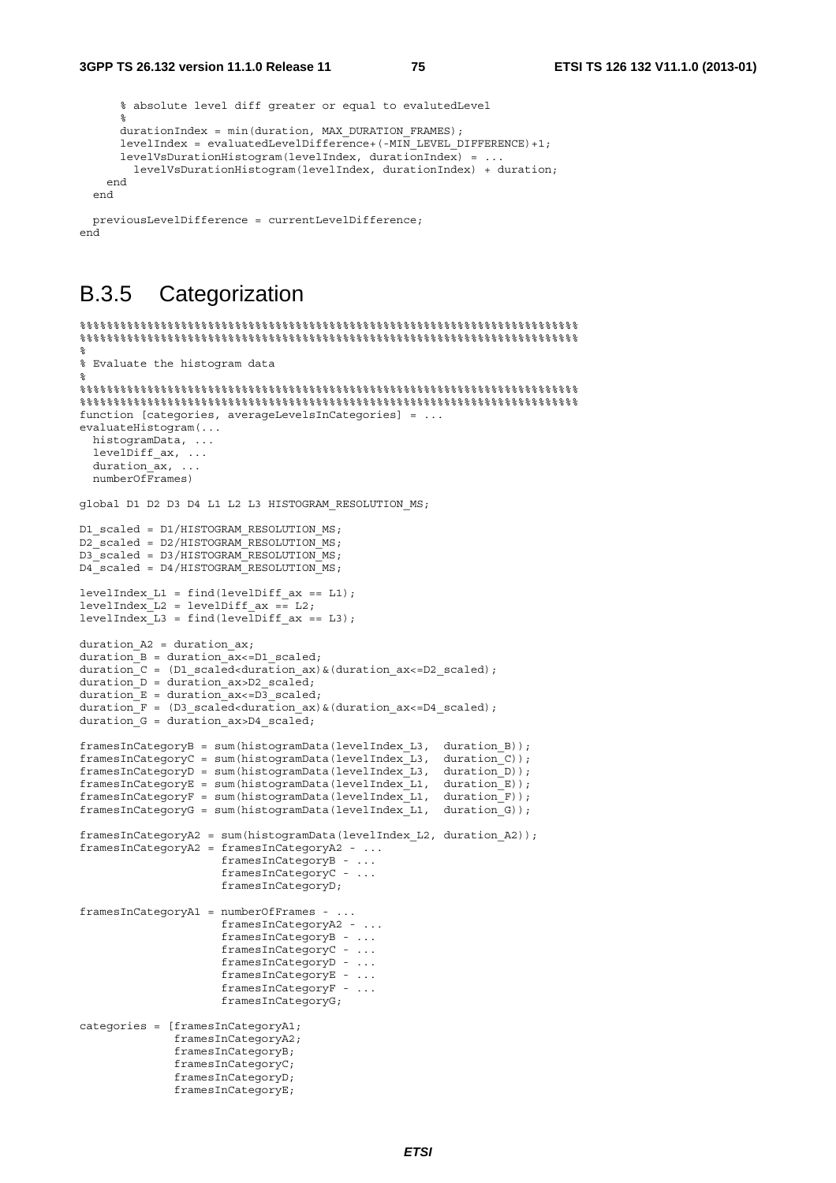```
      % absolute level diff greater or equal to evalutedLevel
      %
      durationIndex = min(duration, MAX_DURATION_FRAMES);
      levelIndex = evaluatedLevelDifference+(-MIN_LEVEL_DIFFERENCE)+1;
      levelVsDurationHistogram(levelIndex, durationIndex) = ...
        levelVsDurationHistogram(levelIndex, durationIndex) + duration;
    end
  end

  previousLevelDifference = currentLevelDifference;
end
```

## B.3.5 Categorization

```
%%%%%%%%%%%%%%%%%%%%%%%%%%%%%%%%%%%%%%%%%%%%%%%%%%%%%%%%%%%%%%%%%%%%%%%%%%%%%%%%
%%%%%%%%%%%%%%%%%%%%%%%%%%%%%%%%%%%%%%%%%%%%%%%%%%%%%%%%%%%%%%%%%%%%%%%%%%%%%%%%
%
% Evaluate the histogram data
%
%%%%%%%%%%%%%%%%%%%%%%%%%%%%%%%%%%%%%%%%%%%%%%%%%%%%%%%%%%%%%%%%%%%%%%%%%%%%%%%%
%%%%%%%%%%%%%%%%%%%%%%%%%%%%%%%%%%%%%%%%%%%%%%%%%%%%%%%%%%%%%%%%%%%%%%%%%%%%%%%%
function [categories, averageLevelsInCategories] = ...
evaluateHistogram(...
  histogramData, ...
  levelDiff_ax, ...
  duration_ax, ...
  numberOfFrames)

global D1 D2 D3 D4 L1 L2 L3 HISTOGRAM_RESOLUTION_MS;

D1_scaled = D1/HISTOGRAM_RESOLUTION_MS;
D2_scaled = D2/HISTOGRAM_RESOLUTION_MS;
D3_scaled = D3/HISTOGRAM_RESOLUTION_MS;
D4_scaled = D4/HISTOGRAM_RESOLUTION_MS;

levelIndex_L1 = find(levelDiff_ax == L1);
levelIndex_L2 = levelDiff_ax == L2;
levelIndex_L3 = find(levelDiff_ax == L3);

duration_A2 = duration_ax;
duration_B = duration_ax<=D1_scaled;
duration_C = (D1_scaled<duration_ax)&(duration_ax<=D2_scaled);
duration_D = duration_ax>D2_scaled;
duration_E = duration_ax<=D3_scaled;
duration_F = (D3_scaled<duration_ax)&(duration_ax<=D4_scaled);
duration_G = duration_ax>D4_scaled;

framesInCategoryB = sum(histogramData(levelIndex_L3,  duration_B));
framesInCategoryC = sum(histogramData(levelIndex_L3,  duration_C));
framesInCategoryD = sum(histogramData(levelIndex_L3,  duration_D));
framesInCategoryE = sum(histogramData(levelIndex_L1,  duration_E));
framesInCategoryF = sum(histogramData(levelIndex_L1,  duration_F));
framesInCategoryG = sum(histogramData(levelIndex_L1,  duration_G));

framesInCategoryA2 = sum(histogramData(levelIndex_L2, duration_A2));
framesInCategoryA2 = framesInCategoryA2 - ...
                     framesInCategoryB - ...
                     framesInCategoryC - ...
                     framesInCategoryD;

framesInCategoryA1 = numberOfFrames - ...
                     framesInCategoryA2 - ...
                     framesInCategoryB - ...
                     framesInCategoryC - ...
                     framesInCategoryD - ...
                     framesInCategoryE - ...
                     framesInCategoryF - ...
                     framesInCategoryG;

categories = [framesInCategoryA1;
              framesInCategoryA2;
              framesInCategoryB;
              framesInCategoryC;
              framesInCategoryD;
              framesInCategoryE;
```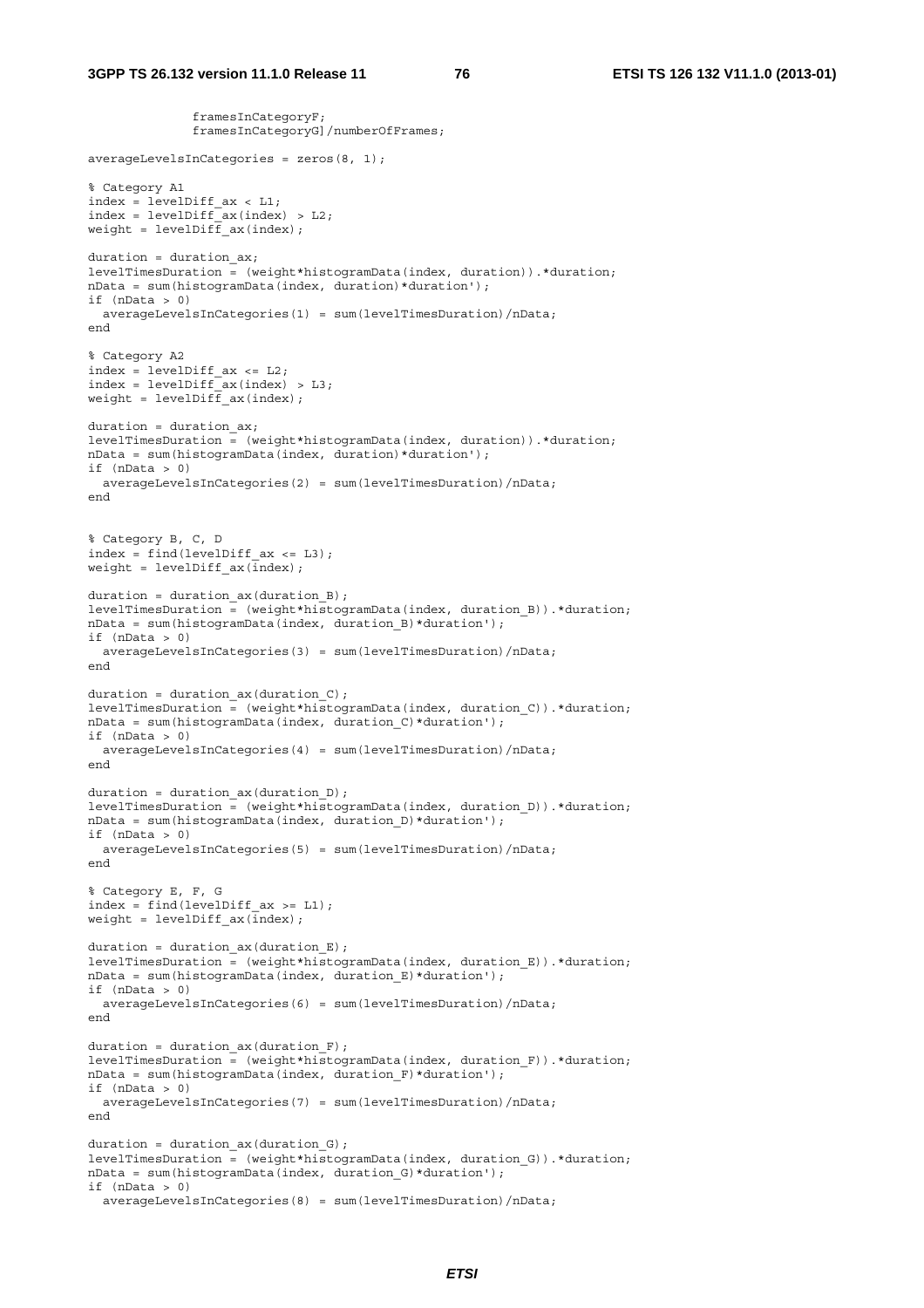```
              framesInCategoryF;
              framesInCategoryG]/numberOfFrames;

averageLevelsInCategories = zeros(8, 1);

% Category A1
index = levelDiff_ax < L1;
index = levelDiff_ax(index) > L2;
weight = levelDiff_ax(index);

duration = duration_ax;
levelTimesDuration = (weight*histogramData(index, duration)).*duration;
nData = sum(histogramData(index, duration)*duration');
if (nData > 0)
  averageLevelsInCategories(1) = sum(levelTimesDuration)/nData;
end

% Category A2
index = levelDiff_ax <= L2;
index = levelDiff_ax(index) > L3;
weight = levelDiff_ax(index);

duration = duration_ax;
levelTimesDuration = (weight*histogramData(index, duration)).*duration;
nData = sum(histogramData(index, duration)*duration');
if (nData > 0)
  averageLevelsInCategories(2) = sum(levelTimesDuration)/nData;
end


% Category B, C, D
index = find(levelDiff_ax <= L3);
weight = levelDiff_ax(index);

duration = duration_ax(duration_B);
levelTimesDuration = (weight*histogramData(index, duration_B)).*duration;
nData = sum(histogramData(index, duration_B)*duration');
if (nData > 0)
  averageLevelsInCategories(3) = sum(levelTimesDuration)/nData;
end

duration = duration_ax(duration_C);
levelTimesDuration = (weight*histogramData(index, duration_C)).*duration;
nData = sum(histogramData(index, duration_C)*duration');
if (nData > 0)
  averageLevelsInCategories(4) = sum(levelTimesDuration)/nData;
end

duration = duration_ax(duration_D);
levelTimesDuration = (weight*histogramData(index, duration_D)).*duration;
nData = sum(histogramData(index, duration_D)*duration');
if (nData > 0)
  averageLevelsInCategories(5) = sum(levelTimesDuration)/nData;
end

% Category E, F, G
index = find(levelDiff_ax >= L1);
weight = levelDiff_ax(index);

duration = duration_ax(duration_E);
levelTimesDuration = (weight*histogramData(index, duration_E)).*duration;
nData = sum(histogramData(index, duration_E)*duration');
if (nData > 0)
  averageLevelsInCategories(6) = sum(levelTimesDuration)/nData;
end

duration = duration_ax(duration_F);
levelTimesDuration = (weight*histogramData(index, duration_F)).*duration;
nData = sum(histogramData(index, duration_F)*duration');
if (nData > 0)
  averageLevelsInCategories(7) = sum(levelTimesDuration)/nData;
end

duration = duration_ax(duration_G);
levelTimesDuration = (weight*histogramData(index, duration_G)).*duration;
nData = sum(histogramData(index, duration_G)*duration');
if (nData > 0)
  averageLevelsInCategories(8) = sum(levelTimesDuration)/nData;
```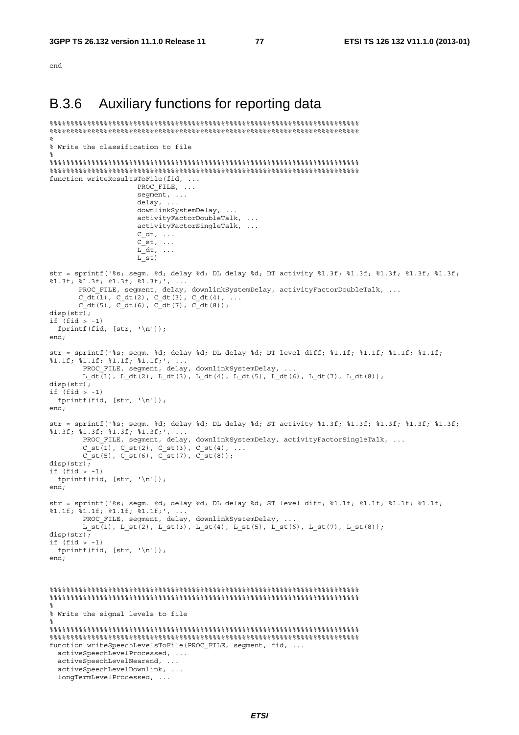```
end
```

## B.3.6 Auxiliary functions for reporting data

```
%%%%%%%%%%%%%%%%%%%%%%%%%%%%%%%%%%%%%%%%%%%%%%%%%%%%%%%%%%%%%%%%%%%%%%%%%%%%
%%%%%%%%%%%%%%%%%%%%%%%%%%%%%%%%%%%%%%%%%%%%%%%%%%%%%%%%%%%%%%%%%%%%%%%%%%%%
%
% Write the classification to file
%
%%%%%%%%%%%%%%%%%%%%%%%%%%%%%%%%%%%%%%%%%%%%%%%%%%%%%%%%%%%%%%%%%%%%%%%%%%%%
%%%%%%%%%%%%%%%%%%%%%%%%%%%%%%%%%%%%%%%%%%%%%%%%%%%%%%%%%%%%%%%%%%%%%%%%%%%%
function writeResultsToFile(fid, ...
                    PROC_FILE, ...
                    segment, ...
                    delay, ...
                    downlinkSystemDelay, ...
                    activityFactorDoubleTalk, ...
                    activityFactorSingleTalk, ...
                    C_dt, ...
                    C_st, ...
                    L_dt, ...
                    L_st)

str = sprintf('%s; segm. %d; delay %d; DL delay %d; DT activity %1.3f; %1.3f; %1.3f; %1.3f; %1.3f;
%1.3f; %1.3f; %1.3f; %1.3f;', ...
       PROC_FILE, segment, delay, downlinkSystemDelay, activityFactorDoubleTalk, ...
       C_dt(1), C_dt(2), C_dt(3), C_dt(4), ...
       C_dt(5), C_dt(6), C_dt(7), C_dt(8));
disp(str);
if (fid > -1)
  fprintf(fid, [str, '\n']);
end;

str = sprintf('%s; segm. %d; delay %d; DL delay %d; DT level diff; %1.1f; %1.1f; %1.1f; %1.1f;
%1.1f; %1.1f; %1.1f; %1.1f;', ...
        PROC_FILE, segment, delay, downlinkSystemDelay, ...
        L_dt(1), L_dt(2), L_dt(3), L_dt(4), L_dt(5), L_dt(6), L_dt(7), L_dt(8));
disp(str);
if (fid > -1)
  fprintf(fid, [str, '\n']);
end;

str = sprintf('%s; segm. %d; delay %d; DL delay %d; ST activity %1.3f; %1.3f; %1.3f; %1.3f; %1.3f;
%1.3f; %1.3f; %1.3f; %1.3f;', ...
        PROC_FILE, segment, delay, downlinkSystemDelay, activityFactorSingleTalk, ...
        C_st(1), C_st(2), C_st(3), C_st(4), ...
        C_st(5), C_st(6), C_st(7), C_st(8));
disp(str);
if (fid > -1)
  fprintf(fid, [str, '\n']);
end;

str = sprintf('%s; segm. %d; delay %d; DL delay %d; ST level diff; %1.1f; %1.1f; %1.1f; %1.1f;
%1.1f; %1.1f; %1.1f; %1.1f;', ...
        PROC_FILE, segment, delay, downlinkSystemDelay, ...
        L_st(1), L_st(2), L_st(3), L_st(4), L_st(5), L_st(6), L_st(7), L_st(8));
disp(str);
if (fid > -1)
  fprintf(fid, [str, '\n']);
end;


%%%%%%%%%%%%%%%%%%%%%%%%%%%%%%%%%%%%%%%%%%%%%%%%%%%%%%%%%%%%%%%%%%%%%%%%%%%%
%%%%%%%%%%%%%%%%%%%%%%%%%%%%%%%%%%%%%%%%%%%%%%%%%%%%%%%%%%%%%%%%%%%%%%%%%%%%
%
% Write the signal levels to file
%
%%%%%%%%%%%%%%%%%%%%%%%%%%%%%%%%%%%%%%%%%%%%%%%%%%%%%%%%%%%%%%%%%%%%%%%%%%%%
%%%%%%%%%%%%%%%%%%%%%%%%%%%%%%%%%%%%%%%%%%%%%%%%%%%%%%%%%%%%%%%%%%%%%%%%%%%%
function writeSpeechLevelsToFile(PROC_FILE, segment, fid, ...
  activeSpeechLevelProcessed, ...
  activeSpeechLevelNearend, ...
  activeSpeechLevelDownlink, ...
  longTermLevelProcessed, ...
```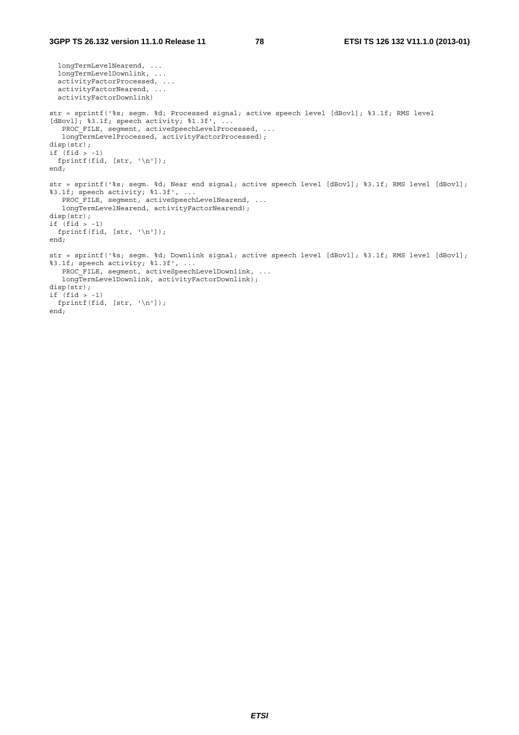```
  longTermLevelNearend, ...
  longTermLevelDownlink, ...
  activityFactorProcessed, ...
  activityFactorNearend, ...
  activityFactorDownlink)

str = sprintf('%s; segm. %d; Processed signal; active speech level [dBovl]; %3.1f; RMS level
[dBovl]; %3.1f; speech activity; %1.3f', ...
   PROC_FILE, segment, activeSpeechLevelProcessed, ...
   longTermLevelProcessed, activityFactorProcessed);
disp(str);
if (fid > -1)
  fprintf(fid, [str, '\n']);
end;

str = sprintf('%s; segm. %d; Near end signal; active speech level [dBovl]; %3.1f; RMS level [dBovl];
%3.1f; speech activity; %1.3f', ...
   PROC_FILE, segment, activeSpeechLevelNearend, ...
   longTermLevelNearend, activityFactorNearend);
disp(str);
if (fid > -1)
  fprintf(fid, [str, '\n']);
end;

str = sprintf('%s; segm. %d; Downlink signal; active speech level [dBovl]; %3.1f; RMS level [dBovl];
%3.1f; speech activity; %1.3f', ...
   PROC_FILE, segment, activeSpeechLevelDownlink, ...
   longTermLevelDownlink, activityFactorDownlink);
disp(str);
if (fid > -1)
  fprintf(fid, [str, '\n']);
end;
```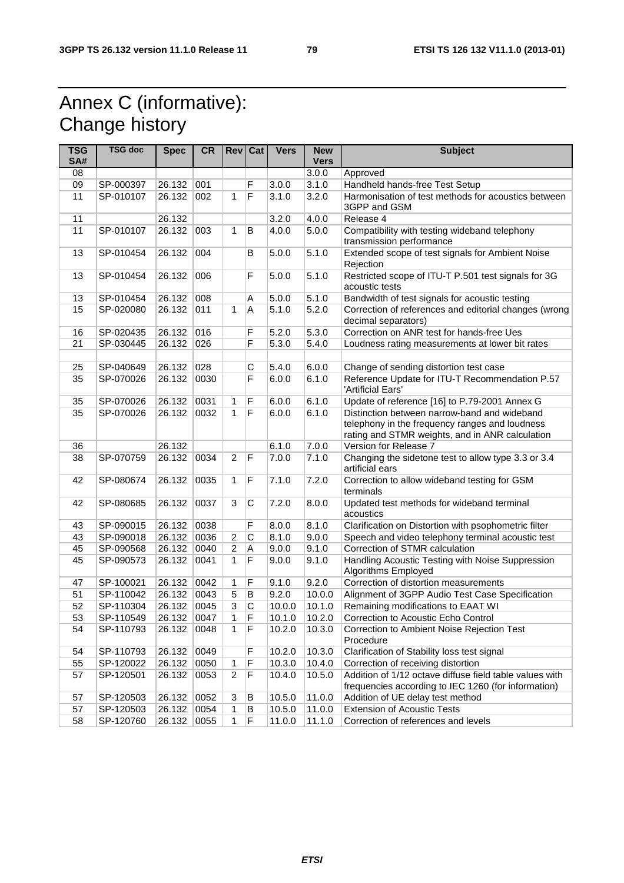# Annex C (informative): Change history

| TSG SA# | TSG doc | Spec | CR | Rev | Cat | Vers | New Vers | Subject |
|---|---|---|---|---|---|---|---|---|
| 08 | | | | | | | 3.0.0 | Approved |
| 09 | SP-000397 | 26.132 | 001 | | F | 3.0.0 | 3.1.0 | Handheld hands-free Test Setup |
| 11 | SP-010107 | 26.132 | 002 | 1 | F | 3.1.0 | 3.2.0 | Harmonisation of test methods for acoustics between 3GPP and GSM |
| 11 | | 26.132 | | | | 3.2.0 | 4.0.0 | Release 4 |
| 11 | SP-010107 | 26.132 | 003 | 1 | B | 4.0.0 | 5.0.0 | Compatibility with testing wideband telephony transmission performance |
| 13 | SP-010454 | 26.132 | 004 | | B | 5.0.0 | 5.1.0 | Extended scope of test signals for Ambient Noise Rejection |
| 13 | SP-010454 | 26.132 | 006 | | F | 5.0.0 | 5.1.0 | Restricted scope of ITU-T P.501 test signals for 3G acoustic tests |
| 13 | SP-010454 | 26.132 | 008 | | A | 5.0.0 | 5.1.0 | Bandwidth of test signals for acoustic testing |
| 15 | SP-020080 | 26.132 | 011 | 1 | A | 5.1.0 | 5.2.0 | Correction of references and editorial changes (wrong decimal separators) |
| 16 | SP-020435 | 26.132 | 016 | | F | 5.2.0 | 5.3.0 | Correction on ANR test for hands-free Ues |
| 21 | SP-030445 | 26.132 | 026 | | F | 5.3.0 | 5.4.0 | Loudness rating measurements at lower bit rates |
| | | | | | | | | |
| 25 | SP-040649 | 26.132 | 028 | | C | 5.4.0 | 6.0.0 | Change of sending distortion test case |
| 35 | SP-070026 | 26.132 | 0030 | | F | 6.0.0 | 6.1.0 | Reference Update for ITU-T Recommendation P.57 'Artificial Ears' |
| 35 | SP-070026 | 26.132 | 0031 | 1 | F | 6.0.0 | 6.1.0 | Update of reference [16] to P.79-2001 Annex G |
| 35 | SP-070026 | 26.132 | 0032 | 1 | F | 6.0.0 | 6.1.0 | Distinction between narrow-band and wideband telephony in the frequency ranges and loudness rating and STMR weights, and in ANR calculation |
| 36 | | 26.132 | | | | 6.1.0 | 7.0.0 | Version for Release 7 |
| 38 | SP-070759 | 26.132 | 0034 | 2 | F | 7.0.0 | 7.1.0 | Changing the sidetone test to allow type 3.3 or 3.4 artificial ears |
| 42 | SP-080674 | 26.132 | 0035 | 1 | F | 7.1.0 | 7.2.0 | Correction to allow wideband testing for GSM terminals |
| 42 | SP-080685 | 26.132 | 0037 | 3 | C | 7.2.0 | 8.0.0 | Updated test methods for wideband terminal acoustics |
| 43 | SP-090015 | 26.132 | 0038 | | F | 8.0.0 | 8.1.0 | Clarification on Distortion with psophometric filter |
| 43 | SP-090018 | 26.132 | 0036 | 2 | C | 8.1.0 | 9.0.0 | Speech and video telephony terminal acoustic test |
| 45 | SP-090568 | 26.132 | 0040 | 2 | A | 9.0.0 | 9.1.0 | Correction of STMR calculation |
| 45 | SP-090573 | 26.132 | 0041 | 1 | F | 9.0.0 | 9.1.0 | Handling Acoustic Testing with Noise Suppression Algorithms Employed |
| 47 | SP-100021 | 26.132 | 0042 | 1 | F | 9.1.0 | 9.2.0 | Correction of distortion measurements |
| 51 | SP-110042 | 26.132 | 0043 | 5 | B | 9.2.0 | 10.0.0 | Alignment of 3GPP Audio Test Case Specification |
| 52 | SP-110304 | 26.132 | 0045 | 3 | C | 10.0.0 | 10.1.0 | Remaining modifications to EAAT WI |
| 53 | SP-110549 | 26.132 | 0047 | 1 | F | 10.1.0 | 10.2.0 | Correction to Acoustic Echo Control |
| 54 | SP-110793 | 26.132 | 0048 | 1 | F | 10.2.0 | 10.3.0 | Correction to Ambient Noise Rejection Test Procedure |
| 54 | SP-110793 | 26.132 | 0049 | | F | 10.2.0 | 10.3.0 | Clarification of Stability loss test signal |
| 55 | SP-120022 | 26.132 | 0050 | 1 | F | 10.3.0 | 10.4.0 | Correction of receiving distortion |
| 57 | SP-120501 | 26.132 | 0053 | 2 | F | 10.4.0 | 10.5.0 | Addition of 1/12 octave diffuse field table values with frequencies according to IEC 1260 (for information) |
| 57 | SP-120503 | 26.132 | 0052 | 3 | B | 10.5.0 | 11.0.0 | Addition of UE delay test method |
| 57 | SP-120503 | 26.132 | 0054 | 1 | B | 10.5.0 | 11.0.0 | Extension of Acoustic Tests |
| 58 | SP-120760 | 26.132 | 0055 | 1 | F | 11.0.0 | 11.1.0 | Correction of references and levels |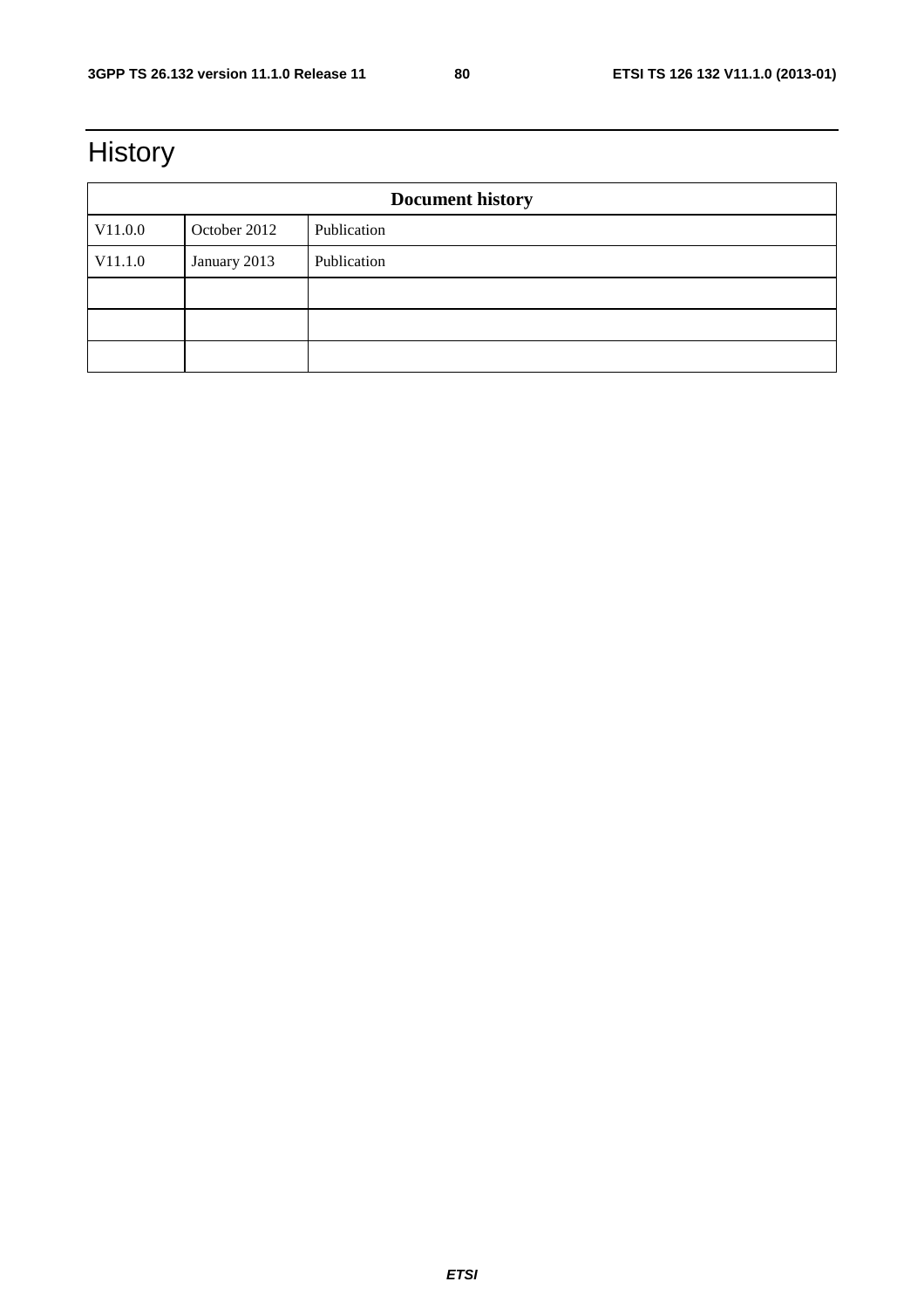# History

| Document history | | |
|---|---|---|
| V11.0.0 | October 2012 | Publication |
| V11.1.0 | January 2013 | Publication |
| | | |
| | | |
| | | |